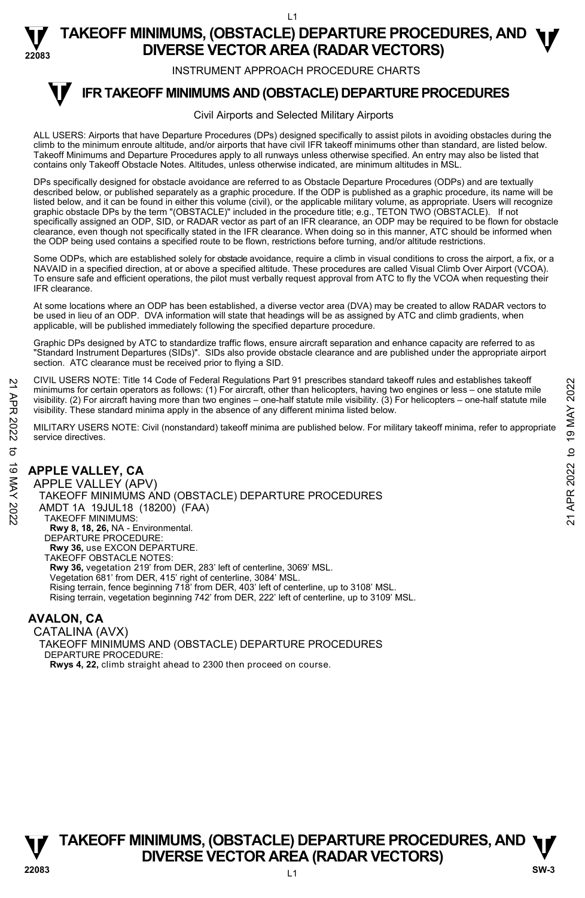# IFR TAKEOFF MINIMUMS AND (OBSTACLE) DEPARTURE PROCEDURES

INSTRUMENT APPROACH PROCEDURE CHARTS

Civil Airports and Selected Military Airports

ALL USERS: Airports that have Departure Procedures (DPs) designed specifically to assist pilots in avoiding obstacles during the climb to the minimum enroute altitude, and/or airports that have civil IFR takeoff minimums other than standard, are listed below. Takeoff Minimums and Departure Procedures apply to all runways unless otherwise specified. An entry may also be listed that contains only Takeoff Obstacle Notes. Altitudes, unless otherwise indicated, are minimum altitudes in MSL.

DPs specifically designed for obstacle avoidance are referred to as Obstacle Departure Procedures (ODPs) and are textually described below, or published separately as a graphic procedure. If the ODP is published as a graphic procedure, its name will be listed below, and it can be found in either this volume (civil), or the applicable military volume, as appropriate. Users will recognize graphic obstacle DPs by the term "(OBSTACLE)" included in the procedure title; e.g., TETON TWO (OBSTACLE). If not specifically assigned an ODP, SID, or RADAR vector as part of an IFR clearance, an ODP may be required to be flown for obstacle clearance, even though not specifically stated in the IFR clearance. When doing so in this manner, ATC should be informed when the ODP being used contains a specified route to be flown, restrictions before turning, and/or altitude restrictions.

Some ODPs, which are established solely for obstacle avoidance, require a climb in visual conditions to cross the airport, a fix, or a NAVAID in a specified direction, at or above a specified altitude. These procedures are called Visual Climb Over Airport (VCOA). To ensure safe and efficient operations, the pilot must verbally request approval from ATC to fly the VCOA when requesting their IFR clearance.

At some locations where an ODP has been established, a diverse vector area (DVA) may be created to allow RADAR vectors to be used in lieu of an ODP. DVA information will state that headings will be as assigned by ATC and climb gradients, when applicable, will be published immediately following the specified departure procedure.

Graphic DPs designed by ATC to standardize traffic flows, ensure aircraft separation and enhance capacity are referred to as "Standard Instrument Departures (SIDs)". SIDs also provide obstacle clearance and are published under the appropriate airport section. ATC clearance must be received prior to flying a SID.

CIVIL USERS NOTE: Title 14 Code of Federal Regulations Part 91 prescribes standard takeoff rules and establishes takeoff minimums for certain operators as follows: (1) For aircraft, other than helicopters, having two engines or less – one statute mile visibility. (2) For aircraft having more than two engines – one-half statute mile visibility. (3) For helicopters – one-half statute mile visibility. These standard minima apply in the absence of any different minima listed below.

MILITARY USERS NOTE: Civil (nonstandard) takeoff minima are published below. For military takeoff minima, refer to appropriate service directives.

## APPLE VALLEY, CA

APPLE VALLEY (APV)

TAKEOFF MINIMUMS AND (OBSTACLE) DEPARTURE PROCEDURES

AMDT 1A 19JUL18 (18200) (FAA)

TAKEOFF MINIMUMS:

**Rwy 8, 18, 26,** NA - Environmental.

DEPARTURE PROCEDURE:

**Rwy 36,** use EXCON DEPARTURE.

TAKEOFF OBSTACLE NOTES:

**Rwy 36,** vegetation 219' from DER, 283' left of centerline, 3069' MSL.

Vegetation 681' from DER, 415' right of centerline, 3084' MSL.

Rising terrain, fence beginning 718' from DER, 403' left of centerline, up to 3108' MSL.

Rising terrain, vegetation beginning 742' from DER, 222' left of centerline, up to 3109' MSL.

## AVALON, CA

CATALINA (AVX)

TAKEOFF MINIMUMS AND (OBSTACLE) DEPARTURE PROCEDURES

DEPARTURE PROCEDURE:

**Rwys 4, 22,** climb straight ahead to 2300 then proceed on course.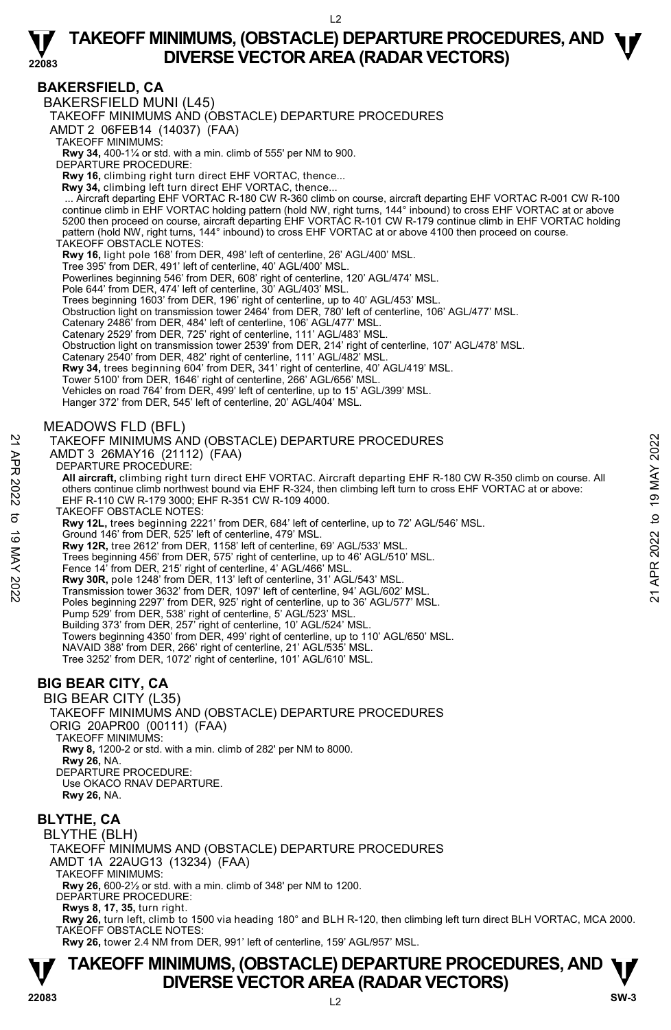## BAKERSFIELD, CA

BAKERSFIELD MUNI (L45)

TAKEOFF MINIMUMS AND (OBSTACLE) DEPARTURE PROCEDURES

AMDT 2 06FEB14 (14037) (FAA)

TAKEOFF MINIMUMS:

**Rwy 34,** 400-1¼ or std. with a min. climb of 555' per NM to 900.

DEPARTURE PROCEDURE:

**Rwy 16,** climbing right turn direct EHF VORTAC, thence...

**Rwy 34,** climbing left turn direct EHF VORTAC, thence...

... Aircraft departing EHF VORTAC R-180 CW R-360 climb on course, aircraft departing EHF VORTAC R-001 CW R-100 continue climb in EHF VORTAC holding pattern (hold NW, right turns, 144° inbound) to cross EHF VORTAC at or above 5200 then proceed on course, aircraft departing EHF VORTAC R-101 CW R-179 continue climb in EHF VORTAC holding pattern (hold NW, right turns, 144° inbound) to cross EHF VORTAC at or above 4100 then proceed on course.

TAKEOFF OBSTACLE NOTES:

**Rwy 16,** light pole 168' from DER, 498' left of centerline, 26' AGL/400' MSL.
Tree 395' from DER, 491' left of centerline, 40' AGL/400' MSL.
Powerlines beginning 546' from DER, 608' right of centerline, 120' AGL/474' MSL.
Pole 644' from DER, 474' left of centerline, 30' AGL/403' MSL.
Trees beginning 1603' from DER, 196' right of centerline, up to 40' AGL/453' MSL.
Obstruction light on transmission tower 2464' from DER, 780' left of centerline, 106' AGL/477' MSL.
Catenary 2486' from DER, 484' left of centerline, 106' AGL/477' MSL.
Catenary 2529' from DER, 725' right of centerline, 111' AGL/483' MSL.
Obstruction light on transmission tower 2539' from DER, 214' right of centerline, 107' AGL/478' MSL.
Catenary 2540' from DER, 482' right of centerline, 111' AGL/482' MSL.
**Rwy 34,** trees beginning 604' from DER, 341' right of centerline, 40' AGL/419' MSL.
Tower 5100' from DER, 1646' right of centerline, 266' AGL/656' MSL.
Vehicles on road 764' from DER, 499' left of centerline, up to 15' AGL/399' MSL.
Hanger 372' from DER, 545' left of centerline, 20' AGL/404' MSL.

MEADOWS FLD (BFL)

TAKEOFF MINIMUMS AND (OBSTACLE) DEPARTURE PROCEDURES

AMDT 3 26MAY16 (21112) (FAA)

DEPARTURE PROCEDURE:

**All aircraft,** climbing right turn direct EHF VORTAC. Aircraft departing EHF R-180 CW R-350 climb on course. All others continue climb northwest bound via EHF R-324, then climbing left turn to cross EHF VORTAC at or above: EHF R-110 CW R-179 3000; EHF R-351 CW R-109 4000.

TAKEOFF OBSTACLE NOTES:

**Rwy 12L,** trees beginning 2221' from DER, 684' left of centerline, up to 72' AGL/546' MSL.
Ground 146' from DER, 525' left of centerline, 479' MSL.
**Rwy 12R,** tree 2612' from DER, 1158' left of centerline, 69' AGL/533' MSL.
Trees beginning 456' from DER, 575' right of centerline, up to 46' AGL/510' MSL.
Fence 14' from DER, 215' right of centerline, 4' AGL/466' MSL.
**Rwy 30R,** pole 1248' from DER, 113' left of centerline, 31' AGL/543' MSL.
Transmission tower 3632' from DER, 1097' left of centerline, 94' AGL/602' MSL.
Poles beginning 2297' from DER, 925' right of centerline, up to 36' AGL/577' MSL.
Pump 529' from DER, 538' right of centerline, 5' AGL/523' MSL.
Building 373' from DER, 257' right of centerline, 10' AGL/524' MSL.
Towers beginning 4350' from DER, 499' right of centerline, up to 110' AGL/650' MSL.
NAVAID 388' from DER, 266' right of centerline, 21' AGL/535' MSL.
Tree 3252' from DER, 1072' right of centerline, 101' AGL/610' MSL.

## BIG BEAR CITY, CA

BIG BEAR CITY (L35)

TAKEOFF MINIMUMS AND (OBSTACLE) DEPARTURE PROCEDURES

ORIG 20APR00 (00111) (FAA)

TAKEOFF MINIMUMS:

**Rwy 8,** 1200-2 or std. with a min. climb of 282' per NM to 8000.
**Rwy 26,** NA.

DEPARTURE PROCEDURE:

Use OKACO RNAV DEPARTURE.
**Rwy 26,** NA.

## BLYTHE, CA

BLYTHE (BLH)

TAKEOFF MINIMUMS AND (OBSTACLE) DEPARTURE PROCEDURES

AMDT 1A 22AUG13 (13234) (FAA)

TAKEOFF MINIMUMS:

**Rwy 26,** 600-2½ or std. with a min. climb of 348' per NM to 1200.

DEPARTURE PROCEDURE:

**Rwys 8, 17, 35,** turn right.
**Rwy 26,** turn left, climb to 1500 via heading 180° and BLH R-120, then climbing left turn direct BLH VORTAC, MCA 2000.

TAKEOFF OBSTACLE NOTES:

**Rwy 26,** tower 2.4 NM from DER, 991' left of centerline, 159' AGL/957' MSL.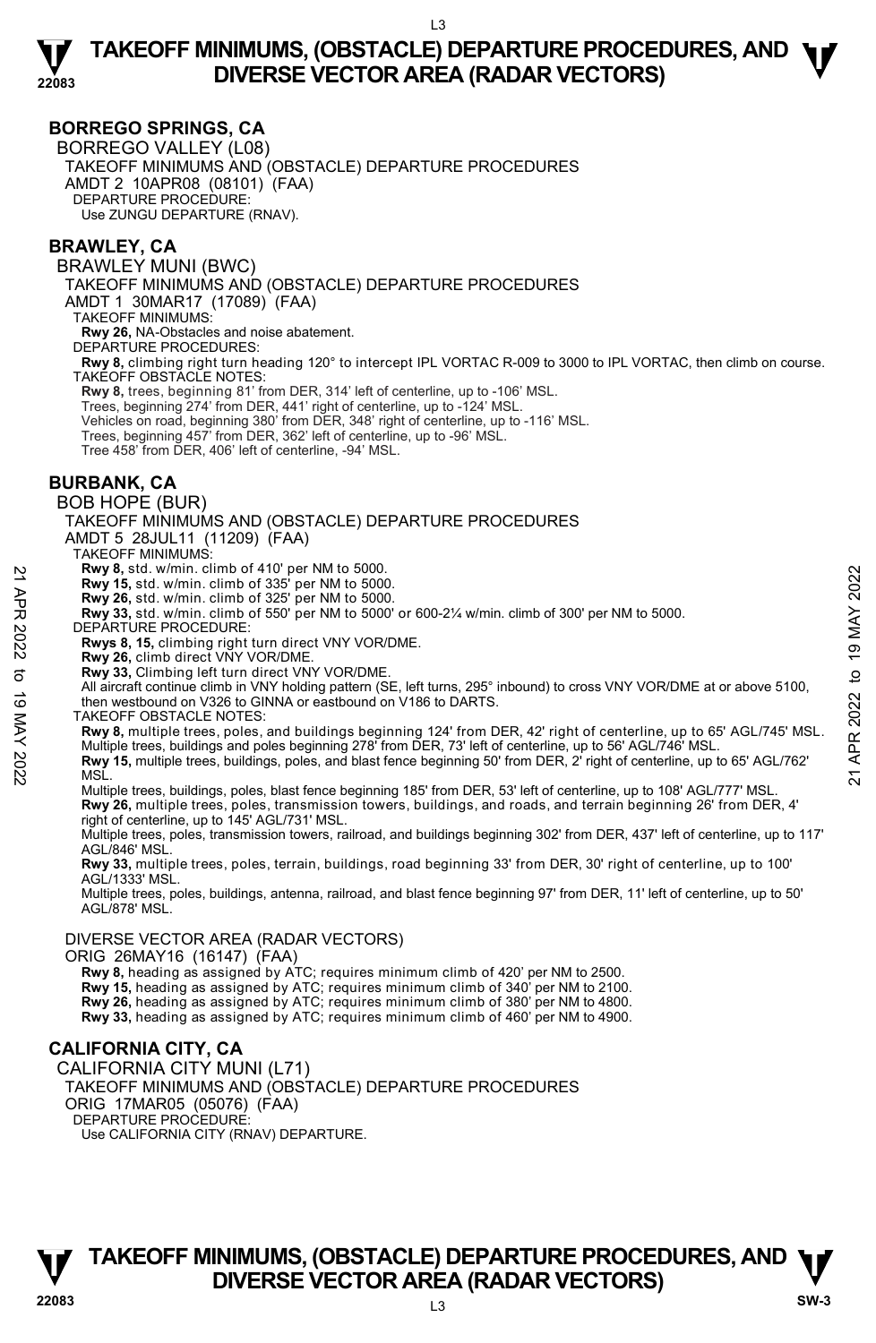## BORREGO SPRINGS, CA

BORREGO VALLEY (L08)

TAKEOFF MINIMUMS AND (OBSTACLE) DEPARTURE PROCEDURES

AMDT 2 10APR08 (08101) (FAA)

DEPARTURE PROCEDURE:

Use ZUNGU DEPARTURE (RNAV).

## BRAWLEY, CA

BRAWLEY MUNI (BWC)

TAKEOFF MINIMUMS AND (OBSTACLE) DEPARTURE PROCEDURES

AMDT 1 30MAR17 (17089) (FAA)

TAKEOFF MINIMUMS:

**Rwy 26,** NA-Obstacles and noise abatement.

DEPARTURE PROCEDURES:

**Rwy 8,** climbing right turn heading 120° to intercept IPL VORTAC R-009 to 3000 to IPL VORTAC, then climb on course.

TAKEOFF OBSTACLE NOTES:

**Rwy 8,** trees, beginning 81' from DER, 314' left of centerline, up to -106' MSL.
Trees, beginning 274' from DER, 441' right of centerline, up to -124' MSL.
Vehicles on road, beginning 380' from DER, 348' right of centerline, up to -116' MSL.
Trees, beginning 457' from DER, 362' left of centerline, up to -96' MSL.
Tree 458' from DER, 406' left of centerline, -94' MSL.

## BURBANK, CA

BOB HOPE (BUR)

TAKEOFF MINIMUMS AND (OBSTACLE) DEPARTURE PROCEDURES

AMDT 5 28JUL11 (11209) (FAA)

TAKEOFF MINIMUMS:

**Rwy 8,** std. w/min. climb of 410' per NM to 5000.
**Rwy 15,** std. w/min. climb of 335' per NM to 5000.
**Rwy 26,** std. w/min. climb of 325' per NM to 5000.
**Rwy 33,** std. w/min. climb of 550' per NM to 5000' or 600-2¼ w/min. climb of 300' per NM to 5000.

DEPARTURE PROCEDURE:

**Rwys 8, 15,** climbing right turn direct VNY VOR/DME.
**Rwy 26,** climb direct VNY VOR/DME.
**Rwy 33,** Climbing left turn direct VNY VOR/DME.
All aircraft continue climb in VNY holding pattern (SE, left turns, 295° inbound) to cross VNY VOR/DME at or above 5100, then westbound on V326 to GINNA or eastbound on V186 to DARTS.

TAKEOFF OBSTACLE NOTES:

**Rwy 8,** multiple trees, poles, and buildings beginning 124' from DER, 42' right of centerline, up to 65' AGL/745' MSL.
Multiple trees, buildings and poles beginning 278' from DER, 73' left of centerline, up to 56' AGL/746' MSL.
**Rwy 15,** multiple trees, buildings, poles, and blast fence beginning 50' from DER, 2' right of centerline, up to 65' AGL/762' MSL.
Multiple trees, buildings, poles, blast fence beginning 185' from DER, 53' left of centerline, up to 108' AGL/777' MSL.
**Rwy 26,** multiple trees, poles, transmission towers, buildings, and roads, and terrain beginning 26' from DER, 4' right of centerline, up to 145' AGL/731' MSL.
Multiple trees, poles, transmission towers, railroad, and buildings beginning 302' from DER, 437' left of centerline, up to 117' AGL/846' MSL.
**Rwy 33,** multiple trees, poles, terrain, buildings, road beginning 33' from DER, 30' right of centerline, up to 100' AGL/1333' MSL.
Multiple trees, poles, buildings, antenna, railroad, and blast fence beginning 97' from DER, 11' left of centerline, up to 50' AGL/878' MSL.

DIVERSE VECTOR AREA (RADAR VECTORS)

ORIG 26MAY16 (16147) (FAA)

**Rwy 8,** heading as assigned by ATC; requires minimum climb of 420' per NM to 2500.
**Rwy 15,** heading as assigned by ATC; requires minimum climb of 340' per NM to 2100.
**Rwy 26,** heading as assigned by ATC; requires minimum climb of 380' per NM to 4800.
**Rwy 33,** heading as assigned by ATC; requires minimum climb of 460' per NM to 4900.

## CALIFORNIA CITY, CA

CALIFORNIA CITY MUNI (L71)

TAKEOFF MINIMUMS AND (OBSTACLE) DEPARTURE PROCEDURES

ORIG 17MAR05 (05076) (FAA)

DEPARTURE PROCEDURE:

Use CALIFORNIA CITY (RNAV) DEPARTURE.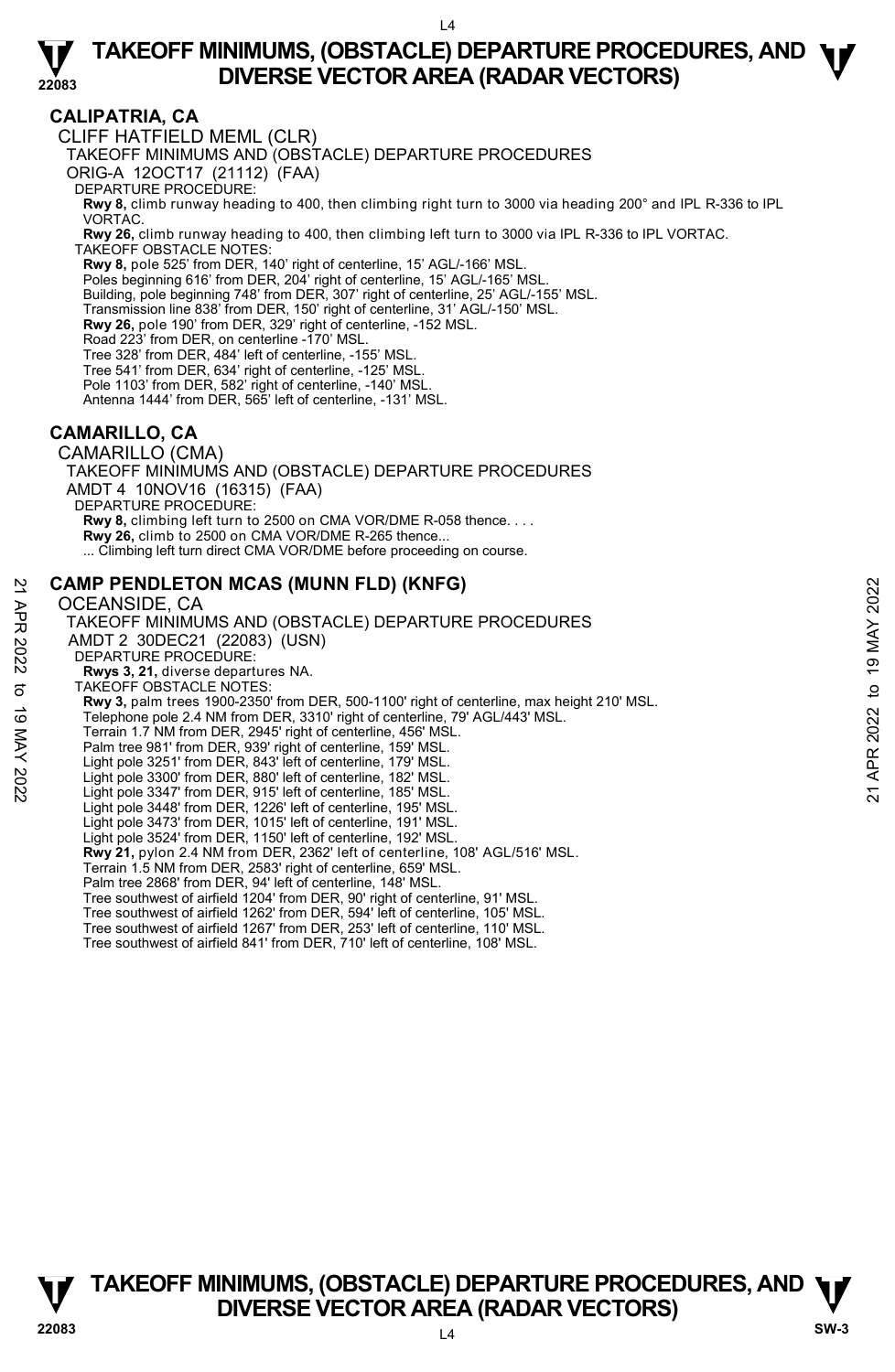## CALIPATRIA, CA

CLIFF HATFIELD MEML (CLR)

TAKEOFF MINIMUMS AND (OBSTACLE) DEPARTURE PROCEDURES

ORIG-A 12OCT17 (21112) (FAA)

DEPARTURE PROCEDURE:

**Rwy 8,** climb runway heading to 400, then climbing right turn to 3000 via heading 200° and IPL R-336 to IPL VORTAC.

**Rwy 26,** climb runway heading to 400, then climbing left turn to 3000 via IPL R-336 to IPL VORTAC.

TAKEOFF OBSTACLE NOTES:

**Rwy 8,** pole 525' from DER, 140' right of centerline, 15' AGL/-166' MSL.
Poles beginning 616' from DER, 204' right of centerline, 15' AGL/-165' MSL.
Building, pole beginning 748' from DER, 307' right of centerline, 25' AGL/-155' MSL.
Transmission line 838' from DER, 150' right of centerline, 31' AGL/-150' MSL.
**Rwy 26,** pole 190' from DER, 329' right of centerline, -152 MSL.
Road 223' from DER, on centerline -170' MSL.
Tree 328' from DER, 484' left of centerline, -155' MSL.
Tree 541' from DER, 634' right of centerline, -125' MSL.
Pole 1103' from DER, 582' right of centerline, -140' MSL.
Antenna 1444' from DER, 565' left of centerline, -131' MSL.

## CAMARILLO, CA

CAMARILLO (CMA)

TAKEOFF MINIMUMS AND (OBSTACLE) DEPARTURE PROCEDURES

AMDT 4 10NOV16 (16315) (FAA)

DEPARTURE PROCEDURE:

**Rwy 8,** climbing left turn to 2500 on CMA VOR/DME R-058 thence. . . .
**Rwy 26,** climb to 2500 on CMA VOR/DME R-265 thence...
... Climbing left turn direct CMA VOR/DME before proceeding on course.

## CAMP PENDLETON MCAS (MUNN FLD) (KNFG)

OCEANSIDE, CA

TAKEOFF MINIMUMS AND (OBSTACLE) DEPARTURE PROCEDURES

AMDT 2 30DEC21 (22083) (USN)

DEPARTURE PROCEDURE:

**Rwys 3, 21,** diverse departures NA.

TAKEOFF OBSTACLE NOTES:

**Rwy 3,** palm trees 1900-2350' from DER, 500-1100' right of centerline, max height 210' MSL.
Telephone pole 2.4 NM from DER, 3310' right of centerline, 79' AGL/443' MSL.
Terrain 1.7 NM from DER, 2945' right of centerline, 456' MSL.
Palm tree 981' from DER, 939' right of centerline, 159' MSL.
Light pole 3251' from DER, 843' left of centerline, 179' MSL.
Light pole 3300' from DER, 880' left of centerline, 182' MSL.
Light pole 3347' from DER, 915' left of centerline, 185' MSL.
Light pole 3448' from DER, 1226' left of centerline, 195' MSL.
Light pole 3473' from DER, 1015' left of centerline, 191' MSL.
Light pole 3524' from DER, 1150' left of centerline, 192' MSL.
**Rwy 21,** pylon 2.4 NM from DER, 2362' left of centerline, 108' AGL/516' MSL.
Terrain 1.5 NM from DER, 2583' right of centerline, 659' MSL.
Palm tree 2868' from DER, 94' left of centerline, 148' MSL.
Tree southwest of airfield 1204' from DER, 90' right of centerline, 91' MSL.
Tree southwest of airfield 1262' from DER, 594' left of centerline, 105' MSL.
Tree southwest of airfield 1267' from DER, 253' left of centerline, 110' MSL.
Tree southwest of airfield 841' from DER, 710' left of centerline, 108' MSL.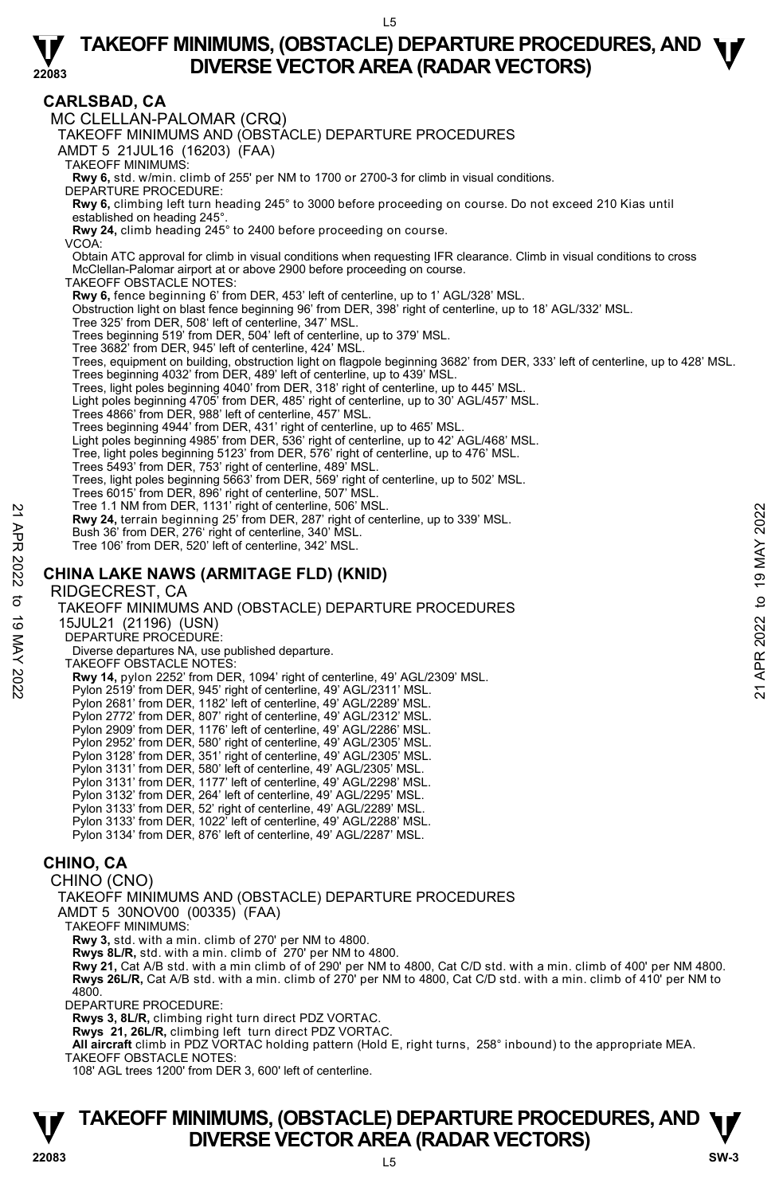## CARLSBAD, CA

MC CLELLAN-PALOMAR (CRQ)

TAKEOFF MINIMUMS AND (OBSTACLE) DEPARTURE PROCEDURES

AMDT 5 21JUL16 (16203) (FAA)

TAKEOFF MINIMUMS:

**Rwy 6,** std. w/min. climb of 255' per NM to 1700 or 2700-3 for climb in visual conditions.

DEPARTURE PROCEDURE:

**Rwy 6,** climbing left turn heading 245° to 3000 before proceeding on course. Do not exceed 210 Kias until established on heading 245°.

**Rwy 24,** climb heading 245° to 2400 before proceeding on course.

VCOA:

Obtain ATC approval for climb in visual conditions when requesting IFR clearance. Climb in visual conditions to cross McClellan-Palomar airport at or above 2900 before proceeding on course.

TAKEOFF OBSTACLE NOTES:

**Rwy 6,** fence beginning 6' from DER, 453' left of centerline, up to 1' AGL/328' MSL.
Obstruction light on blast fence beginning 96' from DER, 398' right of centerline, up to 18' AGL/332' MSL.
Tree 325' from DER, 508' left of centerline, 347' MSL.
Trees beginning 519' from DER, 504' left of centerline, up to 379' MSL.
Tree 3682' from DER, 945' left of centerline, 424' MSL.
Trees, equipment on building, obstruction light on flagpole beginning 3682' from DER, 333' left of centerline, up to 428' MSL.
Trees beginning 4032' from DER, 489' left of centerline, up to 439' MSL.
Trees, light poles beginning 4040' from DER, 318' right of centerline, up to 445' MSL.
Light poles beginning 4705' from DER, 485' right of centerline, up to 30' AGL/457' MSL.
Trees 4866' from DER, 988' left of centerline, 457' MSL.
Trees beginning 4944' from DER, 431' right of centerline, up to 465' MSL.
Light poles beginning 4985' from DER, 536' right of centerline, up to 42' AGL/468' MSL.
Tree, light poles beginning 5123' from DER, 576' right of centerline, up to 476' MSL.
Trees 5493' from DER, 753' right of centerline, 489' MSL.
Trees, light poles beginning 5663' from DER, 569' right of centerline, up to 502' MSL.
Trees 6015' from DER, 896' right of centerline, 507' MSL.
Tree 1.1 NM from DER, 1131' right of centerline, 506' MSL.

**Rwy 24,** terrain beginning 25' from DER, 287' right of centerline, up to 339' MSL.
Bush 36' from DER, 276' right of centerline, 340' MSL.
Tree 106' from DER, 520' left of centerline, 342' MSL.

## CHINA LAKE NAWS (ARMITAGE FLD) (KNID)

RIDGECREST, CA

TAKEOFF MINIMUMS AND (OBSTACLE) DEPARTURE PROCEDURES

15JUL21 (21196) (USN)

DEPARTURE PROCEDURE:

Diverse departures NA, use published departure.

TAKEOFF OBSTACLE NOTES:

**Rwy 14,** pylon 2252' from DER, 1094' right of centerline, 49' AGL/2309' MSL.
Pylon 2519' from DER, 945' right of centerline, 49' AGL/2311' MSL.
Pylon 2681' from DER, 1182' left of centerline, 49' AGL/2289' MSL.
Pylon 2772' from DER, 807' right of centerline, 49' AGL/2312' MSL.
Pylon 2909' from DER, 1176' left of centerline, 49' AGL/2286' MSL.
Pylon 2952' from DER, 580' right of centerline, 49' AGL/2305' MSL.
Pylon 3128' from DER, 351' right of centerline, 49' AGL/2305' MSL.
Pylon 3131' from DER, 580' left of centerline, 49' AGL/2305' MSL.
Pylon 3131' from DER, 1177' left of centerline, 49' AGL/2298' MSL.
Pylon 3132' from DER, 264' left of centerline, 49' AGL/2295' MSL.
Pylon 3133' from DER, 52' right of centerline, 49' AGL/2289' MSL.
Pylon 3133' from DER, 1022' left of centerline, 49' AGL/2288' MSL.
Pylon 3134' from DER, 876' left of centerline, 49' AGL/2287' MSL.

## CHINO, CA

CHINO (CNO)

TAKEOFF MINIMUMS AND (OBSTACLE) DEPARTURE PROCEDURES

AMDT 5 30NOV00 (00335) (FAA)

TAKEOFF MINIMUMS:

**Rwy 3,** std. with a min. climb of 270' per NM to 4800.
**Rwys 8L/R,** std. with a min. climb of 270' per NM to 4800.
**Rwy 21,** Cat A/B std. with a min climb of of 290' per NM to 4800, Cat C/D std. with a min. climb of 400' per NM 4800.
**Rwys 26L/R,** Cat A/B std. with a min. climb of 270' per NM to 4800, Cat C/D std. with a min. climb of 410' per NM to 4800.

DEPARTURE PROCEDURE:

**Rwys 3, 8L/R,** climbing right turn direct PDZ VORTAC.
**Rwys 21, 26L/R,** climbing left turn direct PDZ VORTAC.
**All aircraft** climb in PDZ VORTAC holding pattern (Hold E, right turns, 258° inbound) to the appropriate MEA.

TAKEOFF OBSTACLE NOTES:

108' AGL trees 1200' from DER 3, 600' left of centerline.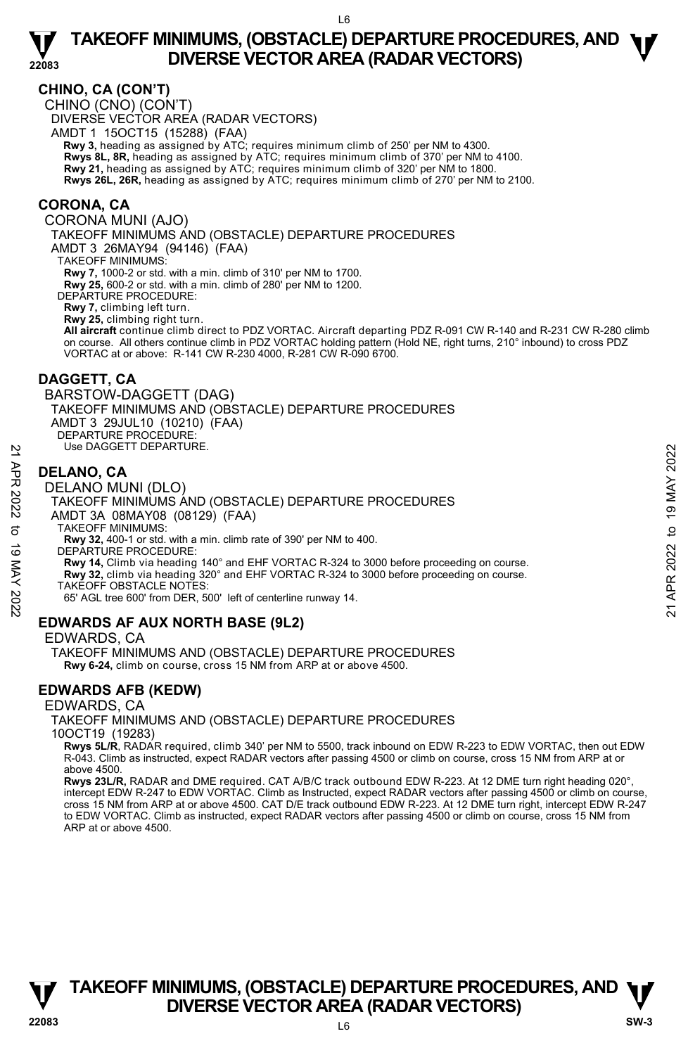## CHINO, CA (CON'T)

CHINO (CNO) (CON'T)

DIVERSE VECTOR AREA (RADAR VECTORS)

AMDT 1 15OCT15 (15288) (FAA)

**Rwy 3,** heading as assigned by ATC; requires minimum climb of 250' per NM to 4300.
**Rwys 8L, 8R,** heading as assigned by ATC; requires minimum climb of 370' per NM to 4100.
**Rwy 21,** heading as assigned by ATC; requires minimum climb of 320' per NM to 1800.
**Rwys 26L, 26R,** heading as assigned by ATC; requires minimum climb of 270' per NM to 2100.

## CORONA, CA

CORONA MUNI (AJO)

TAKEOFF MINIMUMS AND (OBSTACLE) DEPARTURE PROCEDURES

AMDT 3 26MAY94 (94146) (FAA)

TAKEOFF MINIMUMS:

**Rwy 7,** 1000-2 or std. with a min. climb of 310' per NM to 1700.
**Rwy 25,** 600-2 or std. with a min. climb of 280' per NM to 1200.

DEPARTURE PROCEDURE:

**Rwy 7,** climbing left turn.
**Rwy 25,** climbing right turn.
**All aircraft** continue climb direct to PDZ VORTAC. Aircraft departing PDZ R-091 CW R-140 and R-231 CW R-280 climb on course. All others continue climb in PDZ VORTAC holding pattern (Hold NE, right turns, 210° inbound) to cross PDZ VORTAC at or above: R-141 CW R-230 4000, R-281 CW R-090 6700.

## DAGGETT, CA

BARSTOW-DAGGETT (DAG)

TAKEOFF MINIMUMS AND (OBSTACLE) DEPARTURE PROCEDURES

AMDT 3 29JUL10 (10210) (FAA)

DEPARTURE PROCEDURE:

Use DAGGETT DEPARTURE.

## DELANO, CA

DELANO MUNI (DLO)

TAKEOFF MINIMUMS AND (OBSTACLE) DEPARTURE PROCEDURES

AMDT 3A 08MAY08 (08129) (FAA)

TAKEOFF MINIMUMS:

**Rwy 32,** 400-1 or std. with a min. climb rate of 390' per NM to 400.

DEPARTURE PROCEDURE:

**Rwy 14,** Climb via heading 140° and EHF VORTAC R-324 to 3000 before proceeding on course.
**Rwy 32,** climb via heading 320° and EHF VORTAC R-324 to 3000 before proceeding on course.

TAKEOFF OBSTACLE NOTES:

65' AGL tree 600' from DER, 500' left of centerline runway 14.

## EDWARDS AF AUX NORTH BASE (9L2)

EDWARDS, CA

TAKEOFF MINIMUMS AND (OBSTACLE) DEPARTURE PROCEDURES

**Rwy 6-24,** climb on course, cross 15 NM from ARP at or above 4500.

## EDWARDS AFB (KEDW)

EDWARDS, CA

TAKEOFF MINIMUMS AND (OBSTACLE) DEPARTURE PROCEDURES

10OCT19 (19283)

**Rwys 5L/R**, RADAR required, climb 340' per NM to 5500, track inbound on EDW R-223 to EDW VORTAC, then out EDW R-043. Climb as instructed, expect RADAR vectors after passing 4500 or climb on course, cross 15 NM from ARP at or above 4500.

**Rwys 23L/R,** RADAR and DME required. CAT A/B/C track outbound EDW R-223. At 12 DME turn right heading 020°, intercept EDW R-247 to EDW VORTAC. Climb as Instructed, expect RADAR vectors after passing 4500 or climb on course, cross 15 NM from ARP at or above 4500. CAT D/E track outbound EDW R-223. At 12 DME turn right, intercept EDW R-247 to EDW VORTAC. Climb as instructed, expect RADAR vectors after passing 4500 or climb on course, cross 15 NM from ARP at or above 4500.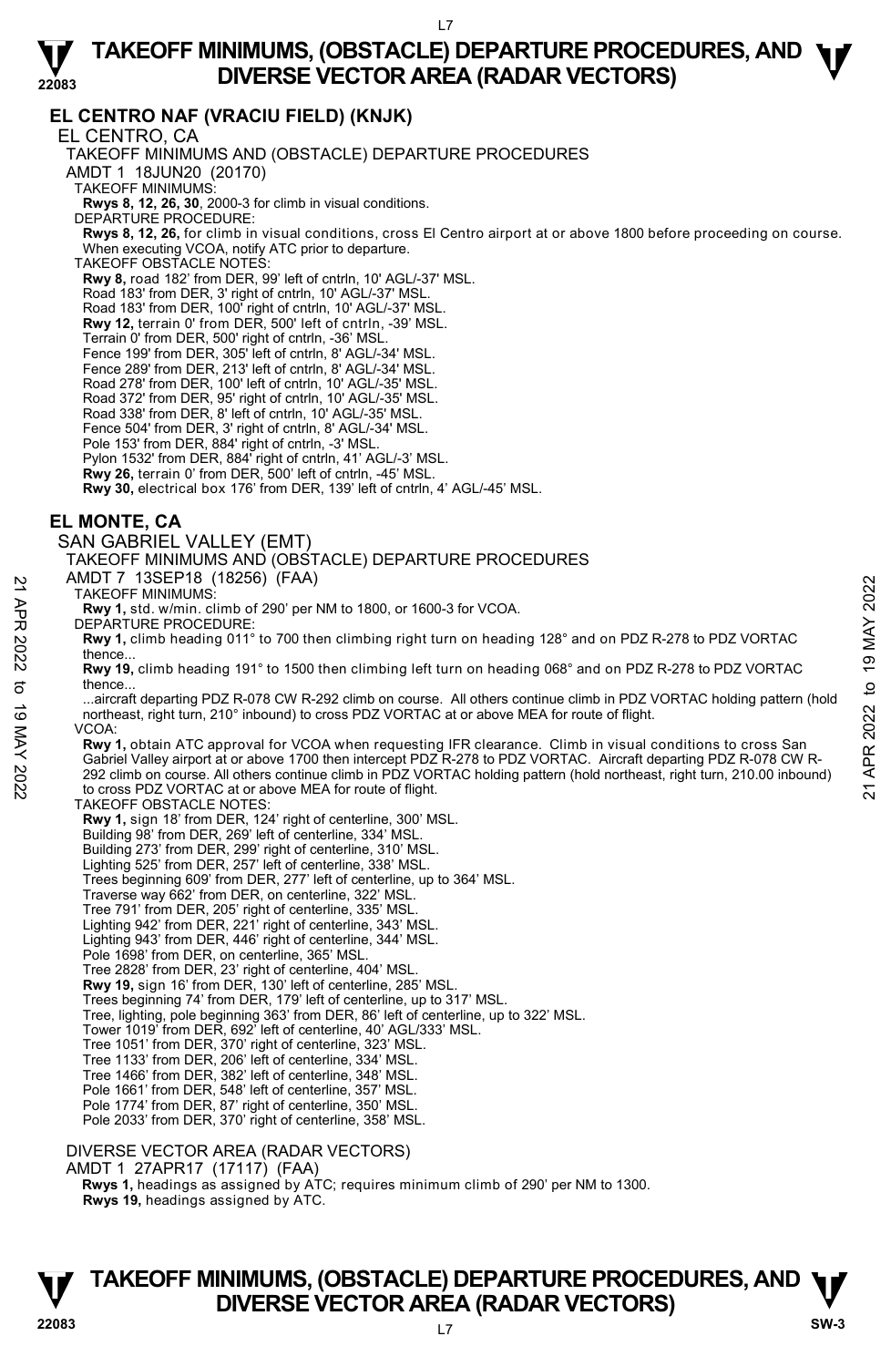## EL CENTRO NAF (VRACIU FIELD) (KNJK)

EL CENTRO, CA

TAKEOFF MINIMUMS AND (OBSTACLE) DEPARTURE PROCEDURES

AMDT 1 18JUN20 (20170)

TAKEOFF MINIMUMS:

**Rwys 8, 12, 26, 30**, 2000-3 for climb in visual conditions.

DEPARTURE PROCEDURE:

**Rwys 8, 12, 26,** for climb in visual conditions, cross El Centro airport at or above 1800 before proceeding on course. When executing VCOA, notify ATC prior to departure.

TAKEOFF OBSTACLE NOTES:

**Rwy 8,** road 182' from DER, 99' left of cntrln, 10' AGL/-37' MSL.
Road 183' from DER, 3' right of cntrln, 10' AGL/-37' MSL.
Road 183' from DER, 100' right of cntrln, 10' AGL/-37' MSL.
**Rwy 12,** terrain 0' from DER, 500' left of cntrln, -39' MSL.
Terrain 0' from DER, 500' right of cntrln, -36' MSL.
Fence 199' from DER, 305' left of cntrln, 8' AGL/-34' MSL.
Fence 289' from DER, 213' left of cntrln, 8' AGL/-34' MSL.
Road 278' from DER, 100' left of cntrln, 10' AGL/-35' MSL.
Road 372' from DER, 95' right of cntrln, 10' AGL/-35' MSL.
Road 338' from DER, 8' left of cntrln, 10' AGL/-35' MSL.
Fence 504' from DER, 3' right of cntrln, 8' AGL/-34' MSL.
Pole 153' from DER, 884' right of cntrln, -3' MSL.
Pylon 1532' from DER, 884' right of cntrln, 41' AGL/-3' MSL.
**Rwy 26,** terrain 0' from DER, 500' left of cntrln, -45' MSL.
**Rwy 30,** electrical box 176' from DER, 139' left of cntrln, 4' AGL/-45' MSL.

## EL MONTE, CA

SAN GABRIEL VALLEY (EMT)

TAKEOFF MINIMUMS AND (OBSTACLE) DEPARTURE PROCEDURES

AMDT 7 13SEP18 (18256) (FAA)

TAKEOFF MINIMUMS:

**Rwy 1,** std. w/min. climb of 290' per NM to 1800, or 1600-3 for VCOA.

DEPARTURE PROCEDURE:

**Rwy 1,** climb heading 011° to 700 then climbing right turn on heading 128° and on PDZ R-278 to PDZ VORTAC thence...

**Rwy 19,** climb heading 191° to 1500 then climbing left turn on heading 068° and on PDZ R-278 to PDZ VORTAC thence...

...aircraft departing PDZ R-078 CW R-292 climb on course. All others continue climb in PDZ VORTAC holding pattern (hold northeast, right turn, 210° inbound) to cross PDZ VORTAC at or above MEA for route of flight.

VCOA:

**Rwy 1,** obtain ATC approval for VCOA when requesting IFR clearance. Climb in visual conditions to cross San Gabriel Valley airport at or above 1700 then intercept PDZ R-278 to PDZ VORTAC. Aircraft departing PDZ R-078 CW R-292 climb on course. All others continue climb in PDZ VORTAC holding pattern (hold northeast, right turn, 210.00 inbound) to cross PDZ VORTAC at or above MEA for route of flight.

TAKEOFF OBSTACLE NOTES:

**Rwy 1,** sign 18' from DER, 124' right of centerline, 300' MSL.
Building 98' from DER, 269' left of centerline, 334' MSL.
Building 273' from DER, 299' right of centerline, 310' MSL.
Lighting 525' from DER, 257' left of centerline, 338' MSL.
Trees beginning 609' from DER, 277' left of centerline, up to 364' MSL.
Traverse way 662' from DER, on centerline, 322' MSL.
Tree 791' from DER, 205' right of centerline, 335' MSL.
Lighting 942' from DER, 221' right of centerline, 343' MSL.
Lighting 943' from DER, 446' right of centerline, 344' MSL.
Pole 1698' from DER, on centerline, 365' MSL.
Tree 2828' from DER, 23' right of centerline, 404' MSL.
**Rwy 19,** sign 16' from DER, 130' left of centerline, 285' MSL.
Trees beginning 74' from DER, 179' left of centerline, up to 317' MSL.
Tree, lighting, pole beginning 363' from DER, 86' left of centerline, up to 322' MSL.
Tower 1019' from DER, 692' left of centerline, 40' AGL/333' MSL.
Tree 1051' from DER, 370' right of centerline, 323' MSL.
Tree 1133' from DER, 206' left of centerline, 334' MSL.
Tree 1466' from DER, 382' left of centerline, 348' MSL.
Pole 1661' from DER, 548' left of centerline, 357' MSL.
Pole 1774' from DER, 87' right of centerline, 350' MSL.
Pole 2033' from DER, 370' right of centerline, 358' MSL.

DIVERSE VECTOR AREA (RADAR VECTORS)

AMDT 1 27APR17 (17117) (FAA)

**Rwys 1,** headings as assigned by ATC; requires minimum climb of 290' per NM to 1300.
**Rwys 19,** headings assigned by ATC.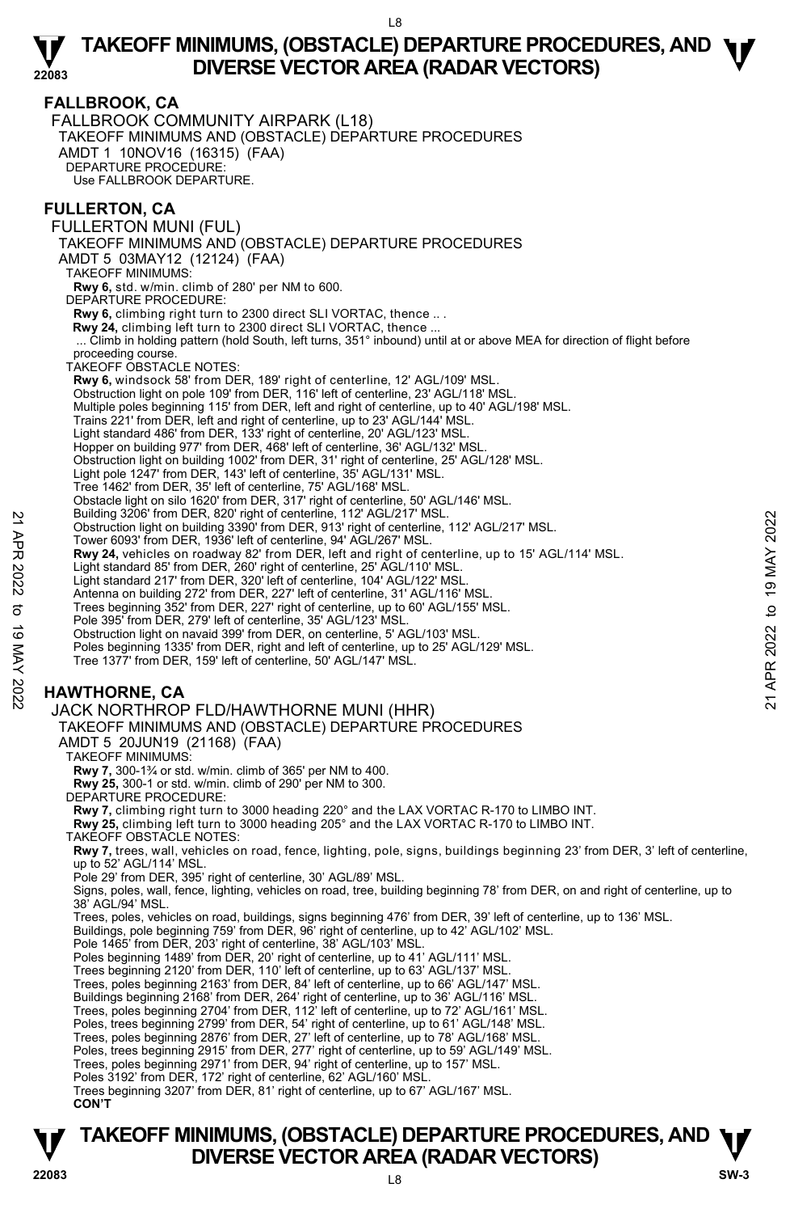## FALLBROOK, CA

FALLBROOK COMMUNITY AIRPARK (L18)
TAKEOFF MINIMUMS AND (OBSTACLE) DEPARTURE PROCEDURES
AMDT 1 10NOV16 (16315) (FAA)
DEPARTURE PROCEDURE:
Use FALLBROOK DEPARTURE.

## FULLERTON, CA

FULLERTON MUNI (FUL)
TAKEOFF MINIMUMS AND (OBSTACLE) DEPARTURE PROCEDURES
AMDT 5 03MAY12 (12124) (FAA)
TAKEOFF MINIMUMS:
**Rwy 6,** std. w/min. climb of 280' per NM to 600.
DEPARTURE PROCEDURE:
**Rwy 6,** climbing right turn to 2300 direct SLI VORTAC, thence .. .
**Rwy 24,** climbing left turn to 2300 direct SLI VORTAC, thence ...
... Climb in holding pattern (hold South, left turns, 351° inbound) until at or above MEA for direction of flight before proceeding course.
TAKEOFF OBSTACLE NOTES:
**Rwy 6,** windsock 58' from DER, 189' right of centerline, 12' AGL/109' MSL.
Obstruction light on pole 109' from DER, 116' left of centerline, 23' AGL/118' MSL.
Multiple poles beginning 115' from DER, left and right of centerline, up to 40' AGL/198' MSL.
Trains 221' from DER, left and right of centerline, up to 23' AGL/144' MSL.
Light standard 486' from DER, 133' right of centerline, 20' AGL/123' MSL.
Hopper on building 977' from DER, 468' left of centerline, 36' AGL/132' MSL.
Obstruction light on building 1002' from DER, 31' right of centerline, 25' AGL/128' MSL.
Light pole 1247' from DER, 143' left of centerline, 35' AGL/131' MSL.
Tree 1462' from DER, 35' left of centerline, 75' AGL/168' MSL.
Obstacle light on silo 1620' from DER, 317' right of centerline, 50' AGL/146' MSL.
Building 3206' from DER, 820' right of centerline, 112' AGL/217' MSL.
Obstruction light on building 3390' from DER, 913' right of centerline, 112' AGL/217' MSL.
Tower 6093' from DER, 1936' left of centerline, 94' AGL/267' MSL.
**Rwy 24,** vehicles on roadway 82' from DER, left and right of centerline, up to 15' AGL/114' MSL.
Light standard 85' from DER, 260' right of centerline, 25' AGL/110' MSL.
Light standard 217' from DER, 320' left of centerline, 104' AGL/122' MSL.
Antenna on building 272' from DER, 227' left of centerline, 31' AGL/116' MSL.
Trees beginning 352' from DER, 227' right of centerline, up to 60' AGL/155' MSL.
Pole 395' from DER, 279' left of centerline, 35' AGL/123' MSL.
Obstruction light on navaid 399' from DER, on centerline, 5' AGL/103' MSL.
Poles beginning 1335' from DER, right and left of centerline, up to 25' AGL/129' MSL.
Tree 1377' from DER, 159' left of centerline, 50' AGL/147' MSL.

## HAWTHORNE, CA

JACK NORTHROP FLD/HAWTHORNE MUNI (HHR)
TAKEOFF MINIMUMS AND (OBSTACLE) DEPARTURE PROCEDURES
AMDT 5 20JUN19 (21168) (FAA)
TAKEOFF MINIMUMS:
**Rwy 7,** 300-1¾ or std. w/min. climb of 365' per NM to 400.
**Rwy 25,** 300-1 or std. w/min. climb of 290' per NM to 300.
DEPARTURE PROCEDURE:
**Rwy 7,** climbing right turn to 3000 heading 220° and the LAX VORTAC R-170 to LIMBO INT.
**Rwy 25,** climbing left turn to 3000 heading 205° and the LAX VORTAC R-170 to LIMBO INT.
TAKEOFF OBSTACLE NOTES:
**Rwy 7,** trees, wall, vehicles on road, fence, lighting, pole, signs, buildings beginning 23' from DER, 3' left of centerline, up to 52' AGL/114' MSL.
Pole 29' from DER, 395' right of centerline, 30' AGL/89' MSL.
Signs, poles, wall, fence, lighting, vehicles on road, tree, building beginning 78' from DER, on and right of centerline, up to 38' AGL/94' MSL.
Trees, poles, vehicles on road, buildings, signs beginning 476' from DER, 39' left of centerline, up to 136' MSL.
Buildings, pole beginning 759' from DER, 96' right of centerline, up to 42' AGL/102' MSL.
Pole 1465' from DER, 203' right of centerline, 38' AGL/103' MSL.
Poles beginning 1489' from DER, 20' right of centerline, up to 41' AGL/111' MSL.
Trees beginning 2120' from DER, 110' left of centerline, up to 63' AGL/137' MSL.
Trees, poles beginning 2163' from DER, 84' left of centerline, up to 66' AGL/147' MSL.
Buildings beginning 2168' from DER, 264' right of centerline, up to 36' AGL/116' MSL.
Trees, poles beginning 2704' from DER, 112' left of centerline, up to 72' AGL/161' MSL.
Poles, trees beginning 2799' from DER, 54' right of centerline, up to 61' AGL/148' MSL.
Trees, poles beginning 2876' from DER, 27' left of centerline, up to 78' AGL/168' MSL.
Poles, trees beginning 2915' from DER, 277' right of centerline, up to 59' AGL/149' MSL.
Trees, poles beginning 2971' from DER, 94' right of centerline, up to 157' MSL.
Poles 3192' from DER, 172' right of centerline, 62' AGL/160' MSL.
Trees beginning 3207' from DER, 81' right of centerline, up to 67' AGL/167' MSL.
**CON'T**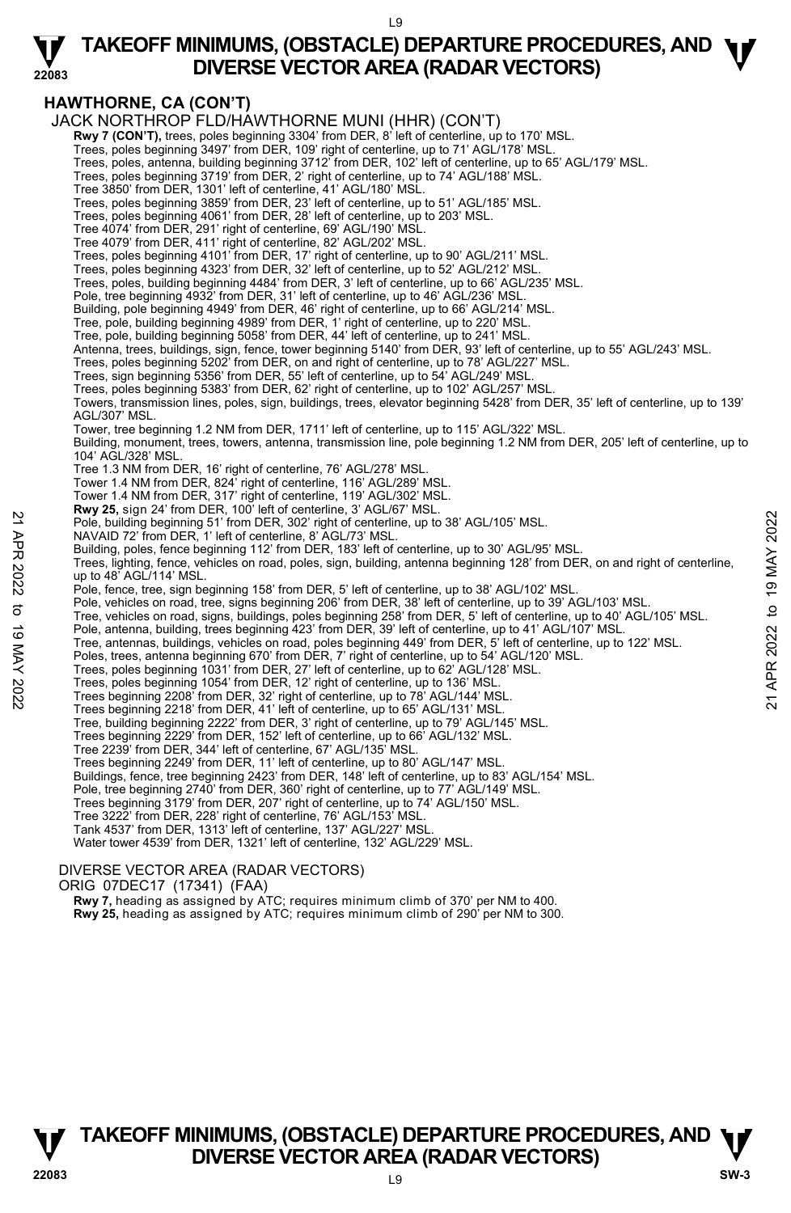## HAWTHORNE, CA (CON'T)

JACK NORTHROP FLD/HAWTHORNE MUNI (HHR) (CON'T)

**Rwy 7 (CON'T),** trees, poles beginning 3304' from DER, 8' left of centerline, up to 170' MSL.
Trees, poles beginning 3497' from DER, 109' right of centerline, up to 71' AGL/178' MSL.
Trees, poles, antenna, building beginning 3712' from DER, 102' left of centerline, up to 65' AGL/179' MSL.
Trees, poles beginning 3719' from DER, 2' right of centerline, up to 74' AGL/188' MSL.
Tree 3850' from DER, 1301' left of centerline, 41' AGL/180' MSL.
Trees, poles beginning 3859' from DER, 23' left of centerline, up to 51' AGL/185' MSL.
Trees, poles beginning 4061' from DER, 28' left of centerline, up to 203' MSL.
Tree 4074' from DER, 291' right of centerline, 69' AGL/190' MSL.
Tree 4079' from DER, 411' right of centerline, 82' AGL/202' MSL.
Trees, poles beginning 4101' from DER, 17' right of centerline, up to 90' AGL/211' MSL.
Trees, poles beginning 4323' from DER, 32' left of centerline, up to 52' AGL/212' MSL.
Trees, poles, building beginning 4484' from DER, 3' left of centerline, up to 66' AGL/235' MSL.
Pole, tree beginning 4932' from DER, 31' left of centerline, up to 46' AGL/236' MSL.
Building, pole beginning 4949' from DER, 46' right of centerline, up to 66' AGL/214' MSL.
Tree, pole, building beginning 4989' from DER, 1' right of centerline, up to 220' MSL.
Tree, pole, building beginning 5058' from DER, 44' left of centerline, up to 241' MSL.
Antenna, trees, buildings, sign, fence, tower beginning 5140' from DER, 93' left of centerline, up to 55' AGL/243' MSL.
Trees, poles beginning 5202' from DER, on and right of centerline, up to 78' AGL/227' MSL.
Trees, sign beginning 5356' from DER, 55' left of centerline, up to 54' AGL/249' MSL.
Trees, poles beginning 5383' from DER, 62' right of centerline, up to 102' AGL/257' MSL.
Towers, transmission lines, poles, sign, buildings, trees, elevator beginning 5428' from DER, 35' left of centerline, up to 139' AGL/307' MSL.
Tower, tree beginning 1.2 NM from DER, 1711' left of centerline, up to 115' AGL/322' MSL.
Building, monument, trees, towers, antenna, transmission line, pole beginning 1.2 NM from DER, 205' left of centerline, up to 104' AGL/328' MSL.
Tree 1.3 NM from DER, 16' right of centerline, 76' AGL/278' MSL.
Tower 1.4 NM from DER, 824' right of centerline, 116' AGL/289' MSL.
Tower 1.4 NM from DER, 317' right of centerline, 119' AGL/302' MSL.

**Rwy 25,** sign 24' from DER, 100' left of centerline, 3' AGL/67' MSL.
Pole, building beginning 51' from DER, 302' right of centerline, up to 38' AGL/105' MSL.
NAVAID 72' from DER, 1' left of centerline, 8' AGL/73' MSL.
Building, poles, fence beginning 112' from DER, 183' left of centerline, up to 30' AGL/95' MSL.
Trees, lighting, fence, vehicles on road, poles, sign, building, antenna beginning 128' from DER, on and right of centerline, up to 48' AGL/114' MSL.
Pole, fence, tree, sign beginning 158' from DER, 5' left of centerline, up to 38' AGL/102' MSL.
Pole, vehicles on road, tree, signs beginning 206' from DER, 38' left of centerline, up to 39' AGL/103' MSL.
Tree, vehicles on road, signs, buildings, poles beginning 258' from DER, 5' left of centerline, up to 40' AGL/105' MSL.
Pole, antenna, building, trees beginning 423' from DER, 39' left of centerline, up to 41' AGL/107' MSL.
Tree, antennas, buildings, vehicles on road, poles beginning 449' from DER, 5' left of centerline, up to 122' MSL.
Poles, trees, antenna beginning 670' from DER, 7' right of centerline, up to 54' AGL/120' MSL.
Trees, poles beginning 1031' from DER, 27' left of centerline, up to 62' AGL/128' MSL.
Trees, poles beginning 1054' from DER, 12' right of centerline, up to 136' MSL.
Trees beginning 2208' from DER, 32' right of centerline, up to 78' AGL/144' MSL.
Trees beginning 2218' from DER, 41' left of centerline, up to 65' AGL/131' MSL.
Tree, building beginning 2222' from DER, 3' right of centerline, up to 79' AGL/145' MSL.
Trees beginning 2229' from DER, 152' left of centerline, up to 66' AGL/132' MSL.
Tree 2239' from DER, 344' left of centerline, 67' AGL/135' MSL.
Trees beginning 2249' from DER, 11' left of centerline, up to 80' AGL/147' MSL.
Buildings, fence, tree beginning 2423' from DER, 148' left of centerline, up to 83' AGL/154' MSL.
Pole, tree beginning 2740' from DER, 360' right of centerline, up to 77' AGL/149' MSL.
Trees beginning 3179' from DER, 207' right of centerline, up to 74' AGL/150' MSL.
Tree 3222' from DER, 228' right of centerline, 76' AGL/153' MSL.
Tank 4537' from DER, 1313' left of centerline, 137' AGL/227' MSL.
Water tower 4539' from DER, 1321' left of centerline, 132' AGL/229' MSL.

DIVERSE VECTOR AREA (RADAR VECTORS)
ORIG 07DEC17 (17341) (FAA)

**Rwy 7,** heading as assigned by ATC; requires minimum climb of 370' per NM to 400.
**Rwy 25,** heading as assigned by ATC; requires minimum climb of 290' per NM to 300.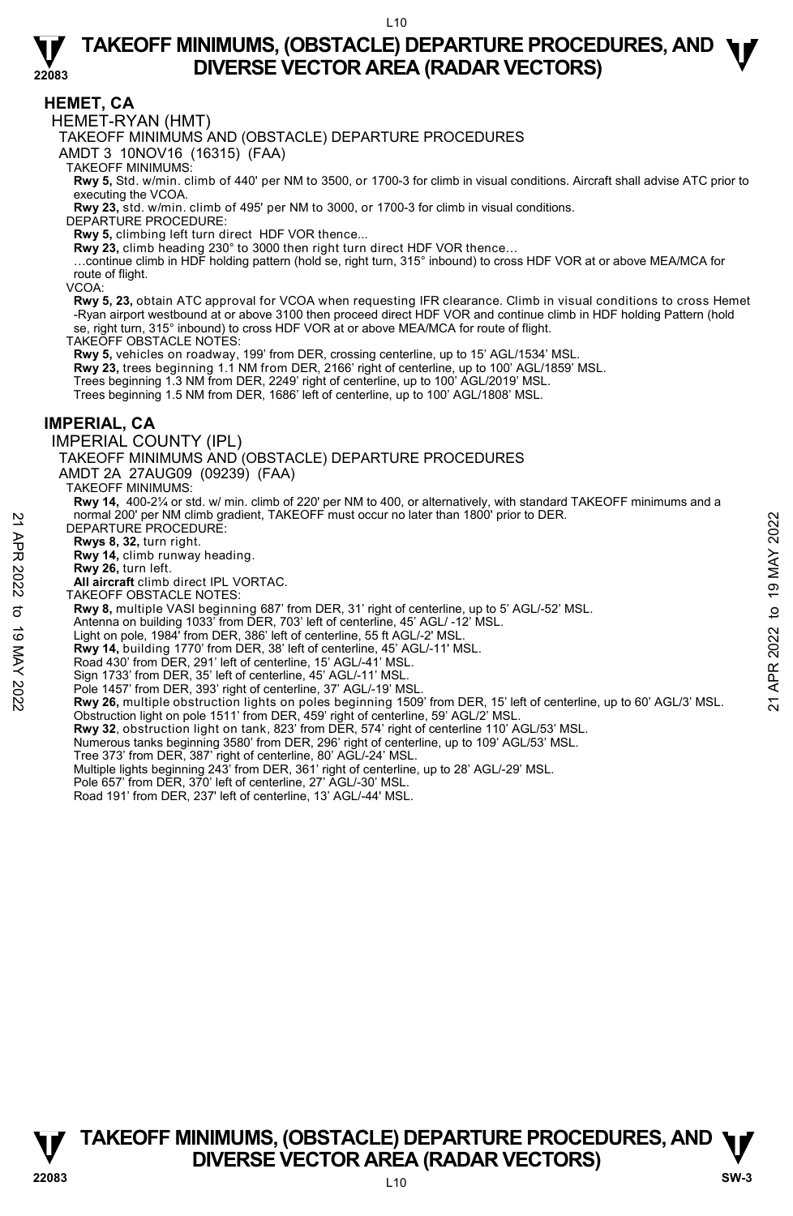## HEMET, CA

### HEMET-RYAN (HMT)

TAKEOFF MINIMUMS AND (OBSTACLE) DEPARTURE PROCEDURES

AMDT 3 10NOV16 (16315) (FAA)

TAKEOFF MINIMUMS:

**Rwy 5,** Std. w/min. climb of 440' per NM to 3500, or 1700-3 for climb in visual conditions. Aircraft shall advise ATC prior to executing the VCOA.

**Rwy 23,** std. w/min. climb of 495' per NM to 3000, or 1700-3 for climb in visual conditions.

DEPARTURE PROCEDURE:

**Rwy 5,** climbing left turn direct HDF VOR thence...

**Rwy 23,** climb heading 230° to 3000 then right turn direct HDF VOR thence…

…continue climb in HDF holding pattern (hold se, right turn, 315° inbound) to cross HDF VOR at or above MEA/MCA for route of flight.

VCOA:

**Rwy 5, 23,** obtain ATC approval for VCOA when requesting IFR clearance. Climb in visual conditions to cross Hemet -Ryan airport westbound at or above 3100 then proceed direct HDF VOR and continue climb in HDF holding Pattern (hold se, right turn, 315° inbound) to cross HDF VOR at or above MEA/MCA for route of flight.

TAKEOFF OBSTACLE NOTES:

**Rwy 5,** vehicles on roadway, 199' from DER, crossing centerline, up to 15' AGL/1534' MSL.

**Rwy 23,** trees beginning 1.1 NM from DER, 2166' right of centerline, up to 100' AGL/1859' MSL.

Trees beginning 1.3 NM from DER, 2249' right of centerline, up to 100' AGL/2019' MSL.

Trees beginning 1.5 NM from DER, 1686' left of centerline, up to 100' AGL/1808' MSL.

## IMPERIAL, CA

### IMPERIAL COUNTY (IPL)

TAKEOFF MINIMUMS AND (OBSTACLE) DEPARTURE PROCEDURES

AMDT 2A 27AUG09 (09239) (FAA)

TAKEOFF MINIMUMS:

**Rwy 14,** 400-2¼ or std. w/ min. climb of 220' per NM to 400, or alternatively, with standard TAKEOFF minimums and a normal 200' per NM climb gradient, TAKEOFF must occur no later than 1800' prior to DER.

DEPARTURE PROCEDURE:

**Rwys 8, 32,** turn right.

**Rwy 14,** climb runway heading.

**Rwy 26,** turn left.

**All aircraft** climb direct IPL VORTAC.

TAKEOFF OBSTACLE NOTES:

**Rwy 8,** multiple VASI beginning 687' from DER, 31' right of centerline, up to 5' AGL/-52' MSL.

Antenna on building 1033' from DER, 703' left of centerline, 45' AGL/ -12' MSL.

Light on pole, 1984' from DER, 386' left of centerline, 55 ft AGL/-2' MSL.

**Rwy 14,** building 1770' from DER, 38' left of centerline, 45' AGL/-11' MSL.

Road 430' from DER, 291' left of centerline, 15' AGL/-41' MSL.

Sign 1733' from DER, 35' left of centerline, 45' AGL/-11' MSL.

Pole 1457' from DER, 393' right of centerline, 37' AGL/-19' MSL.

**Rwy 26,** multiple obstruction lights on poles beginning 1509' from DER, 15' left of centerline, up to 60' AGL/3' MSL.

Obstruction light on pole 1511' from DER, 459' right of centerline, 59' AGL/2' MSL.

**Rwy 32**, obstruction light on tank, 823' from DER, 574' right of centerline 110' AGL/53' MSL.

Numerous tanks beginning 3580' from DER, 296' right of centerline, up to 109' AGL/53' MSL.

Tree 373' from DER, 387' right of centerline, 80' AGL/-24' MSL.

Multiple lights beginning 243' from DER, 361' right of centerline, up to 28' AGL/-29' MSL.

Pole 657' from DER, 370' left of centerline, 27' AGL/-30' MSL.

Road 191' from DER, 237' left of centerline, 13' AGL/-44' MSL.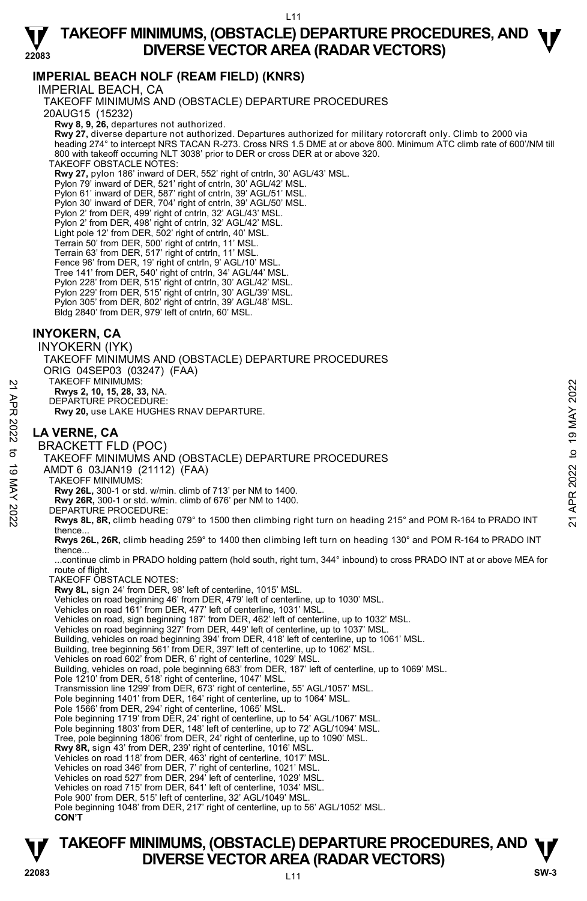## IMPERIAL BEACH NOLF (REAM FIELD) (KNRS)

IMPERIAL BEACH, CA

TAKEOFF MINIMUMS AND (OBSTACLE) DEPARTURE PROCEDURES

20AUG15 (15232)

**Rwy 8, 9, 26,** departures not authorized.

**Rwy 27,** diverse departure not authorized. Departures authorized for military rotorcraft only. Climb to 2000 via heading 274° to intercept NRS TACAN R-273. Cross NRS 1.5 DME at or above 800. Minimum ATC climb rate of 600'/NM till 800 with takeoff occurring NLT 3038' prior to DER or cross DER at or above 320.

TAKEOFF OBSTACLE NOTES:

**Rwy 27,** pylon 186' inward of DER, 552' right of cntrln, 30' AGL/43' MSL.
Pylon 79' inward of DER, 521' right of cntrln, 30' AGL/42' MSL.
Pylon 61' inward of DER, 587' right of cntrln, 39' AGL/51' MSL.
Pylon 30' inward of DER, 704' right of cntrln, 39' AGL/50' MSL.
Pylon 2' from DER, 499' right of cntrln, 32' AGL/43' MSL.
Pylon 2' from DER, 498' right of cntrln, 32' AGL/42' MSL.
Light pole 12' from DER, 502' right of cntrln, 40' MSL.
Terrain 50' from DER, 500' right of cntrln, 11' MSL.
Terrain 63' from DER, 517' right of cntrln, 11' MSL.
Fence 96' from DER, 19' right of cntrln, 9' AGL/10' MSL.
Tree 141' from DER, 540' right of cntrln, 34' AGL/44' MSL.
Pylon 228' from DER, 515' right of cntrln, 30' AGL/42' MSL.
Pylon 229' from DER, 515' right of cntrln, 30' AGL/39' MSL.
Pylon 305' from DER, 802' right of cntrln, 39' AGL/48' MSL.
Bldg 2840' from DER, 979' left of cntrln, 60' MSL.

## INYOKERN, CA

INYOKERN (IYK)

TAKEOFF MINIMUMS AND (OBSTACLE) DEPARTURE PROCEDURES

ORIG 04SEP03 (03247) (FAA)

TAKEOFF MINIMUMS:

**Rwys 2, 10, 15, 28, 33,** NA.

DEPARTURE PROCEDURE:

**Rwy 20,** use LAKE HUGHES RNAV DEPARTURE.

## LA VERNE, CA

BRACKETT FLD (POC)

TAKEOFF MINIMUMS AND (OBSTACLE) DEPARTURE PROCEDURES

AMDT 6 03JAN19 (21112) (FAA)

TAKEOFF MINIMUMS:

**Rwy 26L,** 300-1 or std. w/min. climb of 713' per NM to 1400.
**Rwy 26R,** 300-1 or std. w/min. climb of 676' per NM to 1400.

DEPARTURE PROCEDURE:

**Rwys 8L, 8R,** climb heading 079° to 1500 then climbing right turn on heading 215° and POM R-164 to PRADO INT thence...

**Rwys 26L, 26R,** climb heading 259° to 1400 then climbing left turn on heading 130° and POM R-164 to PRADO INT thence...

...continue climb in PRADO holding pattern (hold south, right turn, 344° inbound) to cross PRADO INT at or above MEA for route of flight.

TAKEOFF OBSTACLE NOTES:

**Rwy 8L,** sign 24' from DER, 98' left of centerline, 1015' MSL.
Vehicles on road beginning 46' from DER, 479' left of centerline, up to 1030' MSL.
Vehicles on road 161' from DER, 477' left of centerline, 1031' MSL.
Vehicles on road, sign beginning 187' from DER, 462' left of centerline, up to 1032' MSL.
Vehicles on road beginning 327' from DER, 449' left of centerline, up to 1037' MSL.
Building, vehicles on road beginning 394' from DER, 418' left of centerline, up to 1061' MSL.
Building, tree beginning 561' from DER, 397' left of centerline, up to 1062' MSL.
Vehicles on road 602' from DER, 6' right of centerline, 1029' MSL.
Building, vehicles on road, pole beginning 683' from DER, 187' left of centerline, up to 1069' MSL.
Pole 1210' from DER, 518' right of centerline, 1047' MSL.
Transmission line 1299' from DER, 673' right of centerline, 55' AGL/1057' MSL.
Pole beginning 1401' from DER, 164' right of centerline, up to 1064' MSL.
Pole 1566' from DER, 294' right of centerline, 1065' MSL.
Pole beginning 1719' from DER, 24' right of centerline, up to 54' AGL/1067' MSL.
Pole beginning 1803' from DER, 148' left of centerline, up to 72' AGL/1094' MSL.
Tree, pole beginning 1806' from DER, 24' right of centerline, up to 1090' MSL.
**Rwy 8R,** sign 43' from DER, 239' right of centerline, 1016' MSL.
Vehicles on road 118' from DER, 463' right of centerline, 1017' MSL.
Vehicles on road 346' from DER, 7' right of centerline, 1021' MSL.
Vehicles on road 527' from DER, 294' left of centerline, 1029' MSL.
Vehicles on road 715' from DER, 641' left of centerline, 1034' MSL.
Pole 900' from DER, 515' left of centerline, 32' AGL/1049' MSL.
Pole beginning 1048' from DER, 217' right of centerline, up to 56' AGL/1052' MSL.

**CON'T**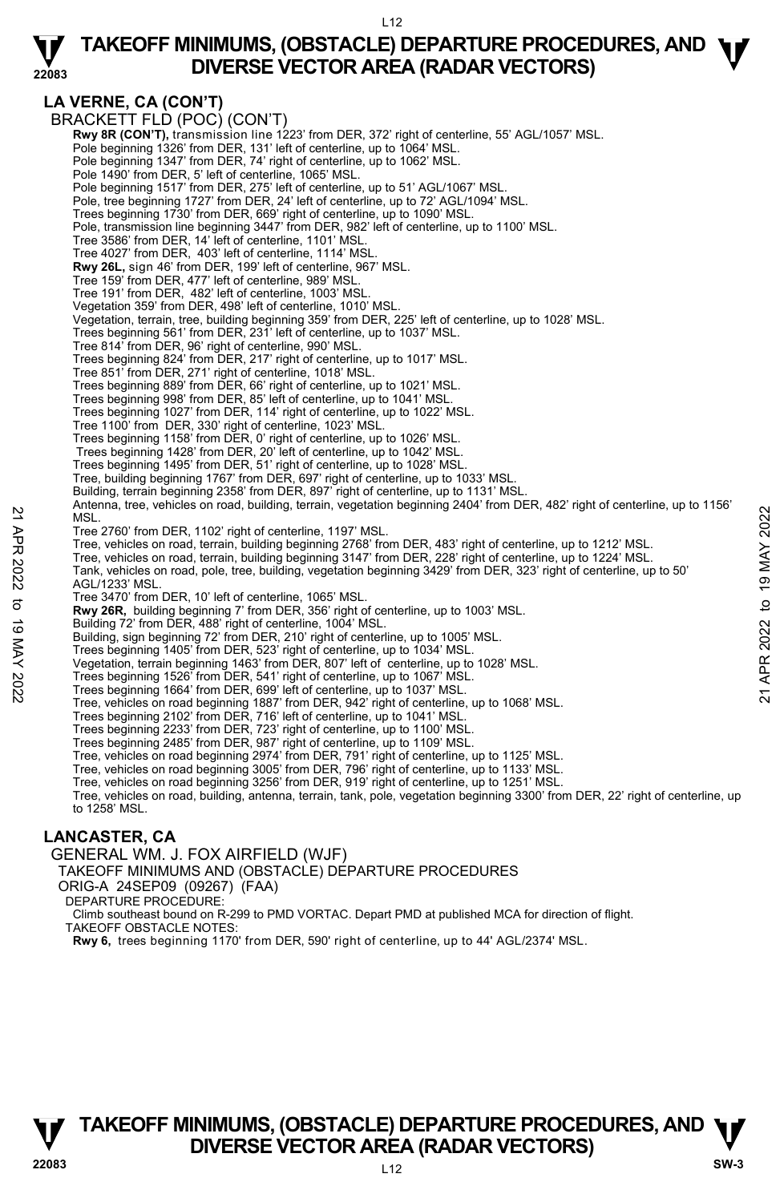## LA VERNE, CA (CON'T)

BRACKETT FLD (POC) (CON'T)

**Rwy 8R (CON'T),** transmission line 1223' from DER, 372' right of centerline, 55' AGL/1057' MSL.
Pole beginning 1326' from DER, 131' left of centerline, up to 1064' MSL.
Pole beginning 1347' from DER, 74' right of centerline, up to 1062' MSL.
Pole 1490' from DER, 5' left of centerline, 1065' MSL.
Pole beginning 1517' from DER, 275' left of centerline, up to 51' AGL/1067' MSL.
Pole, tree beginning 1727' from DER, 24' left of centerline, up to 72' AGL/1094' MSL.
Trees beginning 1730' from DER, 669' right of centerline, up to 1090' MSL.
Pole, transmission line beginning 3447' from DER, 982' left of centerline, up to 1100' MSL.
Tree 3586' from DER, 14' left of centerline, 1101' MSL.
Tree 4027' from DER, 403' left of centerline, 1114' MSL.
**Rwy 26L,** sign 46' from DER, 199' left of centerline, 967' MSL.
Tree 159' from DER, 477' left of centerline, 989' MSL.
Tree 191' from DER, 482' left of centerline, 1003' MSL.
Vegetation 359' from DER, 498' left of centerline, 1010' MSL.
Vegetation, terrain, tree, building beginning 359' from DER, 225' left of centerline, up to 1028' MSL.
Trees beginning 561' from DER, 231' left of centerline, up to 1037' MSL.
Tree 814' from DER, 96' right of centerline, 990' MSL.
Trees beginning 824' from DER, 217' right of centerline, up to 1017' MSL.
Tree 851' from DER, 271' right of centerline, 1018' MSL.
Trees beginning 889' from DER, 66' right of centerline, up to 1021' MSL.
Trees beginning 998' from DER, 85' left of centerline, up to 1041' MSL.
Trees beginning 1027' from DER, 114' right of centerline, up to 1022' MSL.
Tree 1100' from DER, 330' right of centerline, 1023' MSL.
Trees beginning 1158' from DER, 0' right of centerline, up to 1026' MSL.
Trees beginning 1428' from DER, 20' left of centerline, up to 1042' MSL.
Trees beginning 1495' from DER, 51' right of centerline, up to 1028' MSL.
Tree, building beginning 1767' from DER, 697' right of centerline, up to 1033' MSL.
Building, terrain beginning 2358' from DER, 897' right of centerline, up to 1131' MSL.
Antenna, tree, vehicles on road, building, terrain, vegetation beginning 2404' from DER, 482' right of centerline, up to 1156' MSL.
Tree 2760' from DER, 1102' right of centerline, 1197' MSL.
Tree, vehicles on road, terrain, building beginning 2768' from DER, 483' right of centerline, up to 1212' MSL.
Tree, vehicles on road, terrain, building beginning 3147' from DER, 228' right of centerline, up to 1224' MSL.
Tank, vehicles on road, pole, tree, building, vegetation beginning 3429' from DER, 323' right of centerline, up to 50' AGL/1233' MSL.
Tree 3470' from DER, 10' left of centerline, 1065' MSL.
**Rwy 26R,** building beginning 7' from DER, 356' right of centerline, up to 1003' MSL.
Building 72' from DER, 488' right of centerline, 1004' MSL.
Building, sign beginning 72' from DER, 210' right of centerline, up to 1005' MSL.
Trees beginning 1405' from DER, 523' right of centerline, up to 1034' MSL.
Vegetation, terrain beginning 1463' from DER, 807' left of centerline, up to 1028' MSL.
Trees beginning 1526' from DER, 541' right of centerline, up to 1067' MSL.
Trees beginning 1664' from DER, 699' left of centerline, up to 1037' MSL.
Tree, vehicles on road beginning 1887' from DER, 942' right of centerline, up to 1068' MSL.
Trees beginning 2102' from DER, 716' left of centerline, up to 1041' MSL.
Trees beginning 2233' from DER, 723' right of centerline, up to 1100' MSL.
Trees beginning 2485' from DER, 987' right of centerline, up to 1109' MSL.
Tree, vehicles on road beginning 2974' from DER, 791' right of centerline, up to 1125' MSL.
Tree, vehicles on road beginning 3005' from DER, 796' right of centerline, up to 1133' MSL.
Tree, vehicles on road beginning 3256' from DER, 919' right of centerline, up to 1251' MSL.
Tree, vehicles on road, building, antenna, terrain, tank, pole, vegetation beginning 3300' from DER, 22' right of centerline, up to 1258' MSL.

## LANCASTER, CA

GENERAL WM. J. FOX AIRFIELD (WJF)
TAKEOFF MINIMUMS AND (OBSTACLE) DEPARTURE PROCEDURES
ORIG-A 24SEP09 (09267) (FAA)
DEPARTURE PROCEDURE:
Climb southeast bound on R-299 to PMD VORTAC. Depart PMD at published MCA for direction of flight.
TAKEOFF OBSTACLE NOTES:
**Rwy 6,** trees beginning 1170' from DER, 590' right of centerline, up to 44' AGL/2374' MSL.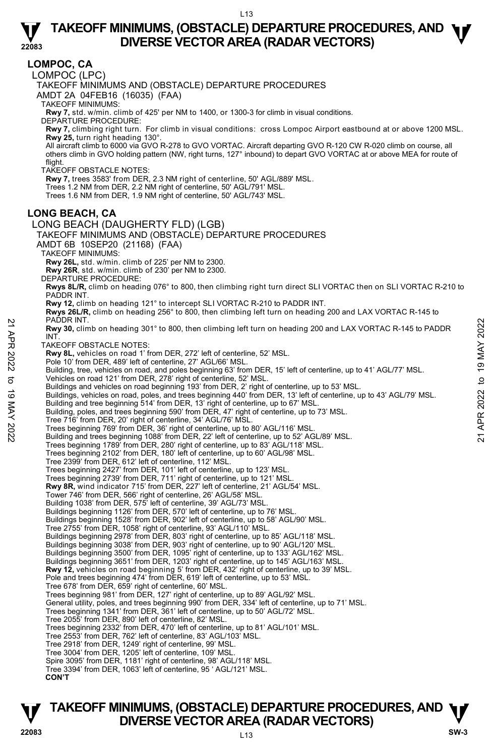## LOMPOC, CA

LOMPOC (LPC)

TAKEOFF MINIMUMS AND (OBSTACLE) DEPARTURE PROCEDURES

AMDT 2A 04FEB16 (16035) (FAA)

TAKEOFF MINIMUMS:

**Rwy 7,** std. w/min. climb of 425' per NM to 1400, or 1300-3 for climb in visual conditions.

DEPARTURE PROCEDURE:

**Rwy 7,** climbing right turn. For climb in visual conditions: cross Lompoc Airport eastbound at or above 1200 MSL.
**Rwy 25,** turn right heading 130°.
All aircraft climb to 6000 via GVO R-278 to GVO VORTAC. Aircraft departing GVO R-120 CW R-020 climb on course, all others climb in GVO holding pattern (NW, right turns, 127° inbound) to depart GVO VORTAC at or above MEA for route of flight.

TAKEOFF OBSTACLE NOTES:

**Rwy 7,** trees 3583' from DER, 2.3 NM right of centerline, 50' AGL/889' MSL.
Trees 1.2 NM from DER, 2.2 NM right of centerline, 50' AGL/791' MSL.
Trees 1.6 NM from DER, 1.9 NM right of centerline, 50' AGL/743' MSL.

## LONG BEACH, CA

LONG BEACH (DAUGHERTY FLD) (LGB)

TAKEOFF MINIMUMS AND (OBSTACLE) DEPARTURE PROCEDURES

AMDT 6B 10SEP20 (21168) (FAA)

TAKEOFF MINIMUMS:

**Rwy 26L,** std. w/min. climb of 225' per NM to 2300.
**Rwy 26R**, std. w/min. climb of 230' per NM to 2300.

DEPARTURE PROCEDURE:

**Rwys 8L/R,** climb on heading 076° to 800, then climbing right turn direct SLI VORTAC then on SLI VORTAC R-210 to PADDR INT.
**Rwy 12,** climb on heading 121° to intercept SLI VORTAC R-210 to PADDR INT.
**Rwys 26L/R,** climb on heading 256° to 800, then climbing left turn on heading 200 and LAX VORTAC R-145 to PADDR INT.
**Rwy 30,** climb on heading 301° to 800, then climbing left turn on heading 200 and LAX VORTAC R-145 to PADDR INT.

TAKEOFF OBSTACLE NOTES:

**Rwy 8L,** vehicles on road 1' from DER, 272' left of centerline, 52' MSL.
Pole 10' from DER, 489' left of centerline, 27' AGL/66' MSL.
Building, tree, vehicles on road, and poles beginning 63' from DER, 15' left of centerline, up to 41' AGL/77' MSL.
Vehicles on road 121' from DER, 278' right of centerline, 52' MSL.
Buildings and vehicles on road beginning 193' from DER, 2' right of centerline, up to 53' MSL.
Buildings, vehicles on road, poles, and trees beginning 440' from DER, 13' left of centerline, up to 43' AGL/79' MSL.
Building and tree beginning 514' from DER, 13' right of centerline, up to 67' MSL.
Building, poles, and trees beginning 590' from DER, 47' right of centerline, up to 73' MSL.
Tree 716' from DER, 20' right of centerline, 34' AGL/76' MSL.
Trees beginning 769' from DER, 36' right of centerline, up to 80' AGL/116' MSL.
Building and trees beginning 1088' from DER, 22' left of centerline, up to 52' AGL/89' MSL.
Trees beginning 1789' from DER, 280' right of centerline, up to 83' AGL/118' MSL.
Trees beginning 2102' from DER, 180' left of centerline, up to 60' AGL/98' MSL.
Tree 2399' from DER, 612' left of centerline, 112' MSL.
Trees beginning 2427' from DER, 101' left of centerline, up to 123' MSL.
Trees beginning 2739' from DER, 711' right of centerline, up to 121' MSL.
**Rwy 8R,** wind indicator 715' from DER, 227' left of centerline, 21' AGL/54' MSL.
Tower 746' from DER, 566' right of centerline, 26' AGL/58' MSL.
Building 1038' from DER, 575' left of centerline, 39' AGL/73' MSL.
Buildings beginning 1126' from DER, 570' left of centerline, up to 76' MSL.
Buildings beginning 1528' from DER, 902' left of centerline, up to 58' AGL/90' MSL.
Tree 2755' from DER, 1058' right of centerline, 93' AGL/110' MSL.
Buildings beginning 2978' from DER, 803' right of centerline, up to 85' AGL/118' MSL.
Buildings beginning 3038' from DER, 903' right of centerline, up to 90' AGL/120' MSL.
Buildings beginning 3500' from DER, 1095' right of centerline, up to 133' AGL/162' MSL.
Buildings beginning 3651' from DER, 1203' right of centerline, up to 145' AGL/163' MSL.
**Rwy 12,** vehicles on road beginning 5' from DER, 432' right of centerline, up to 39' MSL.
Pole and trees beginning 474' from DER, 619' left of centerline, up to 53' MSL.
Tree 678' from DER, 659' right of centerline, 60' MSL.
Trees beginning 981' from DER, 127' right of centerline, up to 89' AGL/92' MSL.
General utility, poles, and trees beginning 990' from DER, 334' left of centerline, up to 71' MSL.
Trees beginning 1341' from DER, 361' left of centerline, up to 50' AGL/72' MSL.
Tree 2055' from DER, 890' left of centerline, 82' MSL.
Trees beginning 2332' from DER, 470' left of centerline, up to 81' AGL/101' MSL.
Tree 2553' from DER, 762' left of centerline, 83' AGL/103' MSL.
Tree 2918' from DER, 1249' right of centerline, 99' MSL.
Tree 3004' from DER, 1205' left of centerline, 109' MSL.
Spire 3095' from DER, 1181' right of centerline, 98' AGL/118' MSL.
Tree 3394' from DER, 1063' left of centerline, 95 ' AGL/121' MSL.

**CON'T**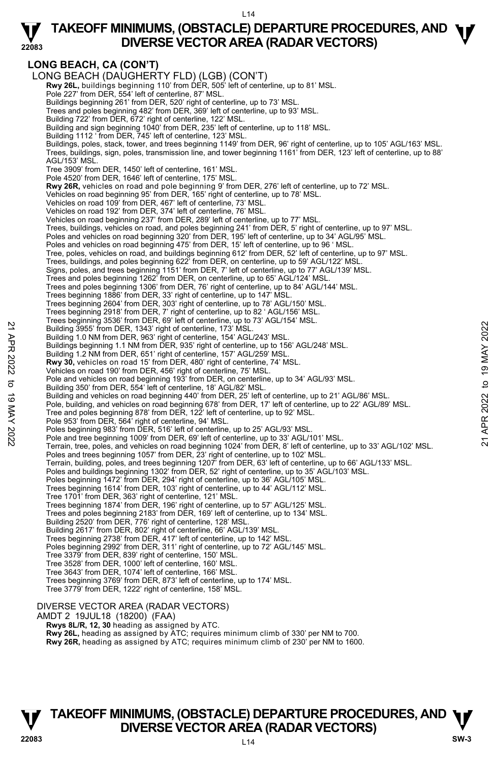## LONG BEACH, CA (CON'T)

LONG BEACH (DAUGHERTY FLD) (LGB) (CON'T)

**Rwy 26L,** buildings beginning 110' from DER, 505' left of centerline, up to 81' MSL.
Pole 227' from DER, 554' left of centerline, 87' MSL.
Buildings beginning 261' from DER, 520' right of centerline, up to 73' MSL.
Trees and poles beginning 482' from DER, 369' left of centerline, up to 93' MSL.
Building 722' from DER, 672' right of centerline, 122' MSL.
Building and sign beginning 1040' from DER, 235' left of centerline, up to 118' MSL.
Building 1112 ' from DER, 745' left of centerline, 123' MSL.
Buildings, poles, stack, tower, and trees beginning 1149' from DER, 96' right of centerline, up to 105' AGL/163' MSL.
Trees, buildings, sign, poles, transmission line, and tower beginning 1161' from DER, 123' left of centerline, up to 88' AGL/153' MSL.
Tree 3909' from DER, 1450' left of centerline, 161' MSL.
Pole 4520' from DER, 1646' left of centerline, 175' MSL.

**Rwy 26R,** vehicles on road and pole beginning 9' from DER, 276' left of centerline, up to 72' MSL.
Vehicles on road beginning 95' from DER, 165' right of centerline, up to 78' MSL.
Vehicles on road 109' from DER, 467' left of centerline, 73' MSL.
Vehicles on road 192' from DER, 374' left of centerline, 76' MSL.
Vehicles on road beginning 237' from DER, 289' left of centerline, up to 77' MSL.
Trees, buildings, vehicles on road, and poles beginning 241' from DER, 5' right of centerline, up to 97' MSL.
Poles and vehicles on road beginning 320' from DER, 195' left of centerline, up to 34' AGL/95' MSL.
Poles and vehicles on road beginning 475' from DER, 15' left of centerline, up to 96 ' MSL.
Tree, poles, vehicles on road, and buildings beginning 612' from DER, 52' left of centerline, up to 97' MSL.
Trees, buildings, and poles beginning 622' from DER, on centerline, up to 59' AGL/122' MSL.
Signs, poles, and trees beginning 1151' from DER, 7' left of centerline, up to 77' AGL/139' MSL.
Trees and poles beginning 1262' from DER, on centerline, up to 65' AGL/124' MSL.
Trees and poles beginning 1306' from DER, 76' right of centerline, up to 84' AGL/144' MSL.
Trees beginning 1886' from DER, 33' right of centerline, up to 147' MSL.
Trees beginning 2604' from DER, 303' right of centerline, up to 78' AGL/150' MSL.
Trees beginning 2918' from DER, 7' right of centerline, up to 82 ' AGL/156' MSL.
Trees beginning 3536' from DER, 69' left of centerline, up to 73' AGL/154' MSL.
Building 3955' from DER, 1343' right of centerline, 173' MSL.
Building 1.0 NM from DER, 963' right of centerline, 154' AGL/243' MSL.
Buildings beginning 1.1 NM from DER, 935' right of centerline, up to 156' AGL/248' MSL.
Building 1.2 NM from DER, 651' right of centerline, 157' AGL/259' MSL.

**Rwy 30,** vehicles on road 15' from DER, 480' right of centerline, 74' MSL.
Vehicles on road 190' from DER, 456' right of centerline, 75' MSL.
Pole and vehicles on road beginning 193' from DER, on centerline, up to 34' AGL/93' MSL.
Building 350' from DER, 554' left of centerline, 18' AGL/82' MSL.
Building and vehicles on road beginning 440' from DER, 25' left of centerline, up to 21' AGL/86' MSL.
Pole, building, and vehicles on road beginning 678' from DER, 17' left of centerline, up to 22' AGL/89' MSL.
Tree and poles beginning 878' from DER, 122' left of centerline, up to 92' MSL.
Pole 953' from DER, 564' right of centerline, 94' MSL.
Poles beginning 983' from DER, 516' left of centerline, up to 25' AGL/93' MSL.
Pole and tree beginning 1009' from DER, 69' left of centerline, up to 33' AGL/101' MSL.
Terrain, tree, poles, and vehicles on road beginning 1024' from DER, 8' left of centerline, up to 33' AGL/102' MSL.
Poles and trees beginning 1057' from DER, 23' right of centerline, up to 102' MSL.
Terrain, building, poles, and trees beginning 1207' from DER, 63' left of centerline, up to 66' AGL/133' MSL.
Poles and buildings beginning 1302' from DER, 52' right of centerline, up to 35' AGL/103' MSL.
Poles beginning 1472' from DER, 294' right of centerline, up to 36' AGL/105' MSL.
Trees beginning 1614' from DER, 103' right of centerline, up to 44' AGL/112' MSL.
Tree 1701' from DER, 363' right of centerline, 121' MSL.
Trees beginning 1874' from DER, 196' right of centerline, up to 57' AGL/125' MSL.
Trees and poles beginning 2183' from DER, 169' left of centerline, up to 134' MSL.
Building 2520' from DER, 776' right of centerline, 128' MSL.
Building 2617' from DER, 802' right of centerline, 66' AGL/139' MSL.
Trees beginning 2738' from DER, 417' left of centerline, up to 142' MSL.
Poles beginning 2992' from DER, 311' right of centerline, up to 72' AGL/145' MSL.
Tree 3379' from DER, 839' right of centerline, 150' MSL.
Tree 3528' from DER, 1000' left of centerline, 160' MSL.
Tree 3643' from DER, 1074' left of centerline, 166' MSL.
Trees beginning 3769' from DER, 873' left of centerline, up to 174' MSL.
Tree 3779' from DER, 1222' right of centerline, 158' MSL.

DIVERSE VECTOR AREA (RADAR VECTORS)
AMDT 2 19JUL18 (18200) (FAA)
**Rwys 8L/R, 12, 30** heading as assigned by ATC.
**Rwy 26L,** heading as assigned by ATC; requires minimum climb of 330' per NM to 700.
**Rwy 26R,** heading as assigned by ATC; requires minimum climb of 230' per NM to 1600.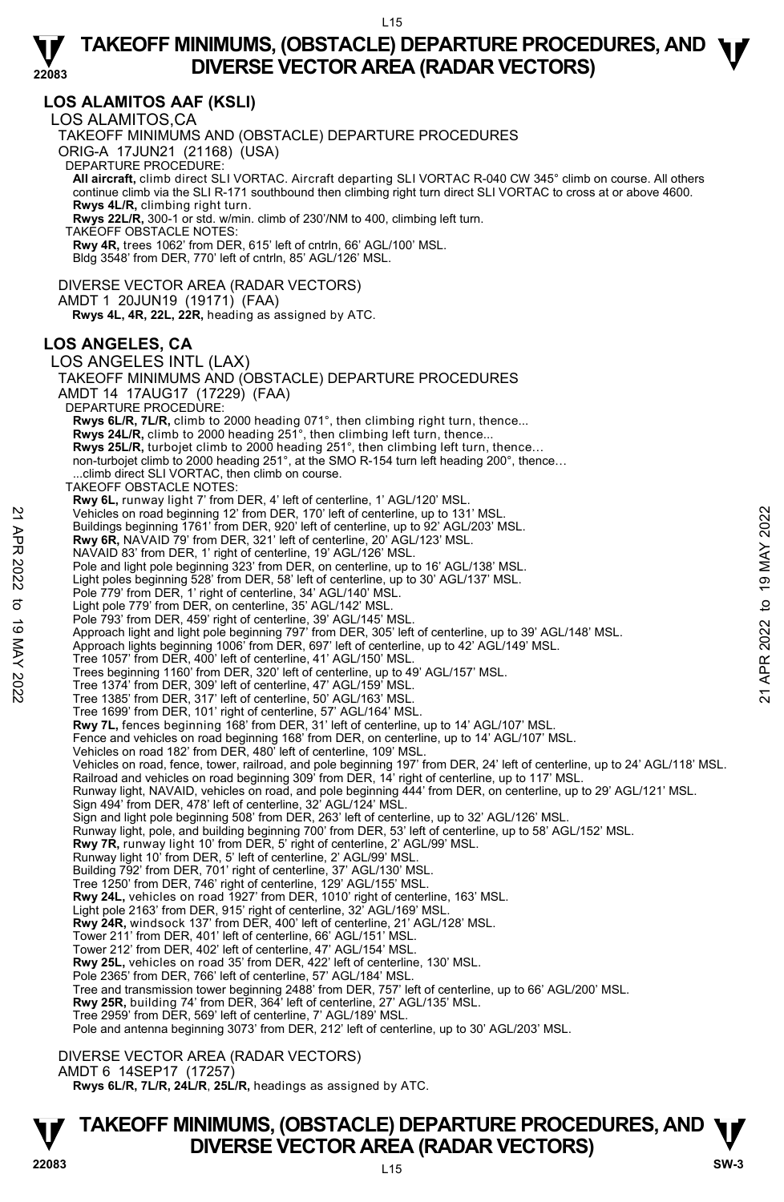## LOS ALAMITOS AAF (KSLI)

LOS ALAMITOS,CA

TAKEOFF MINIMUMS AND (OBSTACLE) DEPARTURE PROCEDURES

ORIG-A 17JUN21 (21168) (USA)

DEPARTURE PROCEDURE:

**All aircraft,** climb direct SLI VORTAC. Aircraft departing SLI VORTAC R-040 CW 345° climb on course. All others continue climb via the SLI R-171 southbound then climbing right turn direct SLI VORTAC to cross at or above 4600.
**Rwys 4L/R,** climbing right turn.
**Rwys 22L/R,** 300-1 or std. w/min. climb of 230'/NM to 400, climbing left turn.

TAKEOFF OBSTACLE NOTES:

**Rwy 4R,** trees 1062' from DER, 615' left of cntrln, 66' AGL/100' MSL.
Bldg 3548' from DER, 770' left of cntrln, 85' AGL/126' MSL.

DIVERSE VECTOR AREA (RADAR VECTORS)

AMDT 1 20JUN19 (19171) (FAA)

**Rwys 4L, 4R, 22L, 22R,** heading as assigned by ATC.

## LOS ANGELES, CA

LOS ANGELES INTL (LAX)

TAKEOFF MINIMUMS AND (OBSTACLE) DEPARTURE PROCEDURES

AMDT 14 17AUG17 (17229) (FAA)

DEPARTURE PROCEDURE:

**Rwys 6L/R, 7L/R,** climb to 2000 heading 071°, then climbing right turn, thence...
**Rwys 24L/R,** climb to 2000 heading 251°, then climbing left turn, thence...
**Rwys 25L/R,** turbojet climb to 2000 heading 251°, then climbing left turn, thence...
non-turbojet climb to 2000 heading 251°, at the SMO R-154 turn left heading 200°, thence...
...climb direct SLI VORTAC, then climb on course.

TAKEOFF OBSTACLE NOTES:

**Rwy 6L,** runway light 7' from DER, 4' left of centerline, 1' AGL/120' MSL.
Vehicles on road beginning 12' from DER, 170' left of centerline, up to 131' MSL.
Buildings beginning 1761' from DER, 920' left of centerline, up to 92' AGL/203' MSL.
**Rwy 6R,** NAVAID 79' from DER, 321' left of centerline, 20' AGL/123' MSL.
NAVAID 83' from DER, 1' right of centerline, 19' AGL/126' MSL.
Pole and light pole beginning 323' from DER, on centerline, up to 16' AGL/138' MSL.
Light poles beginning 528' from DER, 58' left of centerline, up to 30' AGL/137' MSL.
Pole 779' from DER, 1' right of centerline, 34' AGL/140' MSL.
Light pole 779' from DER, on centerline, 35' AGL/142' MSL.
Pole 793' from DER, 459' right of centerline, 39' AGL/145' MSL.
Approach light and light pole beginning 797' from DER, 305' left of centerline, up to 39' AGL/148' MSL.
Approach lights beginning 1006' from DER, 697' left of centerline, up to 42' AGL/149' MSL.
Tree 1057' from DER, 400' left of centerline, 41' AGL/150' MSL.
Trees beginning 1160' from DER, 320' left of centerline, up to 49' AGL/157' MSL.
Tree 1374' from DER, 309' left of centerline, 47' AGL/159' MSL.
Tree 1385' from DER, 317' left of centerline, 50' AGL/163' MSL.
Tree 1699' from DER, 101' right of centerline, 57' AGL/164' MSL.
**Rwy 7L,** fences beginning 168' from DER, 31' left of centerline, up to 14' AGL/107' MSL.
Fence and vehicles on road beginning 168' from DER, on centerline, up to 14' AGL/107' MSL.
Vehicles on road 182' from DER, 480' left of centerline, 109' MSL.
Vehicles on road, fence, tower, railroad, and pole beginning 197' from DER, 24' left of centerline, up to 24' AGL/118' MSL.
Railroad and vehicles on road beginning 309' from DER, 14' right of centerline, up to 117' MSL.
Runway light, NAVAID, vehicles on road, and pole beginning 444' from DER, on centerline, up to 29' AGL/121' MSL.
Sign 494' from DER, 478' left of centerline, 32' AGL/124' MSL.
Sign and light pole beginning 508' from DER, 263' left of centerline, up to 32' AGL/126' MSL.
Runway light, pole, and building beginning 700' from DER, 53' left of centerline, up to 58' AGL/152' MSL.
**Rwy 7R,** runway light 10' from DER, 5' right of centerline, 2' AGL/99' MSL.
Runway light 10' from DER, 5' left of centerline, 2' AGL/99' MSL.
Building 792' from DER, 701' right of centerline, 37' AGL/130' MSL.
Tree 1250' from DER, 746' right of centerline, 129' AGL/155' MSL.
**Rwy 24L,** vehicles on road 1927' from DER, 1010' right of centerline, 163' MSL.
Light pole 2163' from DER, 915' right of centerline, 32' AGL/169' MSL.
**Rwy 24R,** windsock 137' from DER, 400' left of centerline, 21' AGL/128' MSL.
Tower 211' from DER, 401' left of centerline, 66' AGL/151' MSL.
Tower 212' from DER, 402' left of centerline, 47' AGL/154' MSL.
**Rwy 25L,** vehicles on road 35' from DER, 422' left of centerline, 130' MSL.
Pole 2365' from DER, 766' left of centerline, 57' AGL/184' MSL.
Tree and transmission tower beginning 2488' from DER, 757' left of centerline, up to 66' AGL/200' MSL.
**Rwy 25R,** building 74' from DER, 364' left of centerline, 27' AGL/135' MSL.
Tree 2959' from DER, 569' left of centerline, 7' AGL/189' MSL.
Pole and antenna beginning 3073' from DER, 212' left of centerline, up to 30' AGL/203' MSL.

DIVERSE VECTOR AREA (RADAR VECTORS)

AMDT 6 14SEP17 (17257)

**Rwys 6L/R, 7L/R, 24L/R, 25L/R,** headings as assigned by ATC.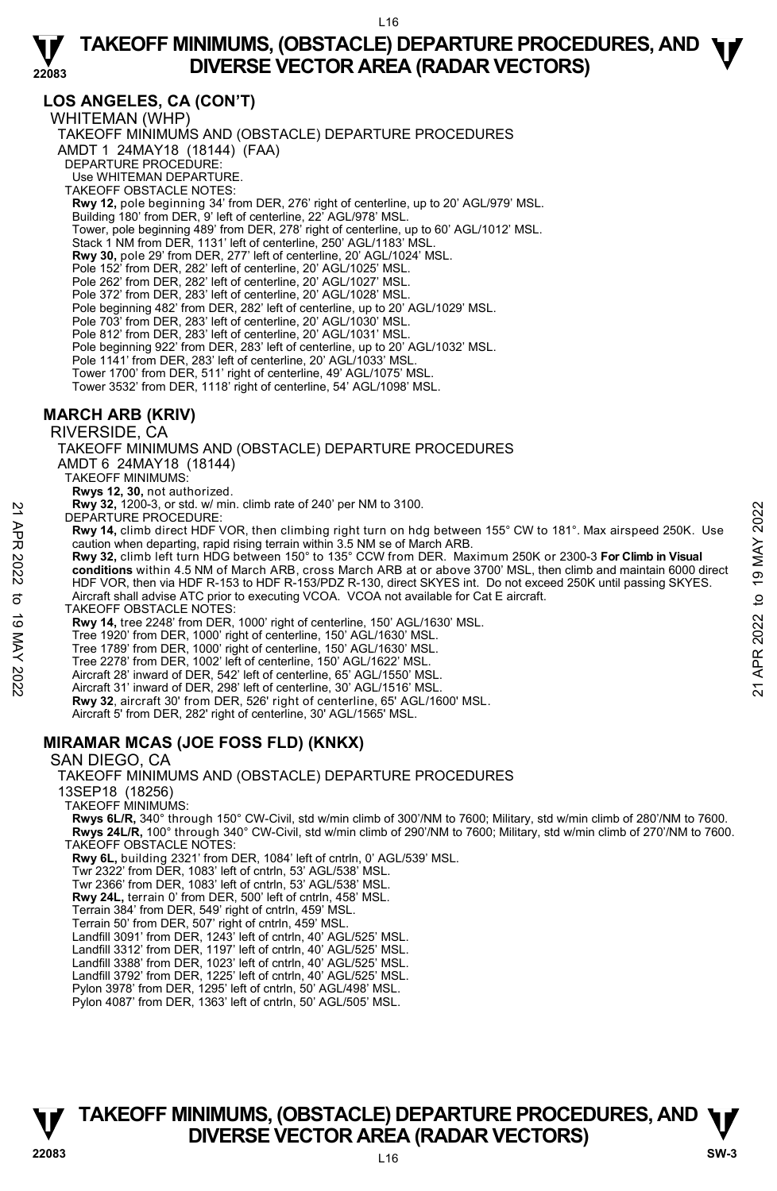## LOS ANGELES, CA (CON'T)

WHITEMAN (WHP)

TAKEOFF MINIMUMS AND (OBSTACLE) DEPARTURE PROCEDURES

AMDT 1 24MAY18 (18144) (FAA)

DEPARTURE PROCEDURE:
Use WHITEMAN DEPARTURE.

TAKEOFF OBSTACLE NOTES:
**Rwy 12,** pole beginning 34' from DER, 276' right of centerline, up to 20' AGL/979' MSL.
Building 180' from DER, 9' left of centerline, 22' AGL/978' MSL.
Tower, pole beginning 489' from DER, 278' right of centerline, up to 60' AGL/1012' MSL.
Stack 1 NM from DER, 1131' left of centerline, 250' AGL/1183' MSL.
**Rwy 30,** pole 29' from DER, 277' left of centerline, 20' AGL/1024' MSL.
Pole 152' from DER, 282' left of centerline, 20' AGL/1025' MSL.
Pole 262' from DER, 282' left of centerline, 20' AGL/1027' MSL.
Pole 372' from DER, 283' left of centerline, 20' AGL/1028' MSL.
Pole beginning 482' from DER, 282' left of centerline, up to 20' AGL/1029' MSL.
Pole 703' from DER, 283' left of centerline, 20' AGL/1030' MSL.
Pole 812' from DER, 283' left of centerline, 20' AGL/1031' MSL.
Pole beginning 922' from DER, 283' left of centerline, up to 20' AGL/1032' MSL.
Pole 1141' from DER, 283' left of centerline, 20' AGL/1033' MSL.
Tower 1700' from DER, 511' right of centerline, 49' AGL/1075' MSL.
Tower 3532' from DER, 1118' right of centerline, 54' AGL/1098' MSL.

## MARCH ARB (KRIV)

RIVERSIDE, CA

TAKEOFF MINIMUMS AND (OBSTACLE) DEPARTURE PROCEDURES

AMDT 6 24MAY18 (18144)

TAKEOFF MINIMUMS:
**Rwys 12, 30,** not authorized.
**Rwy 32,** 1200-3, or std. w/ min. climb rate of 240' per NM to 3100.

DEPARTURE PROCEDURE:
**Rwy 14,** climb direct HDF VOR, then climbing right turn on hdg between 155° CW to 181°. Max airspeed 250K. Use caution when departing, rapid rising terrain within 3.5 NM se of March ARB.
**Rwy 32,** climb left turn HDG between 150° to 135° CCW from DER. Maximum 250K or 2300-3 **For Climb in Visual conditions** within 4.5 NM of March ARB, cross March ARB at or above 3700' MSL, then climb and maintain 6000 direct HDF VOR, then via HDF R-153 to HDF R-153/PDZ R-130, direct SKYES int. Do not exceed 250K until passing SKYES. Aircraft shall advise ATC prior to executing VCOA. VCOA not available for Cat E aircraft.

TAKEOFF OBSTACLE NOTES:
**Rwy 14,** tree 2248' from DER, 1000' right of centerline, 150' AGL/1630' MSL.
Tree 1920' from DER, 1000' right of centerline, 150' AGL/1630' MSL.
Tree 1789' from DER, 1000' right of centerline, 150' AGL/1630' MSL.
Tree 2278' from DER, 1002' left of centerline, 150' AGL/1622' MSL.
Aircraft 28' inward of DER, 542' left of centerline, 65' AGL/1550' MSL.
Aircraft 31' inward of DER, 298' left of centerline, 30' AGL/1516' MSL.
**Rwy 32**, aircraft 30' from DER, 526' right of centerline, 65' AGL/1600' MSL.
Aircraft 5' from DER, 282' right of centerline, 30' AGL/1565' MSL.

## MIRAMAR MCAS (JOE FOSS FLD) (KNKX)

SAN DIEGO, CA

TAKEOFF MINIMUMS AND (OBSTACLE) DEPARTURE PROCEDURES

13SEP18 (18256)

TAKEOFF MINIMUMS:
**Rwys 6L/R,** 340° through 150° CW-Civil, std w/min climb of 300'/NM to 7600; Military, std w/min climb of 280'/NM to 7600.
**Rwys 24L/R,** 100° through 340° CW-Civil, std w/min climb of 290'/NM to 7600; Military, std w/min climb of 270'/NM to 7600.

TAKEOFF OBSTACLE NOTES:
**Rwy 6L,** building 2321' from DER, 1084' left of cntrln, 0' AGL/539' MSL.
Twr 2322' from DER, 1083' left of cntrln, 53' AGL/538' MSL.
Twr 2366' from DER, 1083' left of cntrln, 53' AGL/538' MSL.
**Rwy 24L,** terrain 0' from DER, 500' left of cntrln, 458' MSL.
Terrain 384' from DER, 549' right of cntrln, 459' MSL.
Terrain 50' from DER, 507' right of cntrln, 459' MSL.
Landfill 3091' from DER, 1243' left of cntrln, 40' AGL/525' MSL.
Landfill 3312' from DER, 1197' left of cntrln, 40' AGL/525' MSL.
Landfill 3388' from DER, 1023' left of cntrln, 40' AGL/525' MSL.
Landfill 3792' from DER, 1225' left of cntrln, 40' AGL/525' MSL.
Pylon 3978' from DER, 1295' left of cntrln, 50' AGL/498' MSL.
Pylon 4087' from DER, 1363' left of cntrln, 50' AGL/505' MSL.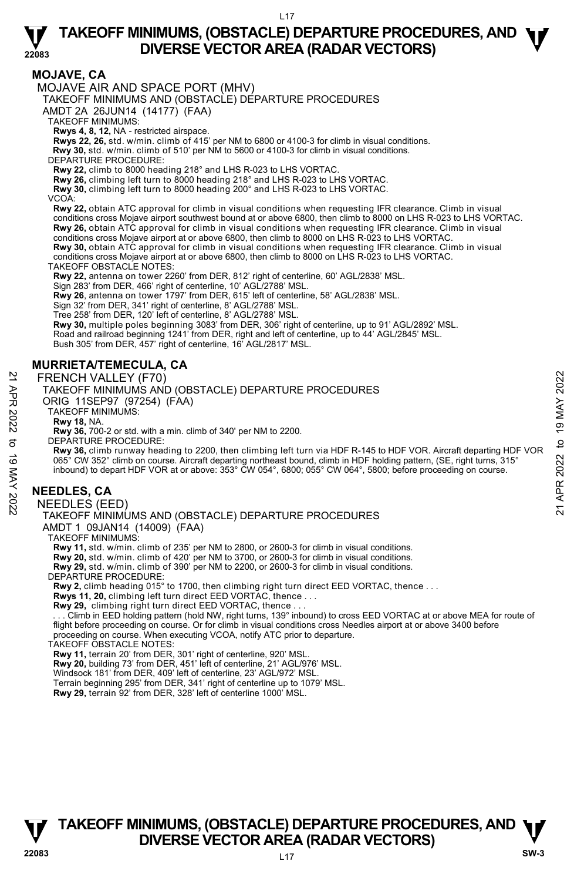## MOJAVE, CA

MOJAVE AIR AND SPACE PORT (MHV)

TAKEOFF MINIMUMS AND (OBSTACLE) DEPARTURE PROCEDURES

AMDT 2A 26JUN14 (14177) (FAA)

TAKEOFF MINIMUMS:

**Rwys 4, 8, 12,** NA - restricted airspace.

**Rwys 22, 26,** std. w/min. climb of 415' per NM to 6800 or 4100-3 for climb in visual conditions.

**Rwy 30,** std. w/min. climb of 510' per NM to 5600 or 4100-3 for climb in visual conditions.

DEPARTURE PROCEDURE:

**Rwy 22,** climb to 8000 heading 218° and LHS R-023 to LHS VORTAC.

**Rwy 26,** climbing left turn to 8000 heading 218° and LHS R-023 to LHS VORTAC.

**Rwy 30,** climbing left turn to 8000 heading 200° and LHS R-023 to LHS VORTAC.

VCOA:

**Rwy 22,** obtain ATC approval for climb in visual conditions when requesting IFR clearance. Climb in visual conditions cross Mojave airport southwest bound at or above 6800, then climb to 8000 on LHS R-023 to LHS VORTAC.

**Rwy 26,** obtain ATC approval for climb in visual conditions when requesting IFR clearance. Climb in visual conditions cross Mojave airport at or above 6800, then climb to 8000 on LHS R-023 to LHS VORTAC.

**Rwy 30,** obtain ATC approval for climb in visual conditions when requesting IFR clearance. Climb in visual conditions cross Mojave airport at or above 6800, then climb to 8000 on LHS R-023 to LHS VORTAC.

TAKEOFF OBSTACLE NOTES:

**Rwy 22,** antenna on tower 2260' from DER, 812' right of centerline, 60' AGL/2838' MSL.

Sign 283' from DER, 466' right of centerline, 10' AGL/2788' MSL.

**Rwy 26**, antenna on tower 1797' from DER, 615' left of centerline, 58' AGL/2838' MSL.

Sign 32' from DER, 341' right of centerline, 8' AGL/2788' MSL.

Tree 258' from DER, 120' left of centerline, 8' AGL/2788' MSL.

**Rwy 30,** multiple poles beginning 3083' from DER, 306' right of centerline, up to 91' AGL/2892' MSL.

Road and railroad beginning 1241' from DER, right and left of centerline, up to 44' AGL/2845' MSL.

Bush 305' from DER, 457' right of centerline, 16' AGL/2817' MSL.

## MURRIETA/TEMECULA, CA

FRENCH VALLEY (F70)

TAKEOFF MINIMUMS AND (OBSTACLE) DEPARTURE PROCEDURES

ORIG 11SEP97 (97254) (FAA)

TAKEOFF MINIMUMS:

**Rwy 18,** NA.

**Rwy 36,** 700-2 or std. with a min. climb of 340' per NM to 2200.

DEPARTURE PROCEDURE:

**Rwy 36,** climb runway heading to 2200, then climbing left turn via HDF R-145 to HDF VOR. Aircraft departing HDF VOR 065° CW 352° climb on course. Aircraft departing northeast bound, climb in HDF holding pattern, (SE, right turns, 315° inbound) to depart HDF VOR at or above: 353° CW 054°, 6800; 055° CW 064°, 5800; before proceeding on course.

## NEEDLES, CA

NEEDLES (EED)

TAKEOFF MINIMUMS AND (OBSTACLE) DEPARTURE PROCEDURES

AMDT 1 09JAN14 (14009) (FAA)

TAKEOFF MINIMUMS:

**Rwy 11,** std. w/min. climb of 235' per NM to 2800, or 2600-3 for climb in visual conditions.

**Rwy 20,** std. w/min. climb of 420' per NM to 3700, or 2600-3 for climb in visual conditions.

**Rwy 29,** std. w/min. climb of 390' per NM to 2200, or 2600-3 for climb in visual conditions.

DEPARTURE PROCEDURE:

**Rwy 2,** climb heading 015° to 1700, then climbing right turn direct EED VORTAC, thence . . .

**Rwys 11, 20,** climbing left turn direct EED VORTAC, thence . . .

**Rwy 29,** climbing right turn direct EED VORTAC, thence . . .

. . . Climb in EED holding pattern (hold NW, right turns, 139° inbound) to cross EED VORTAC at or above MEA for route of flight before proceeding on course. Or for climb in visual conditions cross Needles airport at or above 3400 before proceeding on course. When executing VCOA, notify ATC prior to departure.

TAKEOFF OBSTACLE NOTES:

**Rwy 11,** terrain 20' from DER, 301' right of centerline, 920' MSL.

**Rwy 20,** building 73' from DER, 451' left of centerline, 21' AGL/976' MSL.

Windsock 181' from DER, 409' left of centerline, 23' AGL/972' MSL.

Terrain beginning 295' from DER, 341' right of centerline up to 1079' MSL.

**Rwy 29,** terrain 92' from DER, 328' left of centerline 1000' MSL.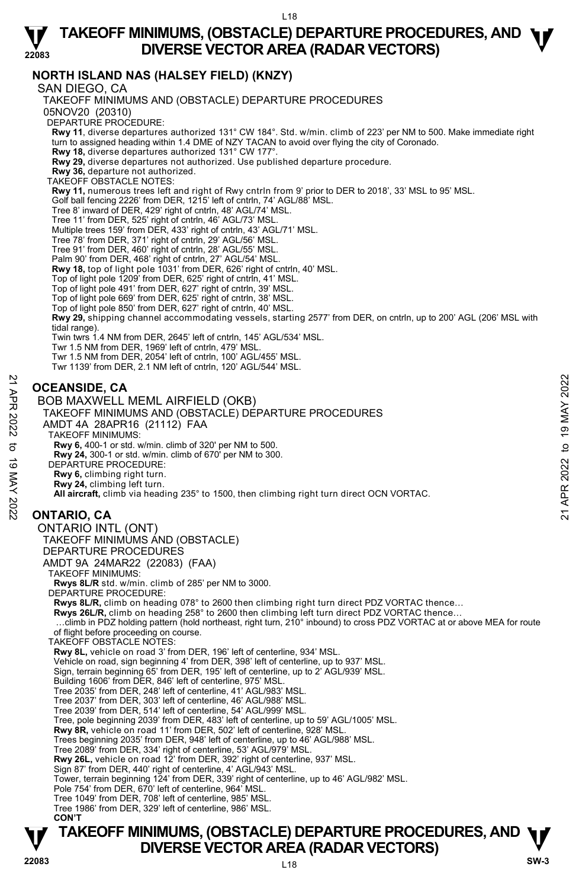## NORTH ISLAND NAS (HALSEY FIELD) (KNZY)

SAN DIEGO, CA

TAKEOFF MINIMUMS AND (OBSTACLE) DEPARTURE PROCEDURES

05NOV20 (20310)

DEPARTURE PROCEDURE:

**Rwy 11**, diverse departures authorized 131° CW 184°. Std. w/min. climb of 223' per NM to 500. Make immediate right turn to assigned heading within 1.4 DME of NZY TACAN to avoid over flying the city of Coronado.
**Rwy 18,** diverse departures authorized 131° CW 177°.
**Rwy 29,** diverse departures not authorized. Use published departure procedure.
**Rwy 36,** departure not authorized.

TAKEOFF OBSTACLE NOTES:

**Rwy 11,** numerous trees left and right of Rwy cntrln from 9' prior to DER to 2018', 33' MSL to 95' MSL.
Golf ball fencing 2226' from DER, 1215' left of cntrln, 74' AGL/88' MSL.
Tree 8' inward of DER, 429' right of cntrln, 48' AGL/74' MSL.
Tree 11' from DER, 525' right of cntrln, 46' AGL/73' MSL.
Multiple trees 159' from DER, 433' right of cntrln, 43' AGL/71' MSL.
Tree 78' from DER, 371' right of cntrln, 29' AGL/56' MSL.
Tree 91' from DER, 460' right of cntrln, 28' AGL/55' MSL.
Palm 90' from DER, 468' right of cntrln, 27' AGL/54' MSL.
**Rwy 18,** top of light pole 1031' from DER, 626' right of cntrln, 40' MSL.
Top of light pole 1209' from DER, 625' right of cntrln, 41' MSL.
Top of light pole 491' from DER, 627' right of cntrln, 39' MSL.
Top of light pole 669' from DER, 625' right of cntrln, 38' MSL.
Top of light pole 850' from DER, 627' right of cntrln, 40' MSL.
**Rwy 29,** shipping channel accommodating vessels, starting 2577' from DER, on cntrln, up to 200' AGL (206' MSL with tidal range).
Twin twrs 1.4 NM from DER, 2645' left of cntrln, 145' AGL/534' MSL.
Twr 1.5 NM from DER, 1969' left of cntrln, 479' MSL.
Twr 1.5 NM from DER, 2054' left of cntrln, 100' AGL/455' MSL.
Twr 1139' from DER, 2.1 NM left of cntrln, 120' AGL/544' MSL.

## OCEANSIDE, CA

BOB MAXWELL MEML AIRFIELD (OKB)

TAKEOFF MINIMUMS AND (OBSTACLE) DEPARTURE PROCEDURES

AMDT 4A 28APR16 (21112) FAA

TAKEOFF MINIMUMS:

**Rwy 6,** 400-1 or std. w/min. climb of 320' per NM to 500.
**Rwy 24,** 300-1 or std. w/min. climb of 670' per NM to 300.

DEPARTURE PROCEDURE:

**Rwy 6,** climbing right turn.
**Rwy 24,** climbing left turn.
**All aircraft,** climb via heading 235° to 1500, then climbing right turn direct OCN VORTAC.

## ONTARIO, CA

ONTARIO INTL (ONT)

TAKEOFF MINIMUMS AND (OBSTACLE) DEPARTURE PROCEDURES

AMDT 9A 24MAR22 (22083) (FAA)

TAKEOFF MINIMUMS:

**Rwys 8L/R** std. w/min. climb of 285' per NM to 3000.

DEPARTURE PROCEDURE:

**Rwys 8L/R,** climb on heading 078° to 2600 then climbing right turn direct PDZ VORTAC thence…
**Rwys 26L/R,** climb on heading 258° to 2600 then climbing left turn direct PDZ VORTAC thence…
…climb in PDZ holding pattern (hold northeast, right turn, 210° inbound) to cross PDZ VORTAC at or above MEA for route of flight before proceeding on course.

TAKEOFF OBSTACLE NOTES:

**Rwy 8L,** vehicle on road 3' from DER, 196' left of centerline, 934' MSL.
Vehicle on road, sign beginning 4' from DER, 398' left of centerline, up to 937' MSL.
Sign, terrain beginning 65' from DER, 195' left of centerline, up to 2' AGL/939' MSL.
Building 1606' from DER, 846' left of centerline, 975' MSL.
Tree 2035' from DER, 248' left of centerline, 41' AGL/983' MSL.
Tree 2037' from DER, 303' left of centerline, 46' AGL/988' MSL.
Tree 2039' from DER, 514' left of centerline, 54' AGL/999' MSL.
Tree, pole beginning 2039' from DER, 483' left of centerline, up to 59' AGL/1005' MSL.
**Rwy 8R,** vehicle on road 11' from DER, 502' left of centerline, 928' MSL.
Trees beginning 2035' from DER, 948' left of centerline, up to 46' AGL/988' MSL.
Tree 2089' from DER, 334' right of centerline, 53' AGL/979' MSL.
**Rwy 26L,** vehicle on road 12' from DER, 392' right of centerline, 937' MSL.
Sign 87' from DER, 440' right of centerline, 4' AGL/943' MSL.
Tower, terrain beginning 124' from DER, 339' right of centerline, up to 46' AGL/982' MSL.
Pole 754' from DER, 670' left of centerline, 964' MSL.
Tree 1049' from DER, 708' left of centerline, 985' MSL.
Tree 1986' from DER, 329' left of centerline, 986' MSL.

**CON'T**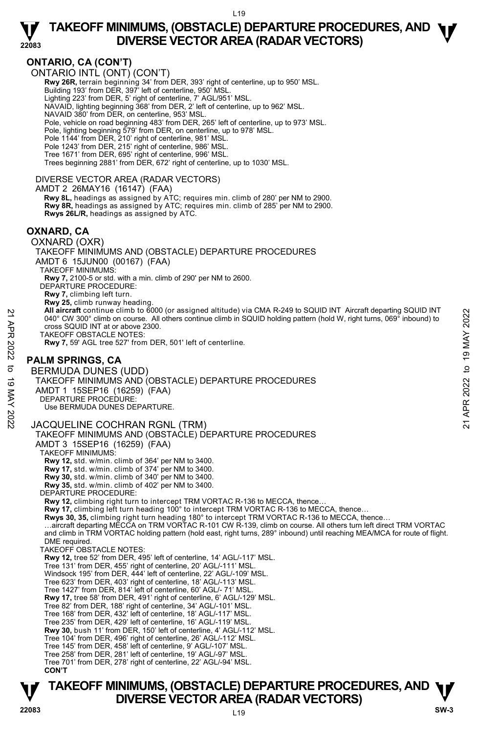## ONTARIO, CA (CON'T)

ONTARIO INTL (ONT) (CON'T)

**Rwy 26R,** terrain beginning 34' from DER, 393' right of centerline, up to 950' MSL.
Building 193' from DER, 397' left of centerline, 950' MSL.
Lighting 223' from DER, 5' right of centerline, 7' AGL/951' MSL.
NAVAID, lighting beginning 368' from DER, 2' left of centerline, up to 962' MSL.
NAVAID 380' from DER, on centerline, 953' MSL.
Pole, vehicle on road beginning 483' from DER, 265' left of centerline, up to 973' MSL.
Pole, lighting beginning 579' from DER, on centerline, up to 978' MSL.
Pole 1144' from DER, 210' right of centerline, 981' MSL.
Pole 1243' from DER, 215' right of centerline, 986' MSL.
Tree 1671' from DER, 695' right of centerline, 996' MSL.
Trees beginning 2881' from DER, 672' right of centerline, up to 1030' MSL.

DIVERSE VECTOR AREA (RADAR VECTORS)

AMDT 2 26MAY16 (16147) (FAA)

**Rwy 8L,** headings as assigned by ATC; requires min. climb of 280' per NM to 2900.
**Rwy 8R,** headings as assigned by ATC; requires min. climb of 285' per NM to 2900.
**Rwys 26L/R,** headings as assigned by ATC.

## OXNARD, CA

OXNARD (OXR)

TAKEOFF MINIMUMS AND (OBSTACLE) DEPARTURE PROCEDURES

AMDT 6 15JUN00 (00167) (FAA)

TAKEOFF MINIMUMS:
**Rwy 7,** 2100-5 or std. with a min. climb of 290' per NM to 2600.

DEPARTURE PROCEDURE:
**Rwy 7,** climbing left turn.
**Rwy 25,** climb runway heading.
**All aircraft** continue climb to 6000 (or assigned altitude) via CMA R-249 to SQUID INT Aircraft departing SQUID INT 040° CW 300° climb on course. All others continue climb in SQUID holding pattern (hold W, right turns, 069° inbound) to cross SQUID INT at or above 2300.

TAKEOFF OBSTACLE NOTES:
**Rwy 7,** 59' AGL tree 527' from DER, 501' left of centerline.

## PALM SPRINGS, CA

BERMUDA DUNES (UDD)

TAKEOFF MINIMUMS AND (OBSTACLE) DEPARTURE PROCEDURES

AMDT 1 15SEP16 (16259) (FAA)

DEPARTURE PROCEDURE:
Use BERMUDA DUNES DEPARTURE.

JACQUELINE COCHRAN RGNL (TRM)

TAKEOFF MINIMUMS AND (OBSTACLE) DEPARTURE PROCEDURES

AMDT 3 15SEP16 (16259) (FAA)

TAKEOFF MINIMUMS:
**Rwy 12,** std. w/min. climb of 364' per NM to 3400.
**Rwy 17,** std. w/min. climb of 374' per NM to 3400.
**Rwy 30,** std. w/min. climb of 340' per NM to 3400.
**Rwy 35,** std. w/min. climb of 402' per NM to 3400.

DEPARTURE PROCEDURE:
**Rwy 12,** climbing right turn to intercept TRM VORTAC R-136 to MECCA, thence…
**Rwy 17,** climbing left turn heading 100° to intercept TRM VORTAC R-136 to MECCA, thence…
**Rwys 30, 35,** climbing right turn heading 180° to intercept TRM VORTAC R-136 to MECCA, thence…
…aircraft departing MECCA on TRM VORTAC R-101 CW R-139, climb on course. All others turn left direct TRM VORTAC and climb in TRM VORTAC holding pattern (hold east, right turns, 289° inbound) until reaching MEA/MCA for route of flight. DME required.

TAKEOFF OBSTACLE NOTES:
**Rwy 12,** tree 52' from DER, 495' left of centerline, 14' AGL/-117' MSL.
Tree 131' from DER, 455' right of centerline, 20' AGL/-111' MSL.
Windsock 195' from DER, 444' left of centerline, 22' AGL/-109' MSL.
Tree 623' from DER, 403' right of centerline, 18' AGL/-113' MSL.
Tree 1427' from DER, 814' left of centerline, 60' AGL/- 71' MSL.
**Rwy 17,** tree 58' from DER, 491' right of centerline, 6' AGL/-129' MSL.
Tree 82' from DER, 188' right of centerline, 34' AGL/-101' MSL.
Tree 168' from DER, 432' left of centerline, 18' AGL/-117' MSL.
Tree 235' from DER, 429' left of centerline, 16' AGL/-119' MSL.
**Rwy 30,** bush 11' from DER, 150' left of centerline, 4' AGL/-112' MSL.
Tree 104' from DER, 496' right of centerline, 26' AGL/-112' MSL.
Tree 145' from DER, 458' left of centerline, 9' AGL/-107' MSL.
Tree 258' from DER, 281' left of centerline, 19' AGL/-97' MSL.
Tree 701' from DER, 278' right of centerline, 22' AGL/-94' MSL.
**CON'T**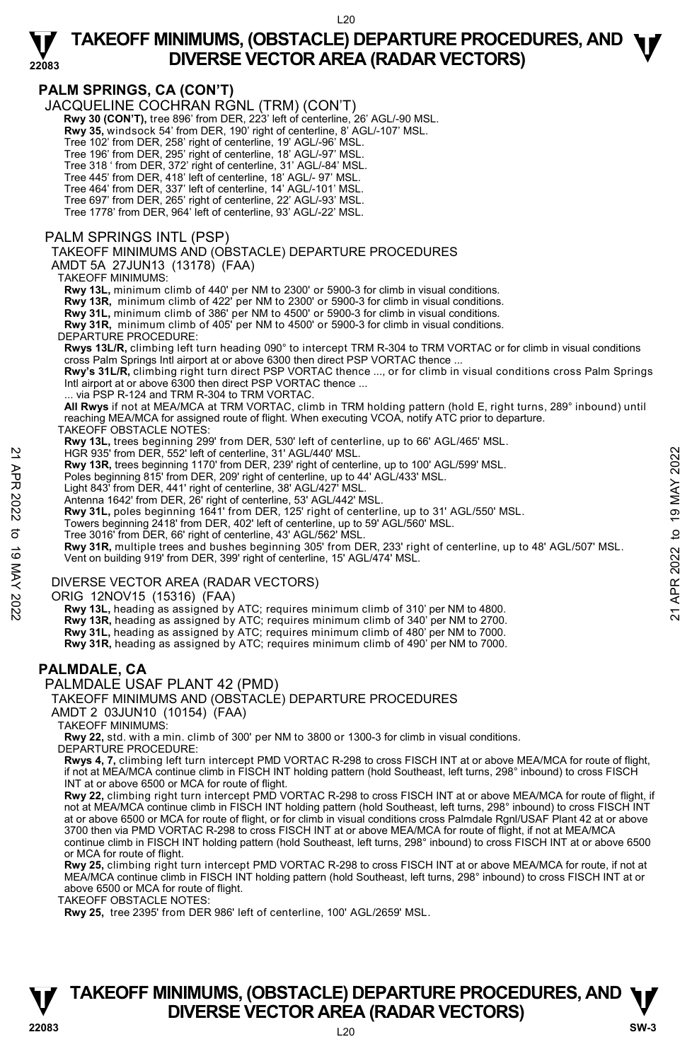## PALM SPRINGS, CA (CON'T)

JACQUELINE COCHRAN RGNL (TRM) (CON'T)

**Rwy 30 (CON'T),** tree 896' from DER, 223' left of centerline, 26' AGL/-90 MSL.
**Rwy 35,** windsock 54' from DER, 190' right of centerline, 8' AGL/-107' MSL.
Tree 102' from DER, 258' right of centerline, 19' AGL/-96' MSL.
Tree 196' from DER, 295' right of centerline, 18' AGL/-97' MSL.
Tree 318 ' from DER, 372' right of centerline, 31' AGL/-84' MSL.
Tree 445' from DER, 418' left of centerline, 18' AGL/- 97' MSL.
Tree 464' from DER, 337' left of centerline, 14' AGL/-101' MSL.
Tree 697' from DER, 265' right of centerline, 22' AGL/-93' MSL.
Tree 1778' from DER, 964' left of centerline, 93' AGL/-22' MSL.

PALM SPRINGS INTL (PSP)

TAKEOFF MINIMUMS AND (OBSTACLE) DEPARTURE PROCEDURES
AMDT 5A 27JUN13 (13178) (FAA)

TAKEOFF MINIMUMS:
**Rwy 13L,** minimum climb of 440' per NM to 2300' or 5900-3 for climb in visual conditions.
**Rwy 13R,** minimum climb of 422' per NM to 2300' or 5900-3 for climb in visual conditions.
**Rwy 31L,** minimum climb of 386' per NM to 4500' or 5900-3 for climb in visual conditions.
**Rwy 31R,** minimum climb of 405' per NM to 4500' or 5900-3 for climb in visual conditions.

DEPARTURE PROCEDURE:
**Rwys 13L/R,** climbing left turn heading 090° to intercept TRM R-304 to TRM VORTAC or for climb in visual conditions cross Palm Springs Intl airport at or above 6300 then direct PSP VORTAC thence ...
**Rwy's 31L/R,** climbing right turn direct PSP VORTAC thence ..., or for climb in visual conditions cross Palm Springs Intl airport at or above 6300 then direct PSP VORTAC thence ...
... via PSP R-124 and TRM R-304 to TRM VORTAC.
**All Rwys** if not at MEA/MCA at TRM VORTAC, climb in TRM holding pattern (hold E, right turns, 289° inbound) until reaching MEA/MCA for assigned route of flight. When executing VCOA, notify ATC prior to departure.

TAKEOFF OBSTACLE NOTES:
**Rwy 13L,** trees beginning 299' from DER, 530' left of centerline, up to 66' AGL/465' MSL.
HGR 935' from DER, 552' left of centerline, 31' AGL/440' MSL.
**Rwy 13R,** trees beginning 1170' from DER, 239' right of centerline, up to 100' AGL/599' MSL.
Poles beginning 815' from DER, 209' right of centerline, up to 44' AGL/433' MSL.
Light 843' from DER, 441' right of centerline, 38' AGL/427' MSL.
Antenna 1642' from DER, 26' right of centerline, 53' AGL/442' MSL.
**Rwy 31L,** poles beginning 1641' from DER, 125' right of centerline, up to 31' AGL/550' MSL.
Towers beginning 2418' from DER, 402' left of centerline, up to 59' AGL/560' MSL.
Tree 3016' from DER, 66' right of centerline, 43' AGL/562' MSL.
**Rwy 31R,** multiple trees and bushes beginning 305' from DER, 233' right of centerline, up to 48' AGL/507' MSL.
Vent on building 919' from DER, 399' right of centerline, 15' AGL/474' MSL.

DIVERSE VECTOR AREA (RADAR VECTORS)
ORIG 12NOV15 (15316) (FAA)
**Rwy 13L,** heading as assigned by ATC; requires minimum climb of 310' per NM to 4800.
**Rwy 13R,** heading as assigned by ATC; requires minimum climb of 340' per NM to 2700.
**Rwy 31L,** heading as assigned by ATC; requires minimum climb of 480' per NM to 7000.
**Rwy 31R,** heading as assigned by ATC; requires minimum climb of 490' per NM to 7000.

## PALMDALE, CA

PALMDALE USAF PLANT 42 (PMD)

TAKEOFF MINIMUMS AND (OBSTACLE) DEPARTURE PROCEDURES
AMDT 2 03JUN10 (10154) (FAA)

TAKEOFF MINIMUMS:
**Rwy 22,** std. with a min. climb of 300' per NM to 3800 or 1300-3 for climb in visual conditions.

DEPARTURE PROCEDURE:
**Rwys 4, 7,** climbing left turn intercept PMD VORTAC R-298 to cross FISCH INT at or above MEA/MCA for route of flight, if not at MEA/MCA continue climb in FISCH INT holding pattern (hold Southeast, left turns, 298° inbound) to cross FISCH INT at or above 6500 or MCA for route of flight.
**Rwy 22,** climbing right turn intercept PMD VORTAC R-298 to cross FISCH INT at or above MEA/MCA for route of flight, if not at MEA/MCA continue climb in FISCH INT holding pattern (hold Southeast, left turns, 298° inbound) to cross FISCH INT at or above 6500 or MCA for route of flight, or for climb in visual conditions cross Palmdale Rgnl/USAF Plant 42 at or above 3700 then via PMD VORTAC R-298 to cross FISCH INT at or above MEA/MCA for route of flight, if not at MEA/MCA continue climb in FISCH INT holding pattern (hold Southeast, left turns, 298° inbound) to cross FISCH INT at or above 6500 or MCA for route of flight.
**Rwy 25,** climbing right turn intercept PMD VORTAC R-298 to cross FISCH INT at or above MEA/MCA for route, if not at MEA/MCA continue climb in FISCH INT holding pattern (hold Southeast, left turns, 298° inbound) to cross FISCH INT at or above 6500 or MCA for route of flight.

TAKEOFF OBSTACLE NOTES:
**Rwy 25,** tree 2395' from DER 986' left of centerline, 100' AGL/2659' MSL.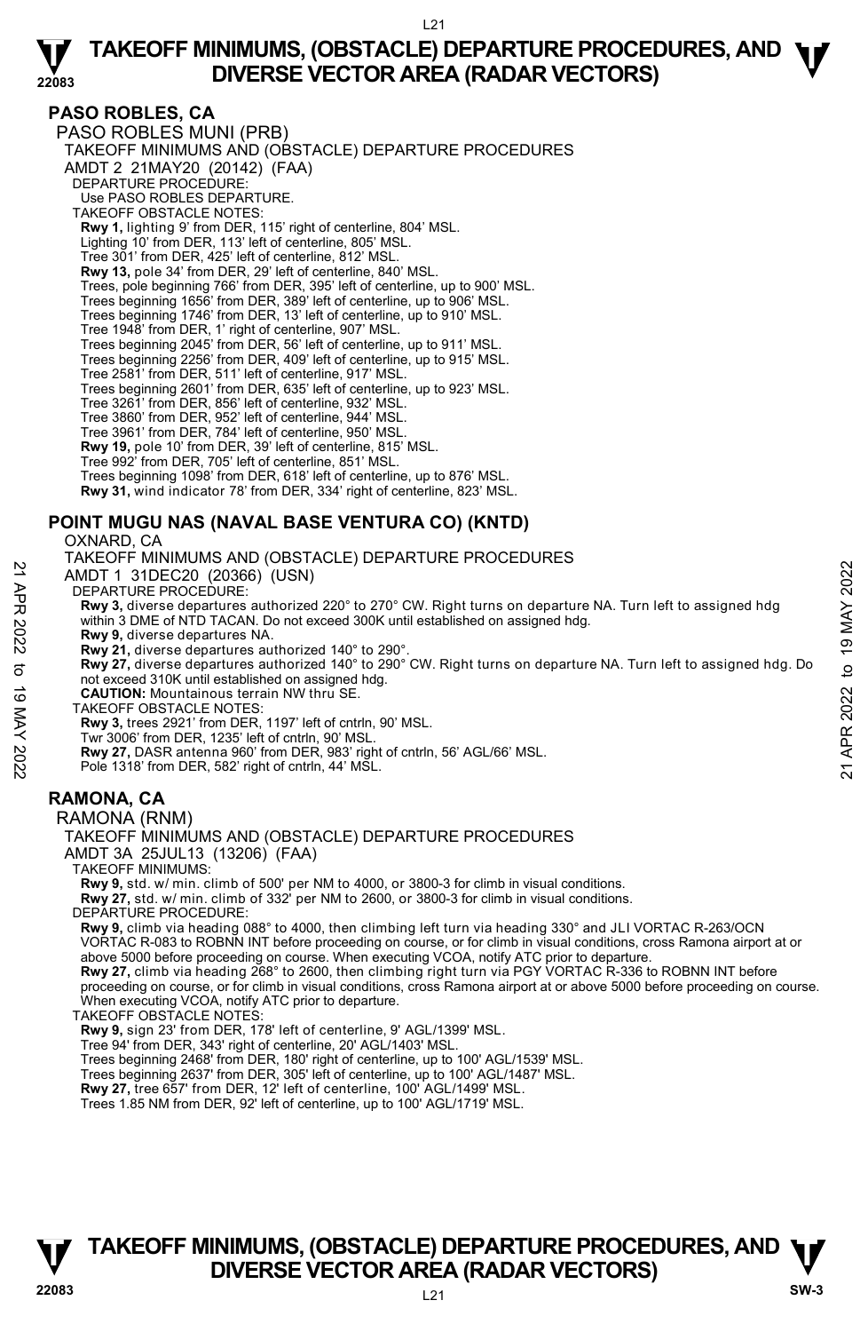## PASO ROBLES, CA

PASO ROBLES MUNI (PRB)

TAKEOFF MINIMUMS AND (OBSTACLE) DEPARTURE PROCEDURES

AMDT 2 21MAY20 (20142) (FAA)

DEPARTURE PROCEDURE:

Use PASO ROBLES DEPARTURE.

TAKEOFF OBSTACLE NOTES:

**Rwy 1,** lighting 9' from DER, 115' right of centerline, 804' MSL.
Lighting 10' from DER, 113' left of centerline, 805' MSL.
Tree 301' from DER, 425' left of centerline, 812' MSL.
**Rwy 13,** pole 34' from DER, 29' left of centerline, 840' MSL.
Trees, pole beginning 766' from DER, 395' left of centerline, up to 900' MSL.
Trees beginning 1656' from DER, 389' left of centerline, up to 906' MSL.
Trees beginning 1746' from DER, 13' left of centerline, up to 910' MSL.
Tree 1948' from DER, 1' right of centerline, 907' MSL.
Trees beginning 2045' from DER, 56' left of centerline, up to 911' MSL.
Trees beginning 2256' from DER, 409' left of centerline, up to 915' MSL.
Tree 2581' from DER, 511' left of centerline, 917' MSL.
Trees beginning 2601' from DER, 635' left of centerline, up to 923' MSL.
Tree 3261' from DER, 856' left of centerline, 932' MSL.
Tree 3860' from DER, 952' left of centerline, 944' MSL.
Tree 3961' from DER, 784' left of centerline, 950' MSL.
**Rwy 19,** pole 10' from DER, 39' left of centerline, 815' MSL.
Tree 992' from DER, 705' left of centerline, 851' MSL.
Trees beginning 1098' from DER, 618' left of centerline, up to 876' MSL.
**Rwy 31,** wind indicator 78' from DER, 334' right of centerline, 823' MSL.

## POINT MUGU NAS (NAVAL BASE VENTURA CO) (KNTD)

OXNARD, CA

TAKEOFF MINIMUMS AND (OBSTACLE) DEPARTURE PROCEDURES

AMDT 1 31DEC20 (20366) (USN)

DEPARTURE PROCEDURE:

**Rwy 3,** diverse departures authorized 220° to 270° CW. Right turns on departure NA. Turn left to assigned hdg within 3 DME of NTD TACAN. Do not exceed 300K until established on assigned hdg.
**Rwy 9,** diverse departures NA.
**Rwy 21,** diverse departures authorized 140° to 290°.
**Rwy 27,** diverse departures authorized 140° to 290° CW. Right turns on departure NA. Turn left to assigned hdg. Do not exceed 310K until established on assigned hdg.
**CAUTION:** Mountainous terrain NW thru SE.

TAKEOFF OBSTACLE NOTES:

**Rwy 3,** trees 2921' from DER, 1197' left of cntrln, 90' MSL.
Twr 3006' from DER, 1235' left of cntrln, 90' MSL.
**Rwy 27,** DASR antenna 960' from DER, 983' right of cntrln, 56' AGL/66' MSL.
Pole 1318' from DER, 582' right of cntrln, 44' MSL.

## RAMONA, CA

RAMONA (RNM)

TAKEOFF MINIMUMS AND (OBSTACLE) DEPARTURE PROCEDURES

AMDT 3A 25JUL13 (13206) (FAA)

TAKEOFF MINIMUMS:

**Rwy 9,** std. w/ min. climb of 500' per NM to 4000, or 3800-3 for climb in visual conditions.
**Rwy 27,** std. w/ min. climb of 332' per NM to 2600, or 3800-3 for climb in visual conditions.

DEPARTURE PROCEDURE:

**Rwy 9,** climb via heading 088° to 4000, then climbing left turn via heading 330° and JLI VORTAC R-263/OCN VORTAC R-083 to ROBNN INT before proceeding on course, or for climb in visual conditions, cross Ramona airport at or above 5000 before proceeding on course. When executing VCOA, notify ATC prior to departure.
**Rwy 27,** climb via heading 268° to 2600, then climbing right turn via PGY VORTAC R-336 to ROBNN INT before proceeding on course, or for climb in visual conditions, cross Ramona airport at or above 5000 before proceeding on course. When executing VCOA, notify ATC prior to departure.

TAKEOFF OBSTACLE NOTES:

**Rwy 9,** sign 23' from DER, 178' left of centerline, 9' AGL/1399' MSL.
Tree 94' from DER, 343' right of centerline, 20' AGL/1403' MSL.
Trees beginning 2468' from DER, 180' right of centerline, up to 100' AGL/1539' MSL.
Trees beginning 2637' from DER, 305' left of centerline, up to 100' AGL/1487' MSL.
**Rwy 27,** tree 657' from DER, 12' left of centerline, 100' AGL/1499' MSL.
Trees 1.85 NM from DER, 92' left of centerline, up to 100' AGL/1719' MSL.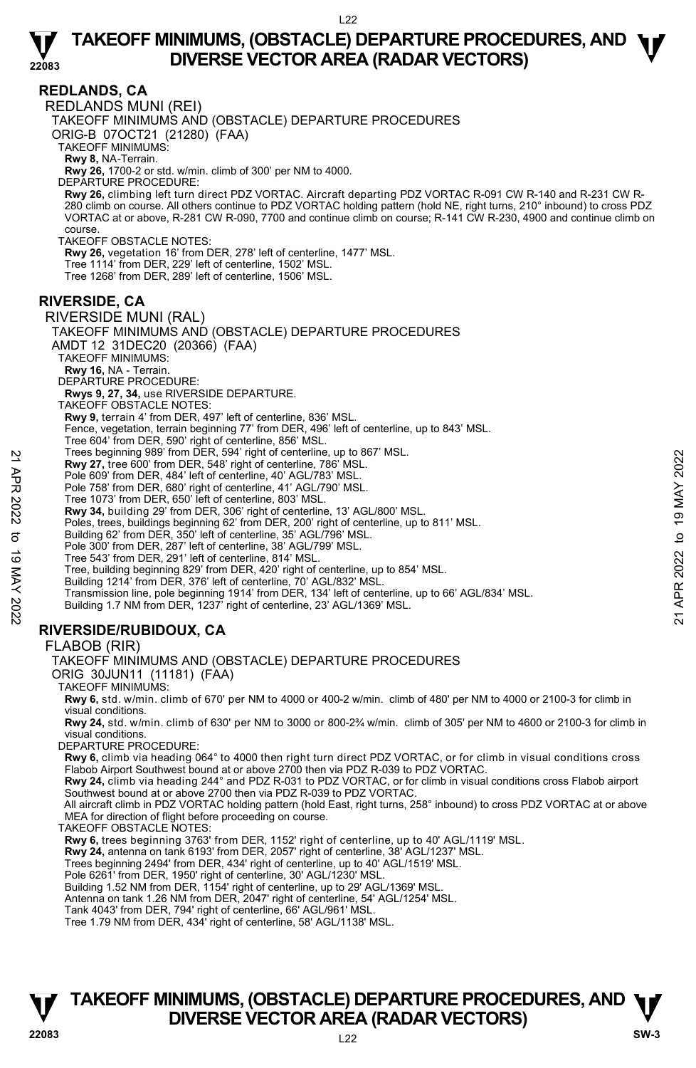## REDLANDS, CA

REDLANDS MUNI (REI)

TAKEOFF MINIMUMS AND (OBSTACLE) DEPARTURE PROCEDURES

ORIG-B 07OCT21 (21280) (FAA)

TAKEOFF MINIMUMS:

**Rwy 8,** NA-Terrain.

**Rwy 26,** 1700-2 or std. w/min. climb of 300' per NM to 4000.

DEPARTURE PROCEDURE:

**Rwy 26,** climbing left turn direct PDZ VORTAC. Aircraft departing PDZ VORTAC R-091 CW R-140 and R-231 CW R-280 climb on course. All others continue to PDZ VORTAC holding pattern (hold NE, right turns, 210° inbound) to cross PDZ VORTAC at or above, R-281 CW R-090, 7700 and continue climb on course; R-141 CW R-230, 4900 and continue climb on course.

TAKEOFF OBSTACLE NOTES:

**Rwy 26,** vegetation 16' from DER, 278' left of centerline, 1477' MSL.
Tree 1114' from DER, 229' left of centerline, 1502' MSL.
Tree 1268' from DER, 289' left of centerline, 1506' MSL.

## RIVERSIDE, CA

RIVERSIDE MUNI (RAL)

TAKEOFF MINIMUMS AND (OBSTACLE) DEPARTURE PROCEDURES

AMDT 12 31DEC20 (20366) (FAA)

TAKEOFF MINIMUMS:

**Rwy 16,** NA - Terrain.

DEPARTURE PROCEDURE:

**Rwys 9, 27, 34,** use RIVERSIDE DEPARTURE.

TAKEOFF OBSTACLE NOTES:

**Rwy 9,** terrain 4' from DER, 497' left of centerline, 836' MSL.
Fence, vegetation, terrain beginning 77' from DER, 496' left of centerline, up to 843' MSL.
Tree 604' from DER, 590' right of centerline, 856' MSL.
Trees beginning 989' from DER, 594' right of centerline, up to 867' MSL.
**Rwy 27,** tree 600' from DER, 548' right of centerline, 786' MSL.
Pole 609' from DER, 484' left of centerline, 40' AGL/783' MSL.
Pole 758' from DER, 680' right of centerline, 41' AGL/790' MSL.
Tree 1073' from DER, 650' left of centerline, 803' MSL.
**Rwy 34,** building 29' from DER, 306' right of centerline, 13' AGL/800' MSL.
Poles, trees, buildings beginning 62' from DER, 200' right of centerline, up to 811' MSL.
Building 62' from DER, 350' left of centerline, 35' AGL/796' MSL.
Pole 300' from DER, 287' left of centerline, 38' AGL/799' MSL.
Tree 543' from DER, 291' left of centerline, 814' MSL.
Tree, building beginning 829' from DER, 420' right of centerline, up to 854' MSL.
Building 1214' from DER, 376' left of centerline, 70' AGL/832' MSL.
Transmission line, pole beginning 1914' from DER, 134' left of centerline, up to 66' AGL/834' MSL.
Building 1.7 NM from DER, 1237' right of centerline, 23' AGL/1369' MSL.

## RIVERSIDE/RUBIDOUX, CA

FLABOB (RIR)

TAKEOFF MINIMUMS AND (OBSTACLE) DEPARTURE PROCEDURES

ORIG 30JUN11 (11181) (FAA)

TAKEOFF MINIMUMS:

**Rwy 6,** std. w/min. climb of 670' per NM to 4000 or 400-2 w/min. climb of 480' per NM to 4000 or 2100-3 for climb in visual conditions.

**Rwy 24,** std. w/min. climb of 630' per NM to 3000 or 800-2¾ w/min. climb of 305' per NM to 4600 or 2100-3 for climb in visual conditions.

DEPARTURE PROCEDURE:

**Rwy 6,** climb via heading 064° to 4000 then right turn direct PDZ VORTAC, or for climb in visual conditions cross Flabob Airport Southwest bound at or above 2700 then via PDZ R-039 to PDZ VORTAC.

**Rwy 24,** climb via heading 244° and PDZ R-031 to PDZ VORTAC, or for climb in visual conditions cross Flabob airport Southwest bound at or above 2700 then via PDZ R-039 to PDZ VORTAC.

All aircraft climb in PDZ VORTAC holding pattern (hold East, right turns, 258° inbound) to cross PDZ VORTAC at or above MEA for direction of flight before proceeding on course.

TAKEOFF OBSTACLE NOTES:

**Rwy 6,** trees beginning 3763' from DER, 1152' right of centerline, up to 40' AGL/1119' MSL.
**Rwy 24,** antenna on tank 6193' from DER, 2057' right of centerline, 38' AGL/1237' MSL.
Trees beginning 2494' from DER, 434' right of centerline, up to 40' AGL/1519' MSL.
Pole 6261' from DER, 1950' right of centerline, 30' AGL/1230' MSL.
Building 1.52 NM from DER, 1154' right of centerline, up to 29' AGL/1369' MSL.
Antenna on tank 1.26 NM from DER, 2047' right of centerline, 54' AGL/1254' MSL.
Tank 4043' from DER, 794' right of centerline, 66' AGL/961' MSL.
Tree 1.79 NM from DER, 434' right of centerline, 58' AGL/1138' MSL.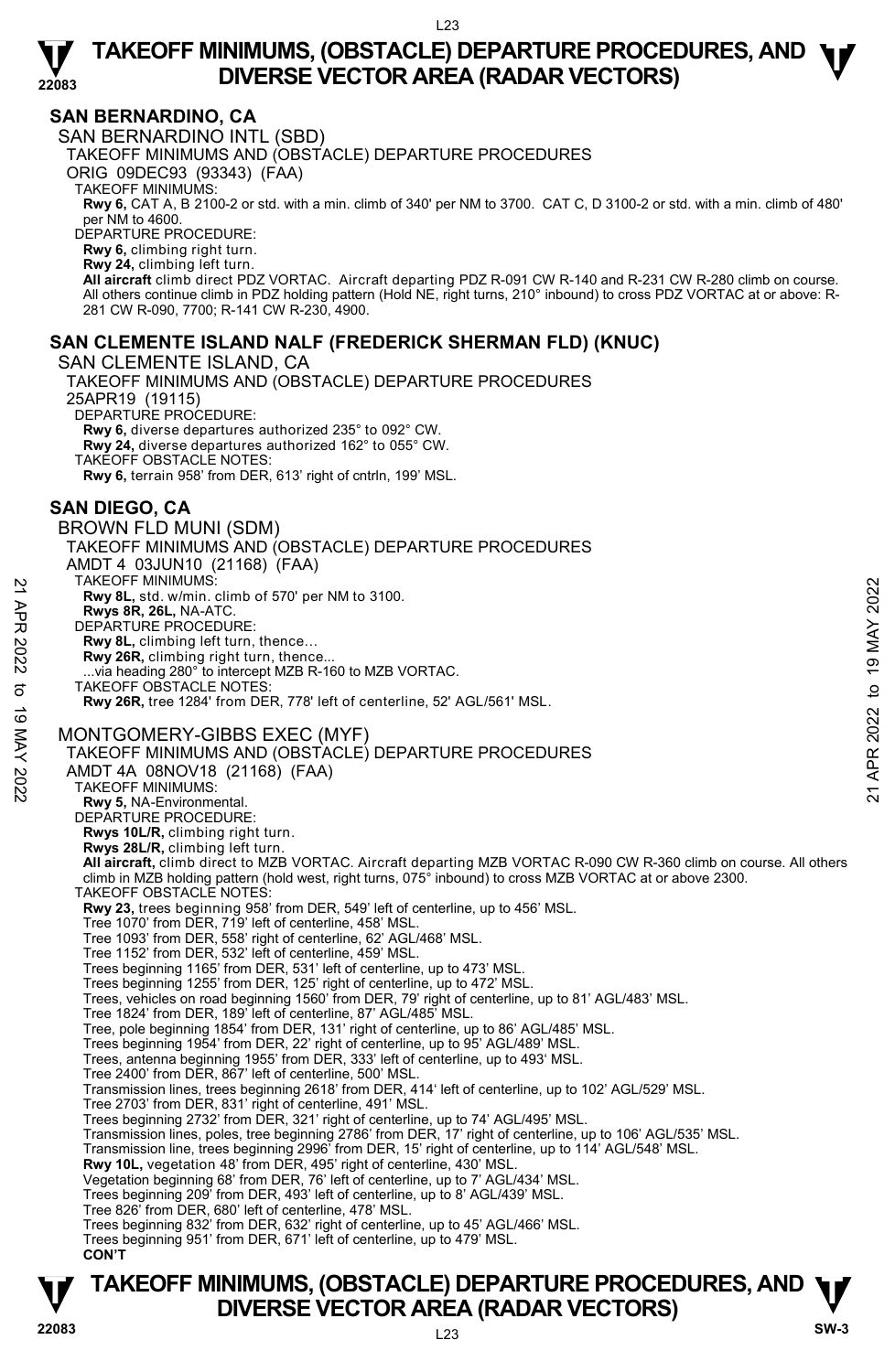## SAN BERNARDINO, CA

SAN BERNARDINO INTL (SBD)

TAKEOFF MINIMUMS AND (OBSTACLE) DEPARTURE PROCEDURES

ORIG 09DEC93 (93343) (FAA)

TAKEOFF MINIMUMS:

**Rwy 6,** CAT A, B 2100-2 or std. with a min. climb of 340' per NM to 3700. CAT C, D 3100-2 or std. with a min. climb of 480' per NM to 4600.

DEPARTURE PROCEDURE:

**Rwy 6,** climbing right turn.

**Rwy 24,** climbing left turn.

**All aircraft** climb direct PDZ VORTAC. Aircraft departing PDZ R-091 CW R-140 and R-231 CW R-280 climb on course. All others continue climb in PDZ holding pattern (Hold NE, right turns, 210° inbound) to cross PDZ VORTAC at or above: R-281 CW R-090, 7700; R-141 CW R-230, 4900.

## SAN CLEMENTE ISLAND NALF (FREDERICK SHERMAN FLD) (KNUC)

SAN CLEMENTE ISLAND, CA

TAKEOFF MINIMUMS AND (OBSTACLE) DEPARTURE PROCEDURES

25APR19 (19115)

DEPARTURE PROCEDURE:

**Rwy 6,** diverse departures authorized 235° to 092° CW.

**Rwy 24,** diverse departures authorized 162° to 055° CW.

TAKEOFF OBSTACLE NOTES:

**Rwy 6,** terrain 958' from DER, 613' right of cntrln, 199' MSL.

## SAN DIEGO, CA

BROWN FLD MUNI (SDM)

TAKEOFF MINIMUMS AND (OBSTACLE) DEPARTURE PROCEDURES

AMDT 4 03JUN10 (21168) (FAA)

TAKEOFF MINIMUMS:

**Rwy 8L,** std. w/min. climb of 570' per NM to 3100.

**Rwys 8R, 26L,** NA-ATC.

DEPARTURE PROCEDURE:

**Rwy 8L,** climbing left turn, thence...

**Rwy 26R,** climbing right turn, thence...

...via heading 280° to intercept MZB R-160 to MZB VORTAC.

TAKEOFF OBSTACLE NOTES:

**Rwy 26R,** tree 1284' from DER, 778' left of centerline, 52' AGL/561' MSL.

MONTGOMERY-GIBBS EXEC (MYF)

TAKEOFF MINIMUMS AND (OBSTACLE) DEPARTURE PROCEDURES

AMDT 4A 08NOV18 (21168) (FAA)

TAKEOFF MINIMUMS:

**Rwy 5,** NA-Environmental.

DEPARTURE PROCEDURE:

**Rwys 10L/R,** climbing right turn.

**Rwys 28L/R,** climbing left turn.

**All aircraft,** climb direct to MZB VORTAC. Aircraft departing MZB VORTAC R-090 CW R-360 climb on course. All others climb in MZB holding pattern (hold west, right turns, 075° inbound) to cross MZB VORTAC at or above 2300.

TAKEOFF OBSTACLE NOTES:

**Rwy 23,** trees beginning 958' from DER, 549' left of centerline, up to 456' MSL.
Tree 1070' from DER, 719' left of centerline, 458' MSL.
Tree 1093' from DER, 558' right of centerline, 62' AGL/468' MSL.
Tree 1152' from DER, 532' left of centerline, 459' MSL.
Trees beginning 1165' from DER, 531' left of centerline, up to 473' MSL.
Trees beginning 1255' from DER, 125' right of centerline, up to 472' MSL.
Trees, vehicles on road beginning 1560' from DER, 79' right of centerline, up to 81' AGL/483' MSL.
Tree 1824' from DER, 189' left of centerline, 87' AGL/485' MSL.
Tree, pole beginning 1854' from DER, 131' right of centerline, up to 86' AGL/485' MSL.
Trees beginning 1954' from DER, 22' right of centerline, up to 95' AGL/489' MSL.
Trees, antenna beginning 1955' from DER, 333' left of centerline, up to 493' MSL.
Tree 2400' from DER, 867' left of centerline, 500' MSL.
Transmission lines, trees beginning 2618' from DER, 414' left of centerline, up to 102' AGL/529' MSL.
Tree 2703' from DER, 831' right of centerline, 491' MSL.
Trees beginning 2732' from DER, 321' right of centerline, up to 74' AGL/495' MSL.
Transmission lines, poles, tree beginning 2786' from DER, 17' right of centerline, up to 106' AGL/535' MSL.
Transmission line, trees beginning 2996' from DER, 15' right of centerline, up to 114' AGL/548' MSL.

**Rwy 10L,** vegetation 48' from DER, 495' right of centerline, 430' MSL.
Vegetation beginning 68' from DER, 76' left of centerline, up to 7' AGL/434' MSL.
Trees beginning 209' from DER, 493' left of centerline, up to 8' AGL/439' MSL.
Tree 826' from DER, 680' left of centerline, 478' MSL.
Trees beginning 832' from DER, 632' right of centerline, up to 45' AGL/466' MSL.
Trees beginning 951' from DER, 671' left of centerline, up to 479' MSL.

**CON'T**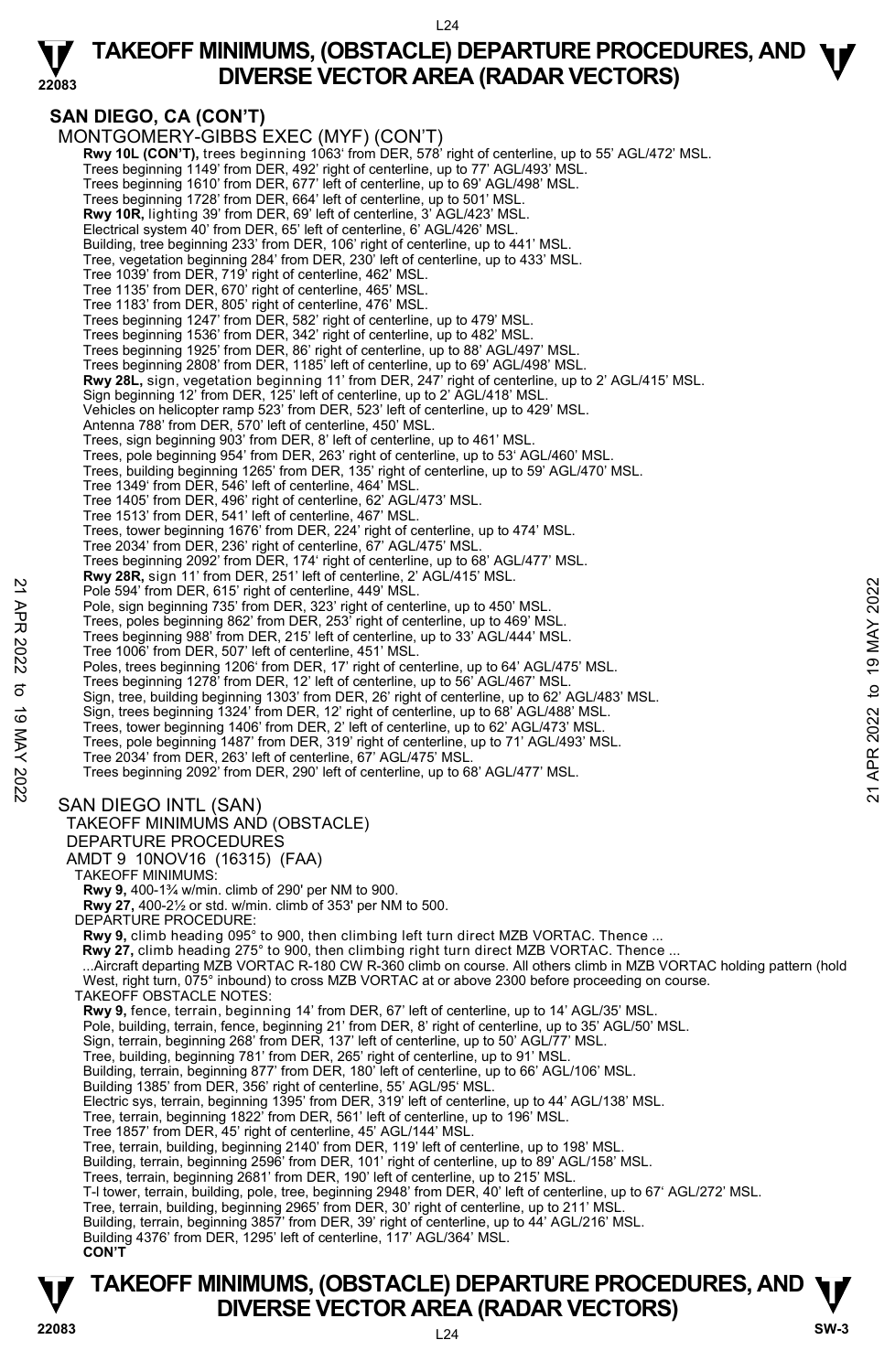## SAN DIEGO, CA (CON'T)

MONTGOMERY-GIBBS EXEC (MYF) (CON'T)

**Rwy 10L (CON'T),** trees beginning 1063' from DER, 578' right of centerline, up to 55' AGL/472' MSL.
Trees beginning 1149' from DER, 492' right of centerline, up to 77' AGL/493' MSL.
Trees beginning 1610' from DER, 677' left of centerline, up to 69' AGL/498' MSL.
Trees beginning 1728' from DER, 664' left of centerline, up to 501' MSL.
**Rwy 10R,** lighting 39' from DER, 69' left of centerline, 3' AGL/423' MSL.
Electrical system 40' from DER, 65' left of centerline, 6' AGL/426' MSL.
Building, tree beginning 233' from DER, 106' right of centerline, up to 441' MSL.
Tree, vegetation beginning 284' from DER, 230' left of centerline, up to 433' MSL.
Tree 1039' from DER, 719' right of centerline, 462' MSL.
Tree 1135' from DER, 670' right of centerline, 465' MSL.
Tree 1183' from DER, 805' right of centerline, 476' MSL.
Trees beginning 1247' from DER, 582' right of centerline, up to 479' MSL.
Trees beginning 1536' from DER, 342' right of centerline, up to 482' MSL.
Trees beginning 1925' from DER, 86' right of centerline, up to 88' AGL/497' MSL.
Trees beginning 2808' from DER, 1185' left of centerline, up to 69' AGL/498' MSL.
**Rwy 28L,** sign, vegetation beginning 11' from DER, 247' right of centerline, up to 2' AGL/415' MSL.
Sign beginning 12' from DER, 125' left of centerline, up to 2' AGL/418' MSL.
Vehicles on helicopter ramp 523' from DER, 523' left of centerline, up to 429' MSL.
Antenna 788' from DER, 570' left of centerline, 450' MSL.
Trees, sign beginning 903' from DER, 8' left of centerline, up to 461' MSL.
Trees, pole beginning 954' from DER, 263' right of centerline, up to 53' AGL/460' MSL.
Trees, building beginning 1265' from DER, 135' right of centerline, up to 59' AGL/470' MSL.
Tree 1349' from DER, 546' left of centerline, 464' MSL.
Tree 1405' from DER, 496' right of centerline, 62' AGL/473' MSL.
Tree 1513' from DER, 541' left of centerline, 467' MSL.
Trees, tower beginning 1676' from DER, 224' right of centerline, up to 474' MSL.
Tree 2034' from DER, 236' right of centerline, 67' AGL/475' MSL.
Trees beginning 2092' from DER, 174' right of centerline, up to 68' AGL/477' MSL.
**Rwy 28R,** sign 11' from DER, 251' left of centerline, 2' AGL/415' MSL.
Pole 594' from DER, 615' right of centerline, 449' MSL.
Pole, sign beginning 735' from DER, 323' right of centerline, up to 450' MSL.
Trees, poles beginning 862' from DER, 253' right of centerline, up to 469' MSL.
Trees beginning 988' from DER, 215' left of centerline, up to 33' AGL/444' MSL.
Tree 1006' from DER, 507' left of centerline, 451' MSL.
Poles, trees beginning 1206' from DER, 17' right of centerline, up to 64' AGL/475' MSL.
Trees beginning 1278' from DER, 12' left of centerline, up to 56' AGL/467' MSL.
Sign, tree, building beginning 1303' from DER, 26' right of centerline, up to 62' AGL/483' MSL.
Sign, trees beginning 1324' from DER, 12' right of centerline, up to 68' AGL/488' MSL.
Trees, tower beginning 1406' from DER, 2' left of centerline, up to 62' AGL/473' MSL.
Trees, pole beginning 1487' from DER, 319' right of centerline, up to 71' AGL/493' MSL.
Tree 2034' from DER, 263' left of centerline, 67' AGL/475' MSL.
Trees beginning 2092' from DER, 290' left of centerline, up to 68' AGL/477' MSL.

SAN DIEGO INTL (SAN)
TAKEOFF MINIMUMS AND (OBSTACLE) DEPARTURE PROCEDURES
AMDT 9 10NOV16 (16315) (FAA)

TAKEOFF MINIMUMS:
**Rwy 9,** 400-1¾ w/min. climb of 290' per NM to 900.
**Rwy 27,** 400-2½ or std. w/min. climb of 353' per NM to 500.

DEPARTURE PROCEDURE:
**Rwy 9,** climb heading 095° to 900, then climbing left turn direct MZB VORTAC. Thence ...
**Rwy 27,** climb heading 275° to 900, then climbing right turn direct MZB VORTAC. Thence ...
...Aircraft departing MZB VORTAC R-180 CW R-360 climb on course. All others climb in MZB VORTAC holding pattern (hold West, right turn, 075° inbound) to cross MZB VORTAC at or above 2300 before proceeding on course.

TAKEOFF OBSTACLE NOTES:
**Rwy 9,** fence, terrain, beginning 14' from DER, 67' left of centerline, up to 14' AGL/35' MSL.
Pole, building, terrain, fence, beginning 21' from DER, 8' right of centerline, up to 35' AGL/50' MSL.
Sign, terrain, beginning 268' from DER, 137' left of centerline, up to 50' AGL/77' MSL.
Tree, building, beginning 781' from DER, 265' right of centerline, up to 91' MSL.
Building, terrain, beginning 877' from DER, 180' left of centerline, up to 66' AGL/106' MSL.
Building 1385' from DER, 356' right of centerline, 55' AGL/95' MSL.
Electric sys, terrain, beginning 1395' from DER, 319' left of centerline, up to 44' AGL/138' MSL.
Tree, terrain, beginning 1822' from DER, 561' left of centerline, up to 196' MSL.
Tree 1857' from DER, 45' right of centerline, 45' AGL/144' MSL.
Tree, terrain, building, beginning 2140' from DER, 119' left of centerline, up to 198' MSL.
Building, terrain, beginning 2596' from DER, 101' right of centerline, up to 89' AGL/158' MSL.
Trees, terrain, beginning 2681' from DER, 190' left of centerline, up to 215' MSL.
T-l tower, terrain, building, pole, tree, beginning 2948' from DER, 40' left of centerline, up to 67' AGL/272' MSL.
Tree, terrain, building, beginning 2965' from DER, 30' right of centerline, up to 211' MSL.
Building, terrain, beginning 3857' from DER, 39' right of centerline, up to 44' AGL/216' MSL.
Building 4376' from DER, 1295' left of centerline, 117' AGL/364' MSL.
**CON'T**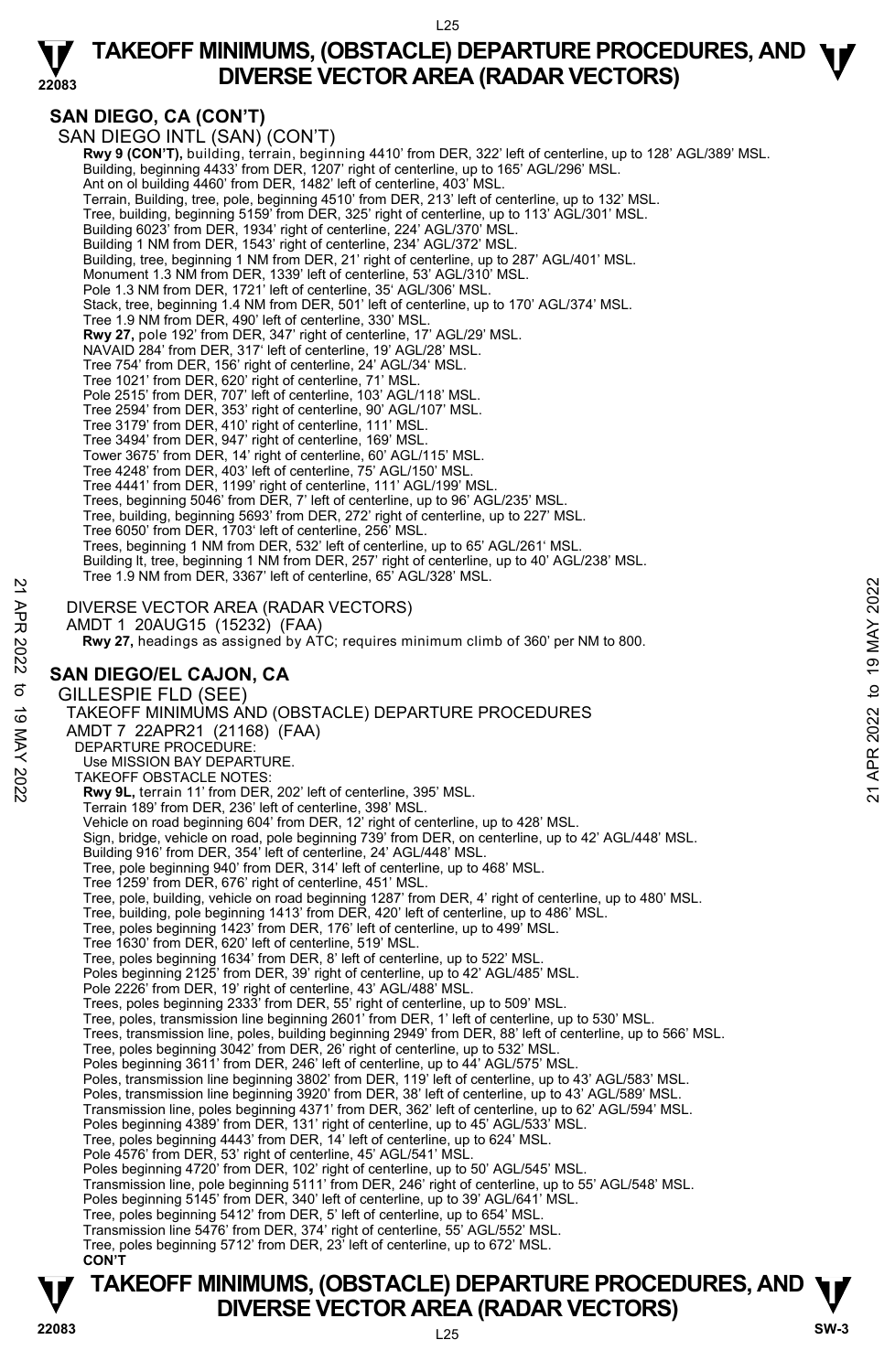## SAN DIEGO, CA (CON'T)

SAN DIEGO INTL (SAN) (CON'T)

**Rwy 9 (CON'T),** building, terrain, beginning 4410' from DER, 322' left of centerline, up to 128' AGL/389' MSL.
Building, beginning 4433' from DER, 1207' right of centerline, up to 165' AGL/296' MSL.
Ant on ol building 4460' from DER, 1482' left of centerline, 403' MSL.
Terrain, Building, tree, pole, beginning 4510' from DER, 213' left of centerline, up to 132' MSL.
Tree, building, beginning 5159' from DER, 325' right of centerline, up to 113' AGL/301' MSL.
Building 6023' from DER, 1934' right of centerline, 224' AGL/370' MSL.
Building 1 NM from DER, 1543' right of centerline, 234' AGL/372' MSL.
Building, tree, beginning 1 NM from DER, 21' right of centerline, up to 287' AGL/401' MSL.
Monument 1.3 NM from DER, 1339' left of centerline, 53' AGL/310' MSL.
Pole 1.3 NM from DER, 1721' left of centerline, 35' AGL/306' MSL.
Stack, tree, beginning 1.4 NM from DER, 501' left of centerline, up to 170' AGL/374' MSL.
Tree 1.9 NM from DER, 490' left of centerline, 330' MSL.
**Rwy 27,** pole 192' from DER, 347' right of centerline, 17' AGL/29' MSL.
NAVAID 284' from DER, 317' left of centerline, 19' AGL/28' MSL.
Tree 754' from DER, 156' right of centerline, 24' AGL/34' MSL.
Tree 1021' from DER, 620' right of centerline, 71' MSL.
Pole 2515' from DER, 707' left of centerline, 103' AGL/118' MSL.
Tree 2594' from DER, 353' right of centerline, 90' AGL/107' MSL.
Tree 3179' from DER, 410' right of centerline, 111' MSL.
Tree 3494' from DER, 947' right of centerline, 169' MSL.
Tower 3675' from DER, 14' right of centerline, 60' AGL/115' MSL.
Tree 4248' from DER, 403' left of centerline, 75' AGL/150' MSL.
Tree 4441' from DER, 1199' right of centerline, 111' AGL/199' MSL.
Trees, beginning 5046' from DER, 7' left of centerline, up to 96' AGL/235' MSL.
Tree, building, beginning 5693' from DER, 272' right of centerline, up to 227' MSL.
Tree 6050' from DER, 1703' left of centerline, 256' MSL.
Trees, beginning 1 NM from DER, 532' left of centerline, up to 65' AGL/261' MSL.
Building lt, tree, beginning 1 NM from DER, 257' right of centerline, up to 40' AGL/238' MSL.
Tree 1.9 NM from DER, 3367' left of centerline, 65' AGL/328' MSL.

DIVERSE VECTOR AREA (RADAR VECTORS)
AMDT 1 20AUG15 (15232) (FAA)
**Rwy 27,** headings as assigned by ATC; requires minimum climb of 360' per NM to 800.

## SAN DIEGO/EL CAJON, CA

GILLESPIE FLD (SEE)
TAKEOFF MINIMUMS AND (OBSTACLE) DEPARTURE PROCEDURES
AMDT 7 22APR21 (21168) (FAA)
DEPARTURE PROCEDURE:
Use MISSION BAY DEPARTURE.
TAKEOFF OBSTACLE NOTES:
**Rwy 9L,** terrain 11' from DER, 202' left of centerline, 395' MSL.
Terrain 189' from DER, 236' left of centerline, 398' MSL.
Vehicle on road beginning 604' from DER, 12' right of centerline, up to 428' MSL.
Sign, bridge, vehicle on road, pole beginning 739' from DER, on centerline, up to 42' AGL/448' MSL.
Building 916' from DER, 354' left of centerline, 24' AGL/448' MSL.
Tree, pole beginning 940' from DER, 314' left of centerline, up to 468' MSL.
Tree 1259' from DER, 676' right of centerline, 451' MSL.
Tree, pole, building, vehicle on road beginning 1287' from DER, 4' right of centerline, up to 480' MSL.
Tree, building, pole beginning 1413' from DER, 420' left of centerline, up to 486' MSL.
Tree, poles beginning 1423' from DER, 176' left of centerline, up to 499' MSL.
Tree 1630' from DER, 620' left of centerline, 519' MSL.
Tree, poles beginning 1634' from DER, 8' left of centerline, up to 522' MSL.
Poles beginning 2125' from DER, 39' right of centerline, up to 42' AGL/485' MSL.
Pole 2226' from DER, 19' right of centerline, 43' AGL/488' MSL.
Trees, poles beginning 2333' from DER, 55' right of centerline, up to 509' MSL.
Tree, poles, transmission line beginning 2601' from DER, 1' left of centerline, up to 530' MSL.
Trees, transmission line, poles, building beginning 2949' from DER, 88' left of centerline, up to 566' MSL.
Tree, poles beginning 3042' from DER, 26' right of centerline, up to 532' MSL.
Poles beginning 3611' from DER, 246' left of centerline, up to 44' AGL/575' MSL.
Poles, transmission line beginning 3802' from DER, 119' left of centerline, up to 43' AGL/583' MSL.
Poles, transmission line beginning 3920' from DER, 38' left of centerline, up to 43' AGL/589' MSL.
Transmission line, poles beginning 4371' from DER, 362' left of centerline, up to 62' AGL/594' MSL.
Poles beginning 4389' from DER, 131' right of centerline, up to 45' AGL/533' MSL.
Tree, poles beginning 4443' from DER, 14' left of centerline, up to 624' MSL.
Pole 4576' from DER, 53' right of centerline, 45' AGL/541' MSL.
Poles beginning 4720' from DER, 102' right of centerline, up to 50' AGL/545' MSL.
Transmission line, pole beginning 5111' from DER, 246' right of centerline, up to 55' AGL/548' MSL.
Poles beginning 5145' from DER, 340' left of centerline, up to 39' AGL/641' MSL.
Tree, poles beginning 5412' from DER, 5' left of centerline, up to 654' MSL.
Transmission line 5476' from DER, 374' right of centerline, 55' AGL/552' MSL.
Tree, poles beginning 5712' from DER, 23' left of centerline, up to 672' MSL.
**CON'T**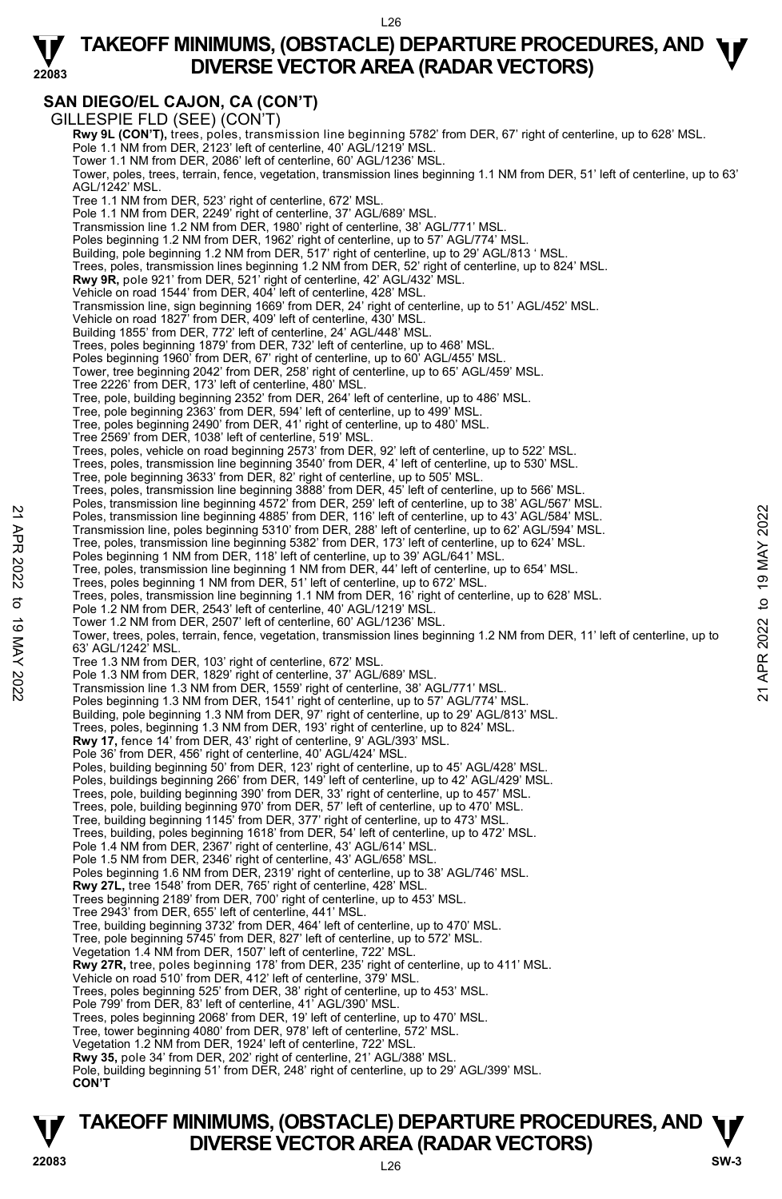## SAN DIEGO/EL CAJON, CA (CON'T)

GILLESPIE FLD (SEE) (CON'T)

**Rwy 9L (CON'T),** trees, poles, transmission line beginning 5782' from DER, 67' right of centerline, up to 628' MSL.
Pole 1.1 NM from DER, 2123' left of centerline, 40' AGL/1219' MSL.
Tower 1.1 NM from DER, 2086' left of centerline, 60' AGL/1236' MSL.
Tower, poles, trees, terrain, fence, vegetation, transmission lines beginning 1.1 NM from DER, 51' left of centerline, up to 63' AGL/1242' MSL.
Tree 1.1 NM from DER, 523' right of centerline, 672' MSL.
Pole 1.1 NM from DER, 2249' right of centerline, 37' AGL/689' MSL.
Transmission line 1.2 NM from DER, 1980' right of centerline, 38' AGL/771' MSL.
Poles beginning 1.2 NM from DER, 1962' right of centerline, up to 57' AGL/774' MSL.
Building, pole beginning 1.2 NM from DER, 517' right of centerline, up to 29' AGL/813 ' MSL.
Trees, poles, transmission lines beginning 1.2 NM from DER, 52' right of centerline, up to 824' MSL.

**Rwy 9R,** pole 921' from DER, 521' right of centerline, 42' AGL/432' MSL.
Vehicle on road 1544' from DER, 404' left of centerline, 428' MSL.
Transmission line, sign beginning 1669' from DER, 24' right of centerline, up to 51' AGL/452' MSL.
Vehicle on road 1827' from DER, 409' left of centerline, 430' MSL.
Building 1855' from DER, 772' left of centerline, 24' AGL/448' MSL.
Trees, poles beginning 1879' from DER, 732' left of centerline, up to 468' MSL.
Poles beginning 1960' from DER, 67' right of centerline, up to 60' AGL/455' MSL.
Tower, tree beginning 2042' from DER, 258' right of centerline, up to 65' AGL/459' MSL.
Tree 2226' from DER, 173' left of centerline, 480' MSL.
Tree, pole, building beginning 2352' from DER, 264' left of centerline, up to 486' MSL.
Tree, pole beginning 2363' from DER, 594' left of centerline, up to 499' MSL.
Tree, poles beginning 2490' from DER, 41' right of centerline, up to 480' MSL.
Tree 2569' from DER, 1038' left of centerline, 519' MSL.
Trees, poles, vehicle on road beginning 2573' from DER, 92' left of centerline, up to 522' MSL.
Trees, poles, transmission line beginning 3540' from DER, 4' left of centerline, up to 530' MSL.
Tree, pole beginning 3633' from DER, 82' right of centerline, up to 505' MSL.
Trees, poles, transmission line beginning 3888' from DER, 45' left of centerline, up to 566' MSL.
Poles, transmission line beginning 4572' from DER, 259' left of centerline, up to 38' AGL/567' MSL.
Poles, transmission line beginning 4885' from DER, 116' left of centerline, up to 43' AGL/584' MSL.
Transmission line, poles beginning 5310' from DER, 288' left of centerline, up to 62' AGL/594' MSL.
Tree, poles, transmission line beginning 5382' from DER, 173' left of centerline, up to 624' MSL.
Poles beginning 1 NM from DER, 118' left of centerline, up to 39' AGL/641' MSL.
Tree, poles, transmission line beginning 1 NM from DER, 44' left of centerline, up to 654' MSL.
Trees, poles beginning 1 NM from DER, 51' left of centerline, up to 672' MSL.
Trees, poles, transmission line beginning 1.1 NM from DER, 16' right of centerline, up to 628' MSL.
Pole 1.2 NM from DER, 2543' left of centerline, 40' AGL/1219' MSL.
Tower 1.2 NM from DER, 2507' left of centerline, 60' AGL/1236' MSL.
Tower, trees, poles, terrain, fence, vegetation, transmission lines beginning 1.2 NM from DER, 11' left of centerline, up to 63' AGL/1242' MSL.
Tree 1.3 NM from DER, 103' right of centerline, 672' MSL.
Pole 1.3 NM from DER, 1829' right of centerline, 37' AGL/689' MSL.
Transmission line 1.3 NM from DER, 1559' right of centerline, 38' AGL/771' MSL.
Poles beginning 1.3 NM from DER, 1541' right of centerline, up to 57' AGL/774' MSL.
Building, pole beginning 1.3 NM from DER, 97' right of centerline, up to 29' AGL/813' MSL.
Trees, poles, beginning 1.3 NM from DER, 193' right of centerline, up to 824' MSL.

**Rwy 17,** fence 14' from DER, 43' right of centerline, 9' AGL/393' MSL.
Pole 36' from DER, 456' right of centerline, 40' AGL/424' MSL.
Poles, building beginning 50' from DER, 123' right of centerline, up to 45' AGL/428' MSL.
Poles, buildings beginning 266' from DER, 149' left of centerline, up to 42' AGL/429' MSL.
Trees, pole, building beginning 390' from DER, 33' right of centerline, up to 457' MSL.
Trees, pole, building beginning 970' from DER, 57' left of centerline, up to 470' MSL.
Tree, building beginning 1145' from DER, 377' right of centerline, up to 473' MSL.
Trees, building, poles beginning 1618' from DER, 54' left of centerline, up to 472' MSL.
Pole 1.4 NM from DER, 2367' right of centerline, 43' AGL/614' MSL.
Pole 1.5 NM from DER, 2346' right of centerline, 43' AGL/658' MSL.
Poles beginning 1.6 NM from DER, 2319' right of centerline, up to 38' AGL/746' MSL.

**Rwy 27L,** tree 1548' from DER, 765' right of centerline, 428' MSL.
Trees beginning 2189' from DER, 700' right of centerline, up to 453' MSL.
Tree 2943' from DER, 655' left of centerline, 441' MSL.
Tree, building beginning 3732' from DER, 464' left of centerline, up to 470' MSL.
Tree, pole beginning 5745' from DER, 827' left of centerline, up to 572' MSL.
Vegetation 1.4 NM from DER, 1507' left of centerline, 722' MSL.

**Rwy 27R,** tree, poles beginning 178' from DER, 235' right of centerline, up to 411' MSL.
Vehicle on road 510' from DER, 412' left of centerline, 379' MSL.
Trees, poles beginning 525' from DER, 38' right of centerline, up to 453' MSL.
Pole 799' from DER, 83' left of centerline, 41' AGL/390' MSL.
Trees, poles beginning 2068' from DER, 19' left of centerline, up to 470' MSL.
Tree, tower beginning 4080' from DER, 978' left of centerline, 572' MSL.
Vegetation 1.2 NM from DER, 1924' left of centerline, 722' MSL.

**Rwy 35,** pole 34' from DER, 202' right of centerline, 21' AGL/388' MSL.
Pole, building beginning 51' from DER, 248' right of centerline, up to 29' AGL/399' MSL.

**CON'T**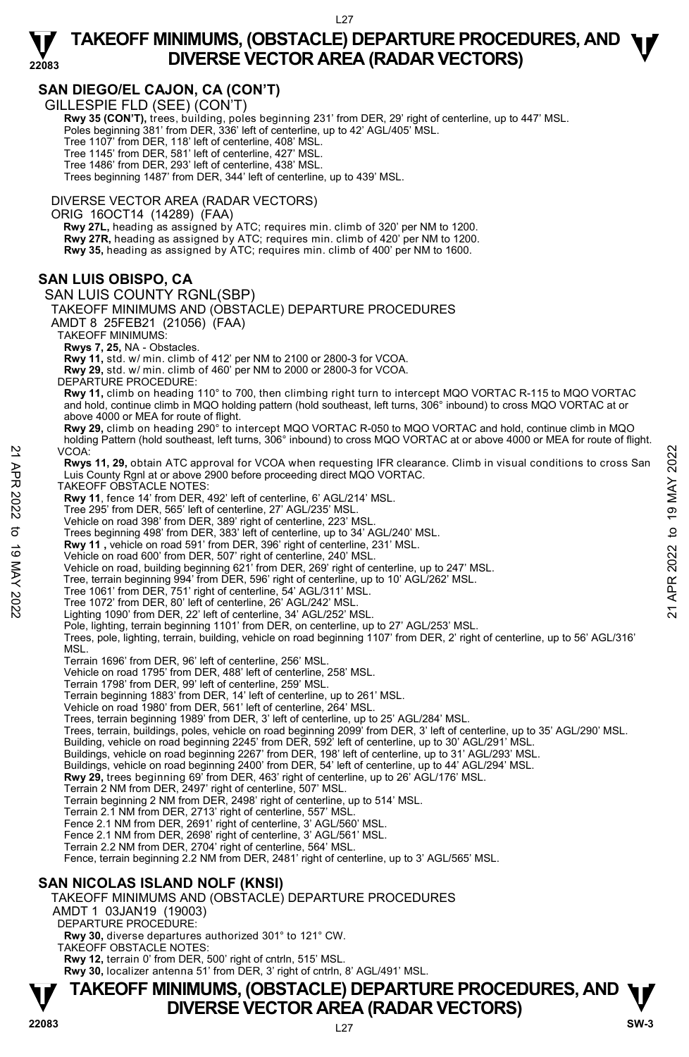## SAN DIEGO/EL CAJON, CA (CON'T)

GILLESPIE FLD (SEE) (CON'T)

**Rwy 35 (CON'T),** trees, building, poles beginning 231' from DER, 29' right of centerline, up to 447' MSL.
Poles beginning 381' from DER, 336' left of centerline, up to 42' AGL/405' MSL.
Tree 1107' from DER, 118' left of centerline, 408' MSL.
Tree 1145' from DER, 581' left of centerline, 427' MSL.
Tree 1486' from DER, 293' left of centerline, 438' MSL.
Trees beginning 1487' from DER, 344' left of centerline, up to 439' MSL.

DIVERSE VECTOR AREA (RADAR VECTORS)
ORIG 16OCT14 (14289) (FAA)
**Rwy 27L,** heading as assigned by ATC; requires min. climb of 320' per NM to 1200.
**Rwy 27R,** heading as assigned by ATC; requires min. climb of 420' per NM to 1200.
**Rwy 35,** heading as assigned by ATC; requires min. climb of 400' per NM to 1600.

## SAN LUIS OBISPO, CA

SAN LUIS COUNTY RGNL(SBP)
TAKEOFF MINIMUMS AND (OBSTACLE) DEPARTURE PROCEDURES
AMDT 8 25FEB21 (21056) (FAA)
TAKEOFF MINIMUMS:
**Rwys 7, 25,** NA - Obstacles.
**Rwy 11,** std. w/ min. climb of 412' per NM to 2100 or 2800-3 for VCOA.
**Rwy 29,** std. w/ min. climb of 460' per NM to 2000 or 2800-3 for VCOA.
DEPARTURE PROCEDURE:
**Rwy 11,** climb on heading 110° to 700, then climbing right turn to intercept MQO VORTAC R-115 to MQO VORTAC and hold, continue climb in MQO holding pattern (hold southeast, left turns, 306° inbound) to cross MQO VORTAC at or above 4000 or MEA for route of flight.
**Rwy 29,** climb on heading 290° to intercept MQO VORTAC R-050 to MQO VORTAC and hold, continue climb in MQO holding Pattern (hold southeast, left turns, 306° inbound) to cross MQO VORTAC at or above 4000 or MEA for route of flight.
VCOA:
**Rwys 11, 29,** obtain ATC approval for VCOA when requesting IFR clearance. Climb in visual conditions to cross San Luis County Rgnl at or above 2900 before proceeding direct MQO VORTAC.
TAKEOFF OBSTACLE NOTES:
**Rwy 11**, fence 14' from DER, 492' left of centerline, 6' AGL/214' MSL.
Tree 295' from DER, 565' left of centerline, 27' AGL/235' MSL.
Vehicle on road 398' from DER, 389' right of centerline, 223' MSL.
Trees beginning 498' from DER, 383' left of centerline, up to 34' AGL/240' MSL.
**Rwy 11 ,** vehicle on road 591' from DER, 396' right of centerline, 231' MSL.
Vehicle on road 600' from DER, 507' right of centerline, 240' MSL.
Vehicle on road, building beginning 621' from DER, 269' right of centerline, up to 247' MSL.
Tree, terrain beginning 994' from DER, 596' right of centerline, up to 10' AGL/262' MSL.
Tree 1061' from DER, 751' right of centerline, 54' AGL/311' MSL.
Tree 1072' from DER, 80' left of centerline, 26' AGL/242' MSL.
Lighting 1090' from DER, 22' left of centerline, 34' AGL/252' MSL.
Pole, lighting, terrain beginning 1101' from DER, on centerline, up to 27' AGL/253' MSL.
Trees, pole, lighting, terrain, building, vehicle on road beginning 1107' from DER, 2' right of centerline, up to 56' AGL/316' MSL.
Terrain 1696' from DER, 96' left of centerline, 256' MSL.
Vehicle on road 1795' from DER, 488' left of centerline, 258' MSL.
Terrain 1798' from DER, 99' left of centerline, 259' MSL.
Terrain beginning 1883' from DER, 14' left of centerline, up to 261' MSL.
Vehicle on road 1980' from DER, 561' left of centerline, 264' MSL.
Trees, terrain beginning 1989' from DER, 3' left of centerline, up to 25' AGL/284' MSL.
Trees, terrain, buildings, poles, vehicle on road beginning 2099' from DER, 3' left of centerline, up to 35' AGL/290' MSL.
Building, vehicle on road beginning 2245' from DER, 592' left of centerline, up to 30' AGL/291' MSL.
Buildings, vehicle on road beginning 2267' from DER, 198' left of centerline, up to 31' AGL/293' MSL.
Buildings, vehicle on road beginning 2400' from DER, 54' left of centerline, up to 44' AGL/294' MSL.
**Rwy 29,** trees beginning 69' from DER, 463' right of centerline, up to 26' AGL/176' MSL.
Terrain 2 NM from DER, 2497' right of centerline, 507' MSL.
Terrain beginning 2 NM from DER, 2498' right of centerline, up to 514' MSL.
Terrain 2.1 NM from DER, 2713' right of centerline, 557' MSL.
Fence 2.1 NM from DER, 2691' right of centerline, 3' AGL/560' MSL.
Fence 2.1 NM from DER, 2698' right of centerline, 3' AGL/561' MSL.
Terrain 2.2 NM from DER, 2704' right of centerline, 564' MSL.
Fence, terrain beginning 2.2 NM from DER, 2481' right of centerline, up to 3' AGL/565' MSL.

## SAN NICOLAS ISLAND NOLF (KNSI)

TAKEOFF MINIMUMS AND (OBSTACLE) DEPARTURE PROCEDURES
AMDT 1 03JAN19 (19003)
DEPARTURE PROCEDURE:
**Rwy 30,** diverse departures authorized 301° to 121° CW.
TAKEOFF OBSTACLE NOTES:
**Rwy 12,** terrain 0' from DER, 500' right of cntrln, 515' MSL.
**Rwy 30,** localizer antenna 51' from DER, 3' right of cntrln, 8' AGL/491' MSL.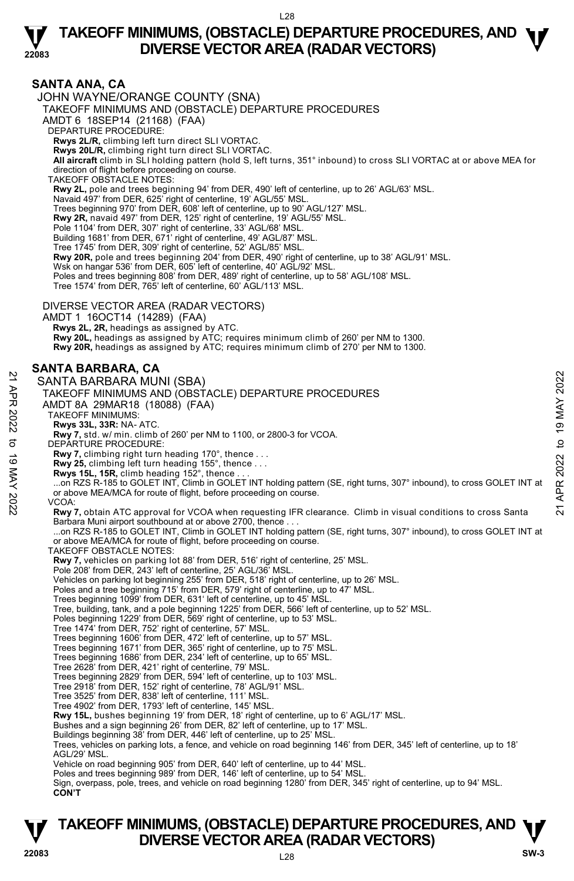## SANTA ANA, CA

JOHN WAYNE/ORANGE COUNTY (SNA)

TAKEOFF MINIMUMS AND (OBSTACLE) DEPARTURE PROCEDURES

AMDT 6 18SEP14 (21168) (FAA)

DEPARTURE PROCEDURE:

**Rwys 2L/R,** climbing left turn direct SLI VORTAC.
**Rwys 20L/R,** climbing right turn direct SLI VORTAC.
**All aircraft** climb in SLI holding pattern (hold S, left turns, 351° inbound) to cross SLI VORTAC at or above MEA for direction of flight before proceeding on course.

TAKEOFF OBSTACLE NOTES:

**Rwy 2L,** pole and trees beginning 94' from DER, 490' left of centerline, up to 26' AGL/63' MSL.
Navaid 497' from DER, 625' right of centerline, 19' AGL/55' MSL.
Trees beginning 970' from DER, 608' left of centerline, up to 90' AGL/127' MSL.
**Rwy 2R,** navaid 497' from DER, 125' right of centerline, 19' AGL/55' MSL.
Pole 1104' from DER, 307' right of centerline, 33' AGL/68' MSL.
Building 1681' from DER, 671' right of centerline, 49' AGL/87' MSL.
Tree 1745' from DER, 309' right of centerline, 52' AGL/85' MSL.
**Rwy 20R,** pole and trees beginning 204' from DER, 490' right of centerline, up to 38' AGL/91' MSL.
Wsk on hangar 536' from DER, 605' left of centerline, 40' AGL/92' MSL.
Poles and trees beginning 808' from DER, 489' right of centerline, up to 58' AGL/108' MSL.
Tree 1574' from DER, 765' left of centerline, 60' AGL/113' MSL.

DIVERSE VECTOR AREA (RADAR VECTORS)

AMDT 1 16OCT14 (14289) (FAA)

**Rwys 2L, 2R,** headings as assigned by ATC.
**Rwy 20L,** headings as assigned by ATC; requires minimum climb of 260' per NM to 1300.
**Rwy 20R,** headings as assigned by ATC; requires minimum climb of 270' per NM to 1300.

## SANTA BARBARA, CA

SANTA BARBARA MUNI (SBA)

TAKEOFF MINIMUMS AND (OBSTACLE) DEPARTURE PROCEDURES

AMDT 8A 29MAR18 (18088) (FAA)

TAKEOFF MINIMUMS:

**Rwys 33L, 33R:** NA- ATC.
**Rwy 7,** std. w/ min. climb of 260' per NM to 1100, or 2800-3 for VCOA.

DEPARTURE PROCEDURE:

**Rwy 7,** climbing right turn heading 170°, thence . . .
**Rwy 25,** climbing left turn heading 155°, thence . . .
**Rwys 15L, 15R,** climb heading 152°, thence . . .
...on RZS R-185 to GOLET INT, Climb in GOLET INT holding pattern (SE, right turns, 307° inbound), to cross GOLET INT at or above MEA/MCA for route of flight, before proceeding on course.

VCOA:

**Rwy 7,** obtain ATC approval for VCOA when requesting IFR clearance. Climb in visual conditions to cross Santa Barbara Muni airport southbound at or above 2700, thence . . .
...on RZS R-185 to GOLET INT, Climb in GOLET INT holding pattern (SE, right turns, 307° inbound), to cross GOLET INT at or above MEA/MCA for route of flight, before proceeding on course.

TAKEOFF OBSTACLE NOTES:

**Rwy 7,** vehicles on parking lot 88' from DER, 516' right of centerline, 25' MSL.
Pole 208' from DER, 243' left of centerline, 25' AGL/36' MSL.
Vehicles on parking lot beginning 255' from DER, 518' right of centerline, up to 26' MSL.
Poles and a tree beginning 715' from DER, 579' right of centerline, up to 47' MSL.
Trees beginning 1099' from DER, 631' left of centerline, up to 45' MSL.
Tree, building, tank, and a pole beginning 1225' from DER, 566' left of centerline, up to 52' MSL.
Poles beginning 1229' from DER, 569' right of centerline, up to 53' MSL.
Tree 1474' from DER, 752' right of centerline, 57' MSL.
Trees beginning 1606' from DER, 472' left of centerline, up to 57' MSL.
Trees beginning 1671' from DER, 365' right of centerline, up to 75' MSL.
Trees beginning 1686' from DER, 234' left of centerline, up to 65' MSL.
Tree 2628' from DER, 421' right of centerline, 79' MSL.
Trees beginning 2829' from DER, 594' left of centerline, up to 103' MSL.
Tree 2918' from DER, 152' right of centerline, 78' AGL/91' MSL.
Tree 3525' from DER, 838' left of centerline, 111' MSL.
Tree 4902' from DER, 1793' left of centerline, 145' MSL.
**Rwy 15L,** bushes beginning 19' from DER, 18' right of centerline, up to 6' AGL/17' MSL.
Bushes and a sign beginning 26' from DER, 82' left of centerline, up to 17' MSL.
Buildings beginning 38' from DER, 446' left of centerline, up to 25' MSL.
Trees, vehicles on parking lots, a fence, and vehicle on road beginning 146' from DER, 345' left of centerline, up to 18' AGL/29' MSL.
Vehicle on road beginning 905' from DER, 640' left of centerline, up to 44' MSL.
Poles and trees beginning 989' from DER, 146' left of centerline, up to 54' MSL.
Sign, overpass, pole, trees, and vehicle on road beginning 1280' from DER, 345' right of centerline, up to 94' MSL.

**CON'T**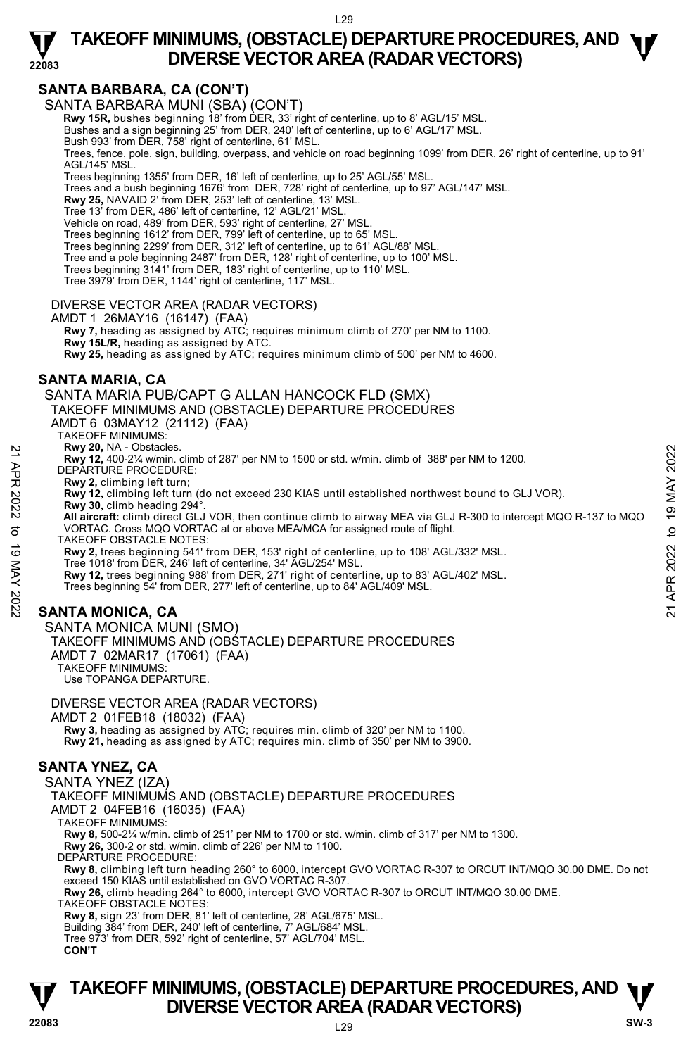## SANTA BARBARA, CA (CON'T)

SANTA BARBARA MUNI (SBA) (CON'T)

**Rwy 15R,** bushes beginning 18' from DER, 33' right of centerline, up to 8' AGL/15' MSL.
Bushes and a sign beginning 25' from DER, 240' left of centerline, up to 6' AGL/17' MSL.
Bush 993' from DER, 758' right of centerline, 61' MSL.
Trees, fence, pole, sign, building, overpass, and vehicle on road beginning 1099' from DER, 26' right of centerline, up to 91' AGL/145' MSL.
Trees beginning 1355' from DER, 16' left of centerline, up to 25' AGL/55' MSL.
Trees and a bush beginning 1676' from DER, 728' right of centerline, up to 97' AGL/147' MSL.
**Rwy 25,** NAVAID 2' from DER, 253' left of centerline, 13' MSL.
Tree 13' from DER, 486' left of centerline, 12' AGL/21' MSL.
Vehicle on road, 489' from DER, 593' right of centerline, 27' MSL.
Trees beginning 1612' from DER, 799' left of centerline, up to 65' MSL.
Trees beginning 2299' from DER, 312' left of centerline, up to 61' AGL/88' MSL.
Tree and a pole beginning 2487' from DER, 128' right of centerline, up to 100' MSL.
Trees beginning 3141' from DER, 183' right of centerline, up to 110' MSL.
Tree 3979' from DER, 1144' right of centerline, 117' MSL.

DIVERSE VECTOR AREA (RADAR VECTORS)
AMDT 1 26MAY16 (16147) (FAA)
**Rwy 7,** heading as assigned by ATC; requires minimum climb of 270' per NM to 1100.
**Rwy 15L/R,** heading as assigned by ATC.
**Rwy 25,** heading as assigned by ATC; requires minimum climb of 500' per NM to 4600.

## SANTA MARIA, CA

SANTA MARIA PUB/CAPT G ALLAN HANCOCK FLD (SMX)
TAKEOFF MINIMUMS AND (OBSTACLE) DEPARTURE PROCEDURES
AMDT 6 03MAY12 (21112) (FAA)
TAKEOFF MINIMUMS:
**Rwy 20,** NA - Obstacles.
**Rwy 12,** 400-2¼ w/min. climb of 287' per NM to 1500 or std. w/min. climb of 388' per NM to 1200.
DEPARTURE PROCEDURE:
**Rwy 2,** climbing left turn;
**Rwy 12,** climbing left turn (do not exceed 230 KIAS until established northwest bound to GLJ VOR).
**Rwy 30,** climb heading 294°.
**All aircraft:** climb direct GLJ VOR, then continue climb to airway MEA via GLJ R-300 to intercept MQO R-137 to MQO VORTAC. Cross MQO VORTAC at or above MEA/MCA for assigned route of flight.
TAKEOFF OBSTACLE NOTES:
**Rwy 2,** trees beginning 541' from DER, 153' right of centerline, up to 108' AGL/332' MSL.
Tree 1018' from DER, 246' left of centerline, 34' AGL/254' MSL.
**Rwy 12,** trees beginning 988' from DER, 271' right of centerline, up to 83' AGL/402' MSL.
Trees beginning 54' from DER, 277' left of centerline, up to 84' AGL/409' MSL.

## SANTA MONICA, CA

SANTA MONICA MUNI (SMO)
TAKEOFF MINIMUMS AND (OBSTACLE) DEPARTURE PROCEDURES
AMDT 7 02MAR17 (17061) (FAA)
TAKEOFF MINIMUMS:
Use TOPANGA DEPARTURE.

DIVERSE VECTOR AREA (RADAR VECTORS)
AMDT 2 01FEB18 (18032) (FAA)
**Rwy 3,** heading as assigned by ATC; requires min. climb of 320' per NM to 1100.
**Rwy 21,** heading as assigned by ATC; requires min. climb of 350' per NM to 3900.

## SANTA YNEZ, CA

SANTA YNEZ (IZA)
TAKEOFF MINIMUMS AND (OBSTACLE) DEPARTURE PROCEDURES
AMDT 2 04FEB16 (16035) (FAA)
TAKEOFF MINIMUMS:
**Rwy 8,** 500-2¼ w/min. climb of 251' per NM to 1700 or std. w/min. climb of 317' per NM to 1300.
**Rwy 26,** 300-2 or std. w/min. climb of 226' per NM to 1100.
DEPARTURE PROCEDURE:
**Rwy 8,** climbing left turn heading 260° to 6000, intercept GVO VORTAC R-307 to ORCUT INT/MQO 30.00 DME. Do not exceed 150 KIAS until established on GVO VORTAC R-307.
**Rwy 26,** climb heading 264° to 6000, intercept GVO VORTAC R-307 to ORCUT INT/MQO 30.00 DME.
TAKEOFF OBSTACLE NOTES:
**Rwy 8,** sign 23' from DER, 81' left of centerline, 28' AGL/675' MSL.
Building 384' from DER, 240' left of centerline, 7' AGL/684' MSL.
Tree 973' from DER, 592' right of centerline, 57' AGL/704' MSL.
**CON'T**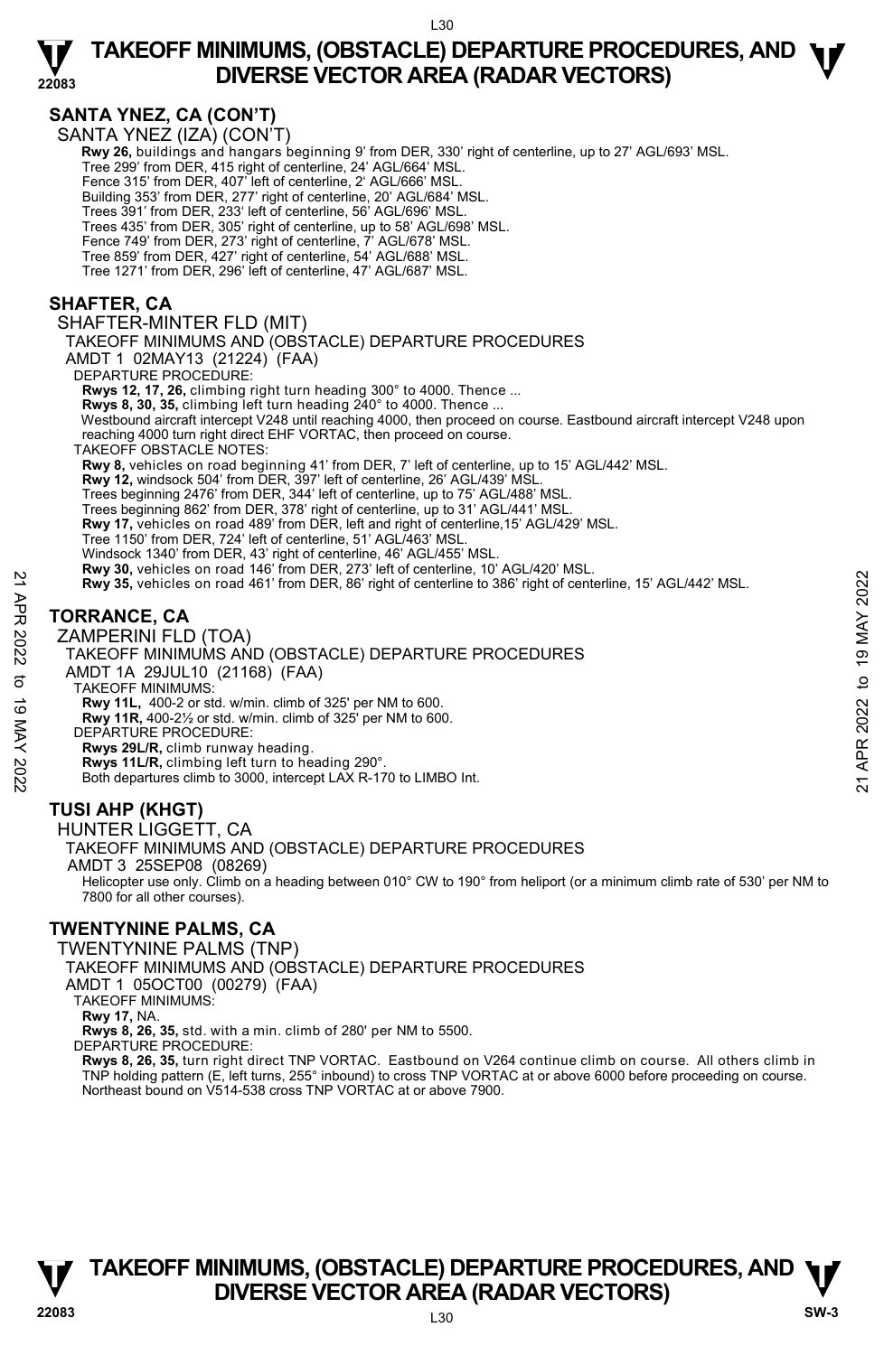## SANTA YNEZ, CA (CON'T)

SANTA YNEZ (IZA) (CON'T)

**Rwy 26,** buildings and hangars beginning 9' from DER, 330' right of centerline, up to 27' AGL/693' MSL.
Tree 299' from DER, 415 right of centerline, 24' AGL/664' MSL.
Fence 315' from DER, 407' left of centerline, 2' AGL/666' MSL.
Building 353' from DER, 277' right of centerline, 20' AGL/684' MSL.
Trees 391' from DER, 233' left of centerline, 56' AGL/696' MSL.
Trees 435' from DER, 305' right of centerline, up to 58' AGL/698' MSL.
Fence 749' from DER, 273' right of centerline, 7' AGL/678' MSL.
Tree 859' from DER, 427' right of centerline, 54' AGL/688' MSL.
Tree 1271' from DER, 296' left of centerline, 47' AGL/687' MSL.

## SHAFTER, CA

SHAFTER-MINTER FLD (MIT)
TAKEOFF MINIMUMS AND (OBSTACLE) DEPARTURE PROCEDURES
AMDT 1 02MAY13 (21224) (FAA)

DEPARTURE PROCEDURE:
**Rwys 12, 17, 26,** climbing right turn heading 300° to 4000. Thence ...
**Rwys 8, 30, 35,** climbing left turn heading 240° to 4000. Thence ...
Westbound aircraft intercept V248 until reaching 4000, then proceed on course. Eastbound aircraft intercept V248 upon reaching 4000 turn right direct EHF VORTAC, then proceed on course.

TAKEOFF OBSTACLE NOTES:
**Rwy 8,** vehicles on road beginning 41' from DER, 7' left of centerline, up to 15' AGL/442' MSL.
**Rwy 12,** windsock 504' from DER, 397' left of centerline, 26' AGL/439' MSL.
Trees beginning 2476' from DER, 344' left of centerline, up to 75' AGL/488' MSL.
Trees beginning 862' from DER, 378' right of centerline, up to 31' AGL/441' MSL.
**Rwy 17,** vehicles on road 489' from DER, left and right of centerline,15' AGL/429' MSL.
Tree 1150' from DER, 724' left of centerline, 51' AGL/463' MSL.
Windsock 1340' from DER, 43' right of centerline, 46' AGL/455' MSL.
**Rwy 30,** vehicles on road 146' from DER, 273' left of centerline, 10' AGL/420' MSL.
**Rwy 35,** vehicles on road 461' from DER, 86' right of centerline to 386' right of centerline, 15' AGL/442' MSL.

## TORRANCE, CA

ZAMPERINI FLD (TOA)
TAKEOFF MINIMUMS AND (OBSTACLE) DEPARTURE PROCEDURES
AMDT 1A 29JUL10 (21168) (FAA)

TAKEOFF MINIMUMS:
**Rwy 11L,** 400-2 or std. w/min. climb of 325' per NM to 600.
**Rwy 11R,** 400-2½ or std. w/min. climb of 325' per NM to 600.

DEPARTURE PROCEDURE:
**Rwys 29L/R,** climb runway heading.
**Rwys 11L/R,** climbing left turn to heading 290°.
Both departures climb to 3000, intercept LAX R-170 to LIMBO Int.

## TUSI AHP (KHGT)

HUNTER LIGGETT, CA
TAKEOFF MINIMUMS AND (OBSTACLE) DEPARTURE PROCEDURES
AMDT 3 25SEP08 (08269)

Helicopter use only. Climb on a heading between 010° CW to 190° from heliport (or a minimum climb rate of 530' per NM to 7800 for all other courses).

## TWENTYNINE PALMS, CA

TWENTYNINE PALMS (TNP)
TAKEOFF MINIMUMS AND (OBSTACLE) DEPARTURE PROCEDURES
AMDT 1 05OCT00 (00279) (FAA)

TAKEOFF MINIMUMS:
**Rwy 17,** NA.
**Rwys 8, 26, 35,** std. with a min. climb of 280' per NM to 5500.

DEPARTURE PROCEDURE:
**Rwys 8, 26, 35,** turn right direct TNP VORTAC. Eastbound on V264 continue climb on course. All others climb in TNP holding pattern (E, left turns, 255° inbound) to cross TNP VORTAC at or above 6000 before proceeding on course. Northeast bound on V514-538 cross TNP VORTAC at or above 7900.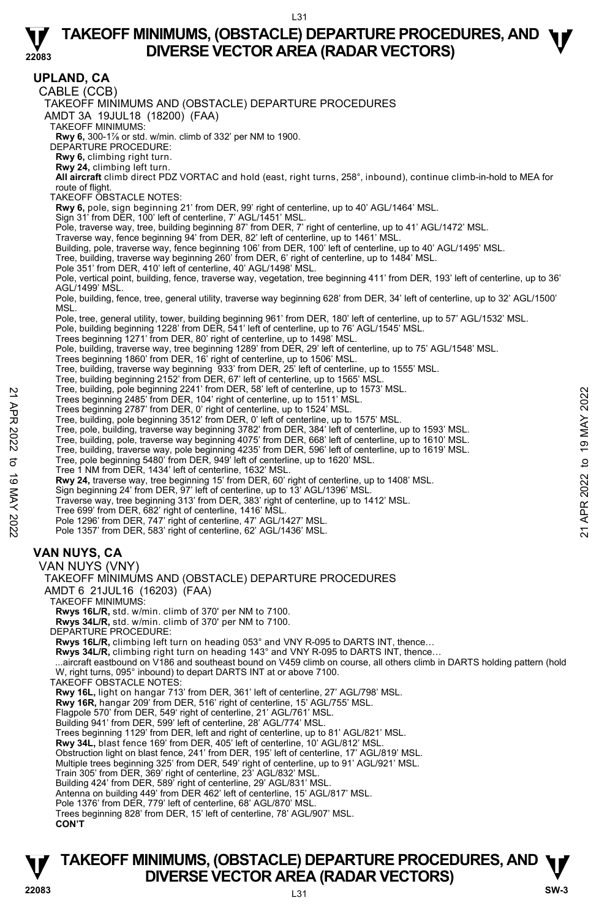## UPLAND, CA

CABLE (CCB)

TAKEOFF MINIMUMS AND (OBSTACLE) DEPARTURE PROCEDURES

AMDT 3A 19JUL18 (18200) (FAA)

TAKEOFF MINIMUMS:

**Rwy 6,** 300-1⅞ or std. w/min. climb of 332' per NM to 1900.

DEPARTURE PROCEDURE:

**Rwy 6,** climbing right turn.

**Rwy 24,** climbing left turn.

**All aircraft** climb direct PDZ VORTAC and hold (east, right turns, 258°, inbound), continue climb-in-hold to MEA for route of flight.

TAKEOFF OBSTACLE NOTES:

**Rwy 6,** pole, sign beginning 21' from DER, 99' right of centerline, up to 40' AGL/1464' MSL.
Sign 31' from DER, 100' left of centerline, 7' AGL/1451' MSL.
Pole, traverse way, tree, building beginning 87' from DER, 7' right of centerline, up to 41' AGL/1472' MSL.
Traverse way, fence beginning 94' from DER, 82' left of centerline, up to 1461' MSL.
Building, pole, traverse way, fence beginning 106' from DER, 100' left of centerline, up to 40' AGL/1495' MSL.
Tree, building, traverse way beginning 260' from DER, 6' right of centerline, up to 1484' MSL.
Pole 351' from DER, 410' left of centerline, 40' AGL/1498' MSL.
Pole, vertical point, building, fence, traverse way, vegetation, tree beginning 411' from DER, 193' left of centerline, up to 36' AGL/1499' MSL.
Pole, building, fence, tree, general utility, traverse way beginning 628' from DER, 34' left of centerline, up to 32' AGL/1500' MSL.
Pole, tree, general utility, tower, building beginning 961' from DER, 180' left of centerline, up to 57' AGL/1532' MSL.
Pole, building beginning 1228' from DER, 541' left of centerline, up to 76' AGL/1545' MSL.
Trees beginning 1271' from DER, 80' right of centerline, up to 1498' MSL.
Pole, building, traverse way, tree beginning 1289' from DER, 29' left of centerline, up to 75' AGL/1548' MSL.
Trees beginning 1860' from DER, 16' right of centerline, up to 1506' MSL.
Tree, building, traverse way beginning 933' from DER, 25' left of centerline, up to 1555' MSL.
Tree, building beginning 2152' from DER, 67' left of centerline, up to 1565' MSL.
Tree, building, pole beginning 2241' from DER, 58' left of centerline, up to 1573' MSL.
Trees beginning 2485' from DER, 104' right of centerline, up to 1511' MSL.
Trees beginning 2787' from DER, 0' right of centerline, up to 1524' MSL.
Tree, building, pole beginning 3512' from DER, 0' left of centerline, up to 1575' MSL.
Tree, pole, building, traverse way beginning 3782' from DER, 384' left of centerline, up to 1593' MSL.
Tree, building, pole, traverse way beginning 4075' from DER, 668' left of centerline, up to 1610' MSL.
Tree, building, traverse way, pole beginning 4235' from DER, 596' left of centerline, up to 1619' MSL.
Tree, pole beginning 5480' from DER, 949' left of centerline, up to 1620' MSL.
Tree 1 NM from DER, 1434' left of centerline, 1632' MSL.

**Rwy 24,** traverse way, tree beginning 15' from DER, 60' right of centerline, up to 1408' MSL.
Sign beginning 24' from DER, 97' left of centerline, up to 13' AGL/1396' MSL.
Traverse way, tree beginning 313' from DER, 383' right of centerline, up to 1412' MSL.
Tree 699' from DER, 682' right of centerline, 1416' MSL.
Pole 1296' from DER, 747' right of centerline, 47' AGL/1427' MSL.
Pole 1357' from DER, 583' right of centerline, 62' AGL/1436' MSL.

## VAN NUYS, CA

VAN NUYS (VNY)

TAKEOFF MINIMUMS AND (OBSTACLE) DEPARTURE PROCEDURES

AMDT 6 21JUL16 (16203) (FAA)

TAKEOFF MINIMUMS:

**Rwys 16L/R,** std. w/min. climb of 370' per NM to 7100.

**Rwys 34L/R,** std. w/min. climb of 370' per NM to 7100.

DEPARTURE PROCEDURE:

**Rwys 16L/R,** climbing left turn on heading 053° and VNY R-095 to DARTS INT, thence…

**Rwys 34L/R,** climbing right turn on heading 143° and VNY R-095 to DARTS INT, thence…

...aircraft eastbound on V186 and southeast bound on V459 climb on course, all others climb in DARTS holding pattern (hold W, right turns, 095° inbound) to depart DARTS INT at or above 7100.

TAKEOFF OBSTACLE NOTES:

**Rwy 16L,** light on hangar 713' from DER, 361' left of centerline, 27' AGL/798' MSL.

**Rwy 16R,** hangar 209' from DER, 516' right of centerline, 15' AGL/755' MSL.
Flagpole 570' from DER, 549' right of centerline, 21' AGL/761' MSL.
Building 941' from DER, 599' left of centerline, 28' AGL/774' MSL.
Trees beginning 1129' from DER, left and right of centerline, up to 81' AGL/821' MSL.

**Rwy 34L,** blast fence 169' from DER, 405' left of centerline, 10' AGL/812' MSL.
Obstruction light on blast fence, 241' from DER, 195' left of centerline, 17' AGL/819' MSL.
Multiple trees beginning 325' from DER, 549' right of centerline, up to 91' AGL/921' MSL.
Train 305' from DER, 369' right of centerline, 23' AGL/832' MSL.
Building 424' from DER, 589' right of centerline, 29' AGL/831' MSL.
Antenna on building 449' from DER 462' left of centerline, 15' AGL/817' MSL.
Pole 1376' from DER, 779' left of centerline, 68' AGL/870' MSL.
Trees beginning 828' from DER, 15' left of centerline, 78' AGL/907' MSL.

**CON'T**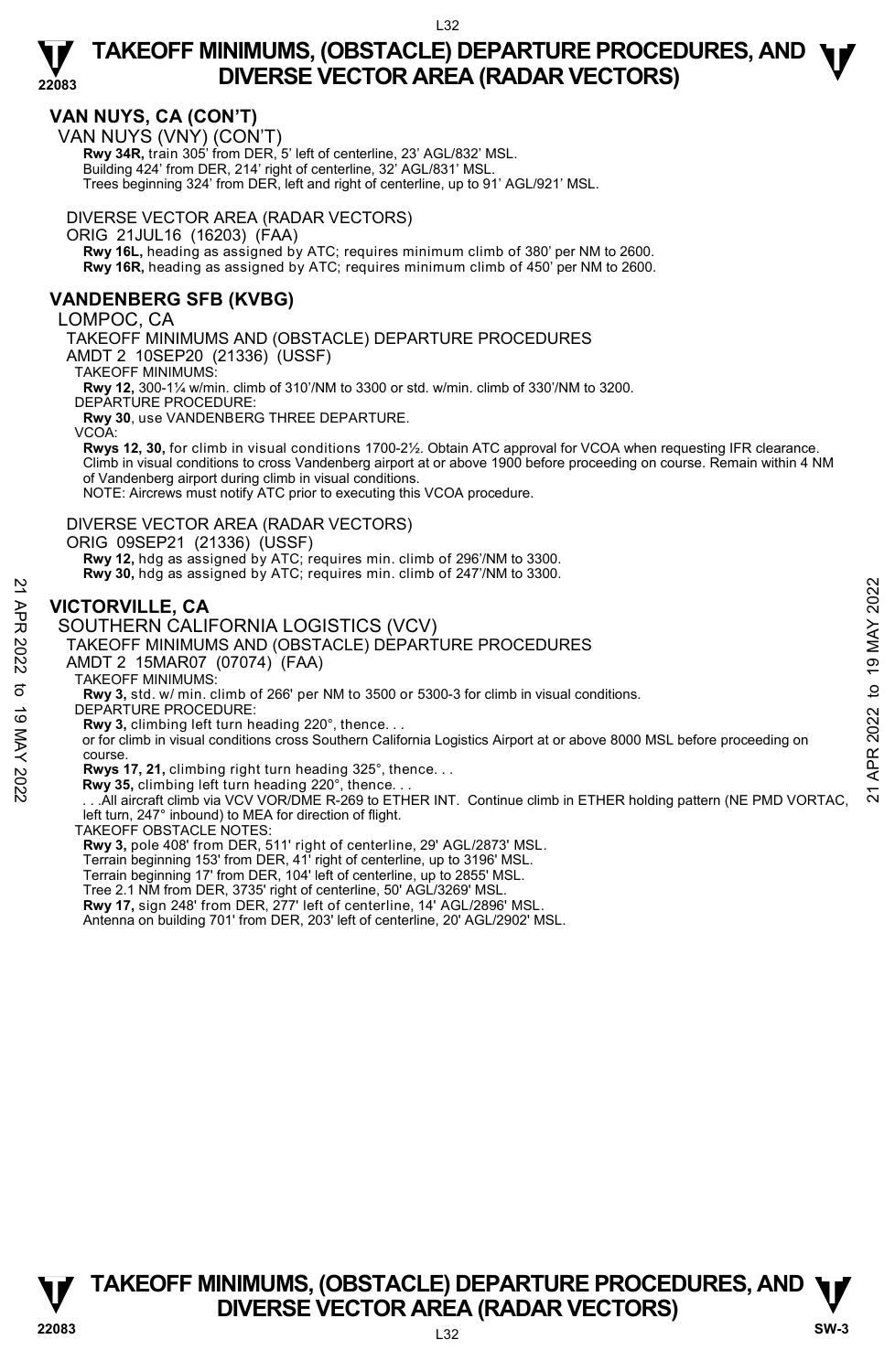## VAN NUYS, CA (CON'T)

VAN NUYS (VNY) (CON'T)

**Rwy 34R,** train 305' from DER, 5' left of centerline, 23' AGL/832' MSL.
Building 424' from DER, 214' right of centerline, 32' AGL/831' MSL.
Trees beginning 324' from DER, left and right of centerline, up to 91' AGL/921' MSL.

DIVERSE VECTOR AREA (RADAR VECTORS)
ORIG 21JUL16 (16203) (FAA)

**Rwy 16L,** heading as assigned by ATC; requires minimum climb of 380' per NM to 2600.
**Rwy 16R,** heading as assigned by ATC; requires minimum climb of 450' per NM to 2600.

## VANDENBERG SFB (KVBG)

LOMPOC, CA

TAKEOFF MINIMUMS AND (OBSTACLE) DEPARTURE PROCEDURES
AMDT 2 10SEP20 (21336) (USSF)

TAKEOFF MINIMUMS:
**Rwy 12,** 300-1¼ w/min. climb of 310'/NM to 3300 or std. w/min. climb of 330'/NM to 3200.
DEPARTURE PROCEDURE:
**Rwy 30,** use VANDENBERG THREE DEPARTURE.
VCOA:
**Rwys 12, 30,** for climb in visual conditions 1700-2½. Obtain ATC approval for VCOA when requesting IFR clearance. Climb in visual conditions to cross Vandenberg airport at or above 1900 before proceeding on course. Remain within 4 NM of Vandenberg airport during climb in visual conditions.
NOTE: Aircrews must notify ATC prior to executing this VCOA procedure.

DIVERSE VECTOR AREA (RADAR VECTORS)
ORIG 09SEP21 (21336) (USSF)

**Rwy 12,** hdg as assigned by ATC; requires min. climb of 296'/NM to 3300.
**Rwy 30,** hdg as assigned by ATC; requires min. climb of 247'/NM to 3300.

## VICTORVILLE, CA

SOUTHERN CALIFORNIA LOGISTICS (VCV)

TAKEOFF MINIMUMS AND (OBSTACLE) DEPARTURE PROCEDURES
AMDT 2 15MAR07 (07074) (FAA)

TAKEOFF MINIMUMS:
**Rwy 3,** std. w/ min. climb of 266' per NM to 3500 or 5300-3 for climb in visual conditions.
DEPARTURE PROCEDURE:
**Rwy 3,** climbing left turn heading 220°, thence. . .
or for climb in visual conditions cross Southern California Logistics Airport at or above 8000 MSL before proceeding on course.
**Rwys 17, 21,** climbing right turn heading 325°, thence. . .
**Rwy 35,** climbing left turn heading 220°, thence. . .
. . .All aircraft climb via VCV VOR/DME R-269 to ETHER INT. Continue climb in ETHER holding pattern (NE PMD VORTAC, left turn, 247° inbound) to MEA for direction of flight.
TAKEOFF OBSTACLE NOTES:
**Rwy 3,** pole 408' from DER, 511' right of centerline, 29' AGL/2873' MSL.
Terrain beginning 153' from DER, 41' right of centerline, up to 3196' MSL.
Terrain beginning 17' from DER, 104' left of centerline, up to 2855' MSL.
Tree 2.1 NM from DER, 3735' right of centerline, 50' AGL/3269' MSL.
**Rwy 17,** sign 248' from DER, 277' left of centerline, 14' AGL/2896' MSL.
Antenna on building 701' from DER, 203' left of centerline, 20' AGL/2902' MSL.